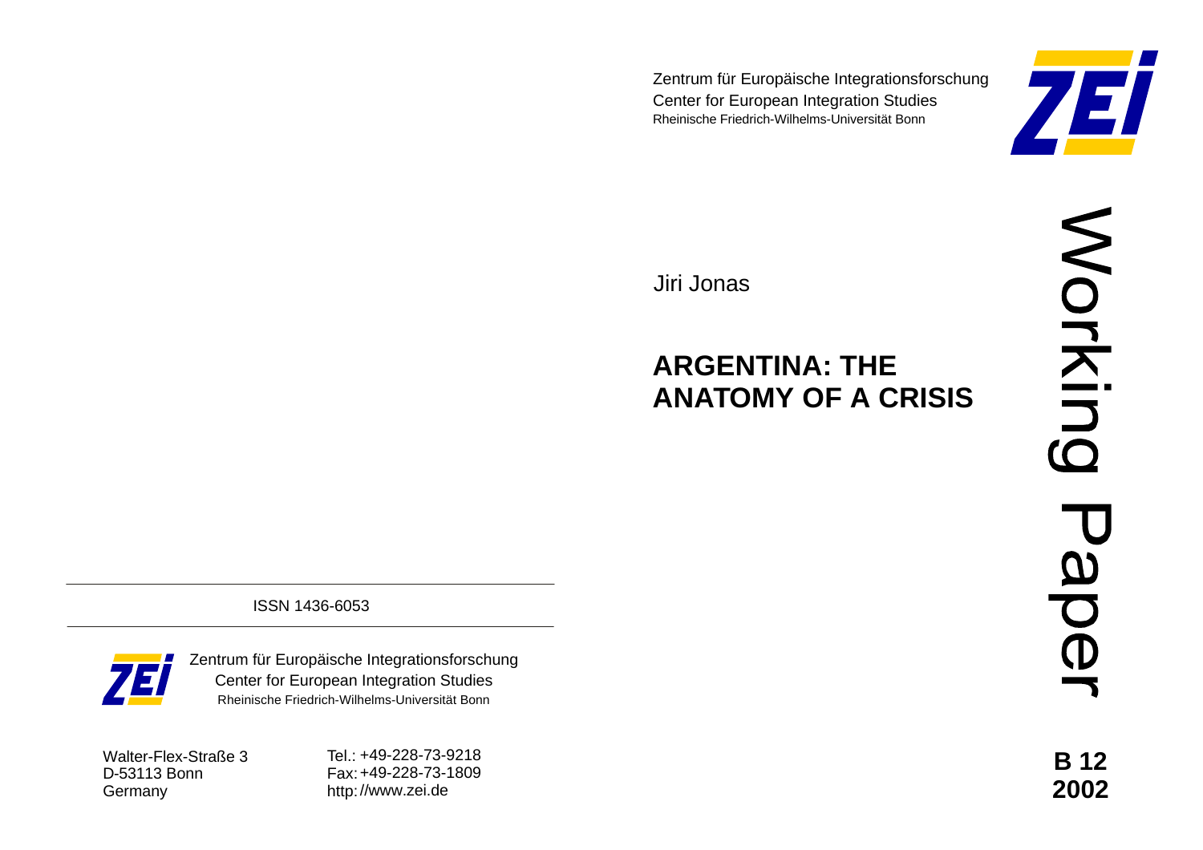Zentrum für Europäische Integrationsforschung
Center for European Integration Studies
Rheinische Friedrich-Wilhelms-Universität Bonn

Jiri Jonas

# ARGENTINA: THE ANATOMY OF A CRISIS

Working Paper

**B 12**
**2002**

ISSN 1436-6053

Zentrum für Europäische Integrationsforschung
Center for European Integration Studies
Rheinische Friedrich-Wilhelms-Universität Bonn

Walter-Flex-Straße 3
D-53113 Bonn
Germany

Tel.: +49-228-73-9218
Fax: +49-228-73-1809
http://www.zei.de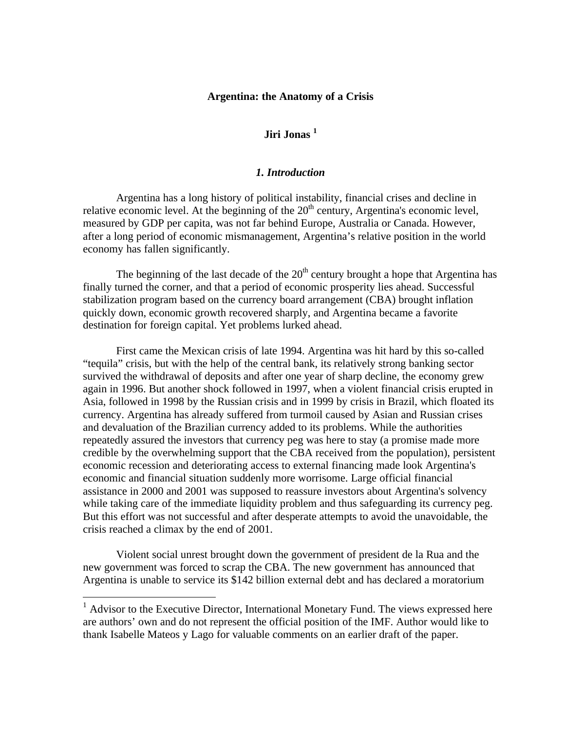# Argentina: the Anatomy of a Crisis

**Jiri Jonas** [1]

### *1. Introduction*

Argentina has a long history of political instability, financial crises and decline in relative economic level. At the beginning of the 20th century, Argentina's economic level, measured by GDP per capita, was not far behind Europe, Australia or Canada. However, after a long period of economic mismanagement, Argentina's relative position in the world economy has fallen significantly.

The beginning of the last decade of the 20th century brought a hope that Argentina has finally turned the corner, and that a period of economic prosperity lies ahead. Successful stabilization program based on the currency board arrangement (CBA) brought inflation quickly down, economic growth recovered sharply, and Argentina became a favorite destination for foreign capital. Yet problems lurked ahead.

First came the Mexican crisis of late 1994. Argentina was hit hard by this so-called "tequila" crisis, but with the help of the central bank, its relatively strong banking sector survived the withdrawal of deposits and after one year of sharp decline, the economy grew again in 1996. But another shock followed in 1997, when a violent financial crisis erupted in Asia, followed in 1998 by the Russian crisis and in 1999 by crisis in Brazil, which floated its currency. Argentina has already suffered from turmoil caused by Asian and Russian crises and devaluation of the Brazilian currency added to its problems. While the authorities repeatedly assured the investors that currency peg was here to stay (a promise made more credible by the overwhelming support that the CBA received from the population), persistent economic recession and deteriorating access to external financing made look Argentina's economic and financial situation suddenly more worrisome. Large official financial assistance in 2000 and 2001 was supposed to reassure investors about Argentina's solvency while taking care of the immediate liquidity problem and thus safeguarding its currency peg. But this effort was not successful and after desperate attempts to avoid the unavoidable, the crisis reached a climax by the end of 2001.

Violent social unrest brought down the government of president de la Rua and the new government was forced to scrap the CBA. The new government has announced that Argentina is unable to service its $142 billion external debt and has declared a moratorium

[1] Advisor to the Executive Director, International Monetary Fund. The views expressed here are authors' own and do not represent the official position of the IMF. Author would like to thank Isabelle Mateos y Lago for valuable comments on an earlier draft of the paper.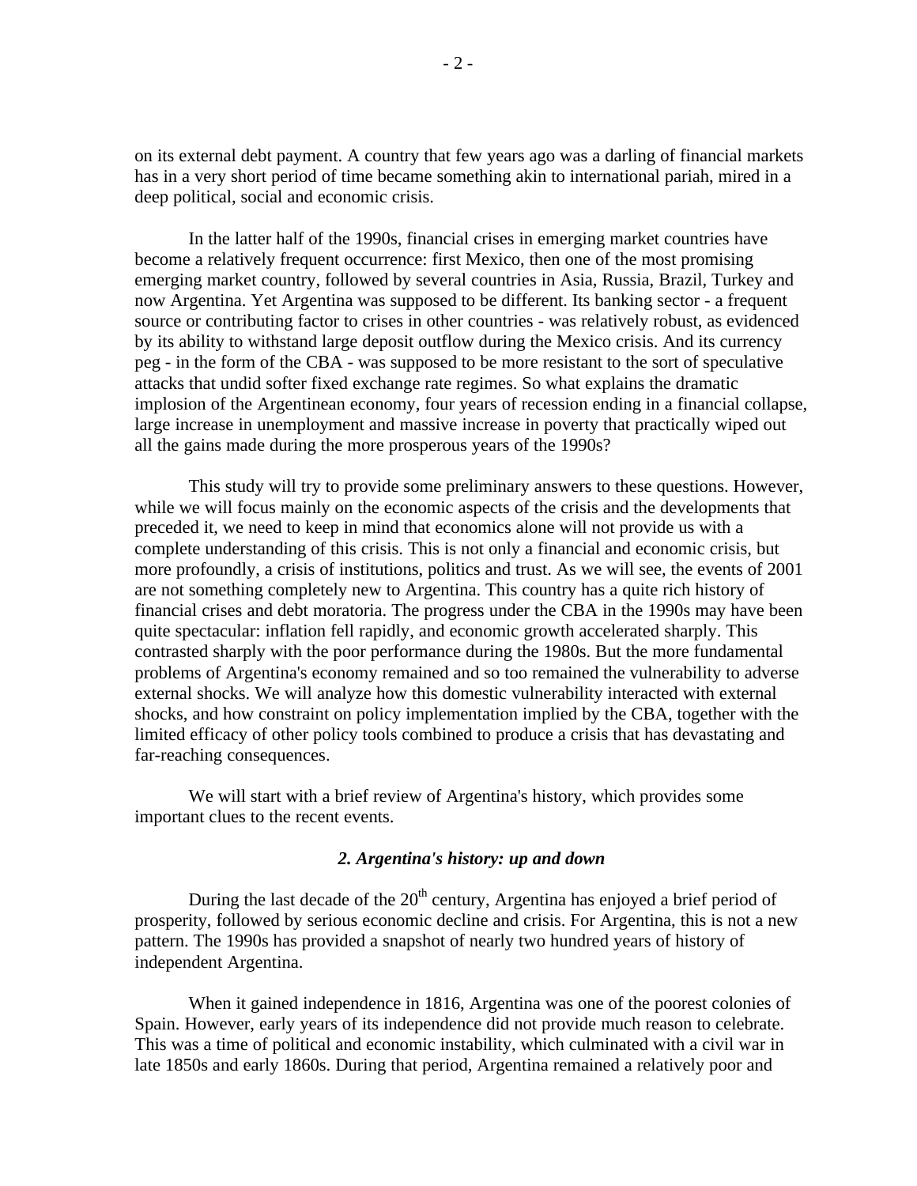on its external debt payment. A country that few years ago was a darling of financial markets has in a very short period of time became something akin to international pariah, mired in a deep political, social and economic crisis.

In the latter half of the 1990s, financial crises in emerging market countries have become a relatively frequent occurrence: first Mexico, then one of the most promising emerging market country, followed by several countries in Asia, Russia, Brazil, Turkey and now Argentina. Yet Argentina was supposed to be different. Its banking sector - a frequent source or contributing factor to crises in other countries - was relatively robust, as evidenced by its ability to withstand large deposit outflow during the Mexico crisis. And its currency peg - in the form of the CBA - was supposed to be more resistant to the sort of speculative attacks that undid softer fixed exchange rate regimes. So what explains the dramatic implosion of the Argentinean economy, four years of recession ending in a financial collapse, large increase in unemployment and massive increase in poverty that practically wiped out all the gains made during the more prosperous years of the 1990s?

This study will try to provide some preliminary answers to these questions. However, while we will focus mainly on the economic aspects of the crisis and the developments that preceded it, we need to keep in mind that economics alone will not provide us with a complete understanding of this crisis. This is not only a financial and economic crisis, but more profoundly, a crisis of institutions, politics and trust. As we will see, the events of 2001 are not something completely new to Argentina. This country has a quite rich history of financial crises and debt moratoria. The progress under the CBA in the 1990s may have been quite spectacular: inflation fell rapidly, and economic growth accelerated sharply. This contrasted sharply with the poor performance during the 1980s. But the more fundamental problems of Argentina's economy remained and so too remained the vulnerability to adverse external shocks. We will analyze how this domestic vulnerability interacted with external shocks, and how constraint on policy implementation implied by the CBA, together with the limited efficacy of other policy tools combined to produce a crisis that has devastating and far-reaching consequences.

We will start with a brief review of Argentina's history, which provides some important clues to the recent events.

## *2. Argentina's history: up and down*

During the last decade of the 20th century, Argentina has enjoyed a brief period of prosperity, followed by serious economic decline and crisis. For Argentina, this is not a new pattern. The 1990s has provided a snapshot of nearly two hundred years of history of independent Argentina.

When it gained independence in 1816, Argentina was one of the poorest colonies of Spain. However, early years of its independence did not provide much reason to celebrate. This was a time of political and economic instability, which culminated with a civil war in late 1850s and early 1860s. During that period, Argentina remained a relatively poor and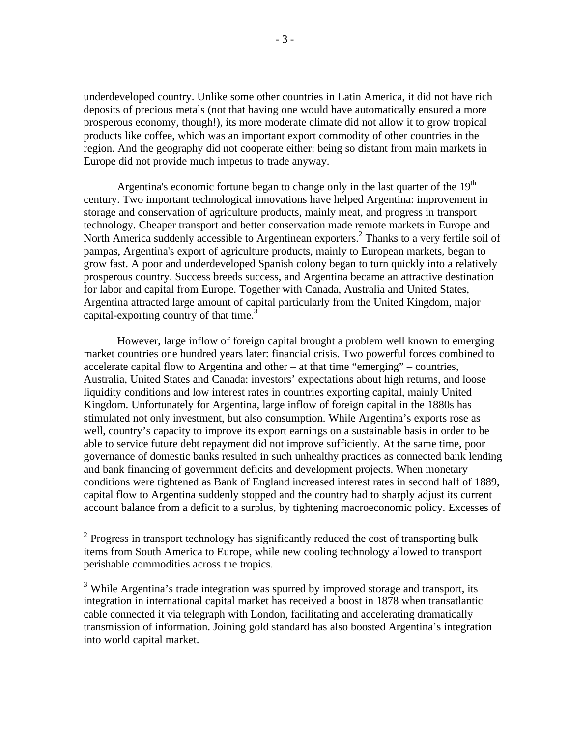underdeveloped country. Unlike some other countries in Latin America, it did not have rich deposits of precious metals (not that having one would have automatically ensured a more prosperous economy, though!), its more moderate climate did not allow it to grow tropical products like coffee, which was an important export commodity of other countries in the region. And the geography did not cooperate either: being so distant from main markets in Europe did not provide much impetus to trade anyway.

Argentina's economic fortune began to change only in the last quarter of the 19th century. Two important technological innovations have helped Argentina: improvement in storage and conservation of agriculture products, mainly meat, and progress in transport technology. Cheaper transport and better conservation made remote markets in Europe and North America suddenly accessible to Argentinean exporters.[2] Thanks to a very fertile soil of pampas, Argentina's export of agriculture products, mainly to European markets, began to grow fast. A poor and underdeveloped Spanish colony began to turn quickly into a relatively prosperous country. Success breeds success, and Argentina became an attractive destination for labor and capital from Europe. Together with Canada, Australia and United States, Argentina attracted large amount of capital particularly from the United Kingdom, major capital-exporting country of that time.[3]

However, large inflow of foreign capital brought a problem well known to emerging market countries one hundred years later: financial crisis. Two powerful forces combined to accelerate capital flow to Argentina and other – at that time "emerging" – countries, Australia, United States and Canada: investors' expectations about high returns, and loose liquidity conditions and low interest rates in countries exporting capital, mainly United Kingdom. Unfortunately for Argentina, large inflow of foreign capital in the 1880s has stimulated not only investment, but also consumption. While Argentina's exports rose as well, country's capacity to improve its export earnings on a sustainable basis in order to be able to service future debt repayment did not improve sufficiently. At the same time, poor governance of domestic banks resulted in such unhealthy practices as connected bank lending and bank financing of government deficits and development projects. When monetary conditions were tightened as Bank of England increased interest rates in second half of 1889, capital flow to Argentina suddenly stopped and the country had to sharply adjust its current account balance from a deficit to a surplus, by tightening macroeconomic policy. Excesses of

[2] Progress in transport technology has significantly reduced the cost of transporting bulk items from South America to Europe, while new cooling technology allowed to transport perishable commodities across the tropics.

[3] While Argentina's trade integration was spurred by improved storage and transport, its integration in international capital market has received a boost in 1878 when transatlantic cable connected it via telegraph with London, facilitating and accelerating dramatically transmission of information. Joining gold standard has also boosted Argentina's integration into world capital market.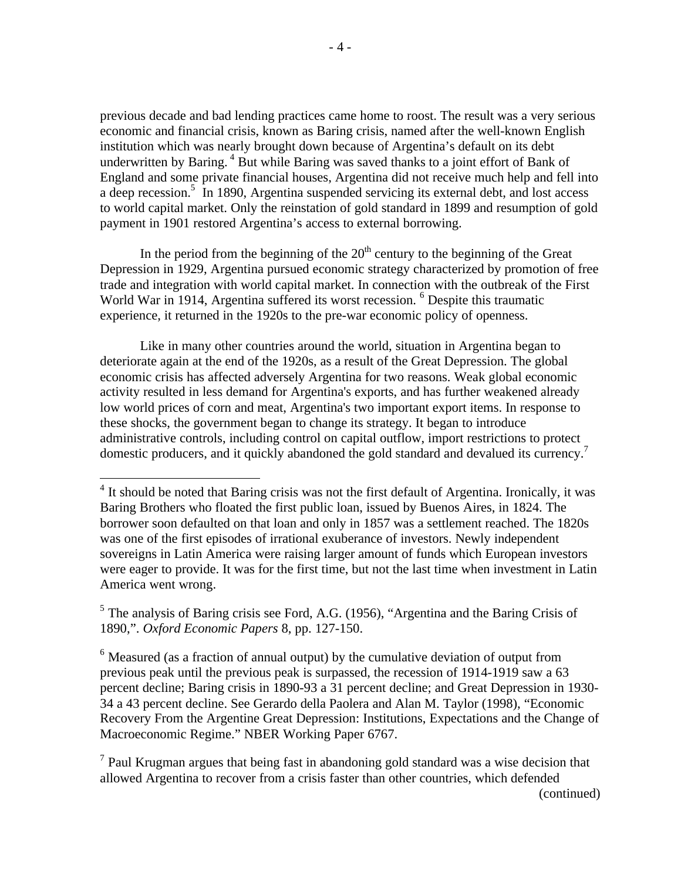previous decade and bad lending practices came home to roost. The result was a very serious economic and financial crisis, known as Baring crisis, named after the well-known English institution which was nearly brought down because of Argentina's default on its debt underwritten by Baring. [4] But while Baring was saved thanks to a joint effort of Bank of England and some private financial houses, Argentina did not receive much help and fell into a deep recession.[5] In 1890, Argentina suspended servicing its external debt, and lost access to world capital market. Only the reinstation of gold standard in 1899 and resumption of gold payment in 1901 restored Argentina's access to external borrowing.

In the period from the beginning of the 20th century to the beginning of the Great Depression in 1929, Argentina pursued economic strategy characterized by promotion of free trade and integration with world capital market. In connection with the outbreak of the First World War in 1914, Argentina suffered its worst recession. [6] Despite this traumatic experience, it returned in the 1920s to the pre-war economic policy of openness.

Like in many other countries around the world, situation in Argentina began to deteriorate again at the end of the 1920s, as a result of the Great Depression. The global economic crisis has affected adversely Argentina for two reasons. Weak global economic activity resulted in less demand for Argentina's exports, and has further weakened already low world prices of corn and meat, Argentina's two important export items. In response to these shocks, the government began to change its strategy. It began to introduce administrative controls, including control on capital outflow, import restrictions to protect domestic producers, and it quickly abandoned the gold standard and devalued its currency.[7]

[4] It should be noted that Baring crisis was not the first default of Argentina. Ironically, it was Baring Brothers who floated the first public loan, issued by Buenos Aires, in 1824. The borrower soon defaulted on that loan and only in 1857 was a settlement reached. The 1820s was one of the first episodes of irrational exuberance of investors. Newly independent sovereigns in Latin America were raising larger amount of funds which European investors were eager to provide. It was for the first time, but not the last time when investment in Latin America went wrong.

[5] The analysis of Baring crisis see Ford, A.G. (1956), "Argentina and the Baring Crisis of 1890,". *Oxford Economic Papers* 8, pp. 127-150.

[6] Measured (as a fraction of annual output) by the cumulative deviation of output from previous peak until the previous peak is surpassed, the recession of 1914-1919 saw a 63 percent decline; Baring crisis in 1890-93 a 31 percent decline; and Great Depression in 1930-34 a 43 percent decline. See Gerardo della Paolera and Alan M. Taylor (1998), "Economic Recovery From the Argentine Great Depression: Institutions, Expectations and the Change of Macroeconomic Regime." NBER Working Paper 6767.

[7] Paul Krugman argues that being fast in abandoning gold standard was a wise decision that allowed Argentina to recover from a crisis faster than other countries, which defended

(continued)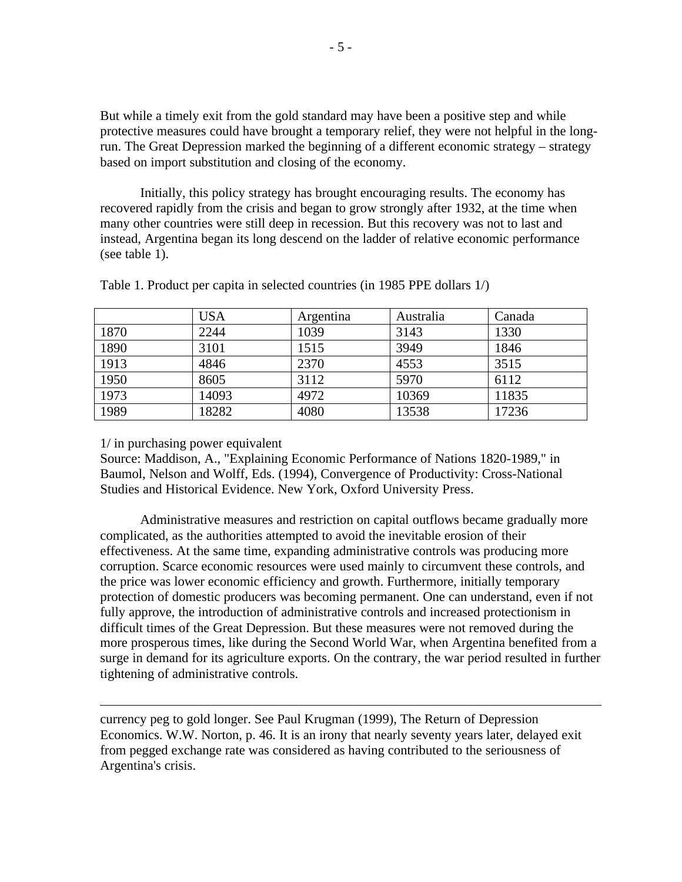But while a timely exit from the gold standard may have been a positive step and while protective measures could have brought a temporary relief, they were not helpful in the long-run. The Great Depression marked the beginning of a different economic strategy – strategy based on import substitution and closing of the economy.

Initially, this policy strategy has brought encouraging results. The economy has recovered rapidly from the crisis and began to grow strongly after 1932, at the time when many other countries were still deep in recession. But this recovery was not to last and instead, Argentina began its long descend on the ladder of relative economic performance (see table 1).

Table 1. Product per capita in selected countries (in 1985 PPE dollars 1/)

| | USA | Argentina | Australia | Canada |
|---|---|---|---|---|
| 1870 | 2244 | 1039 | 3143 | 1330 |
| 1890 | 3101 | 1515 | 3949 | 1846 |
| 1913 | 4846 | 2370 | 4553 | 3515 |
| 1950 | 8605 | 3112 | 5970 | 6112 |
| 1973 | 14093 | 4972 | 10369 | 11835 |
| 1989 | 18282 | 4080 | 13538 | 17236 |

1/ in purchasing power equivalent

Source: Maddison, A., "Explaining Economic Performance of Nations 1820-1989," in Baumol, Nelson and Wolff, Eds. (1994), Convergence of Productivity: Cross-National Studies and Historical Evidence. New York, Oxford University Press.

Administrative measures and restriction on capital outflows became gradually more complicated, as the authorities attempted to avoid the inevitable erosion of their effectiveness. At the same time, expanding administrative controls was producing more corruption. Scarce economic resources were used mainly to circumvent these controls, and the price was lower economic efficiency and growth. Furthermore, initially temporary protection of domestic producers was becoming permanent. One can understand, even if not fully approve, the introduction of administrative controls and increased protectionism in difficult times of the Great Depression. But these measures were not removed during the more prosperous times, like during the Second World War, when Argentina benefited from a surge in demand for its agriculture exports. On the contrary, the war period resulted in further tightening of administrative controls.

---

currency peg to gold longer. See Paul Krugman (1999), The Return of Depression Economics. W.W. Norton, p. 46. It is an irony that nearly seventy years later, delayed exit from pegged exchange rate was considered as having contributed to the seriousness of Argentina's crisis.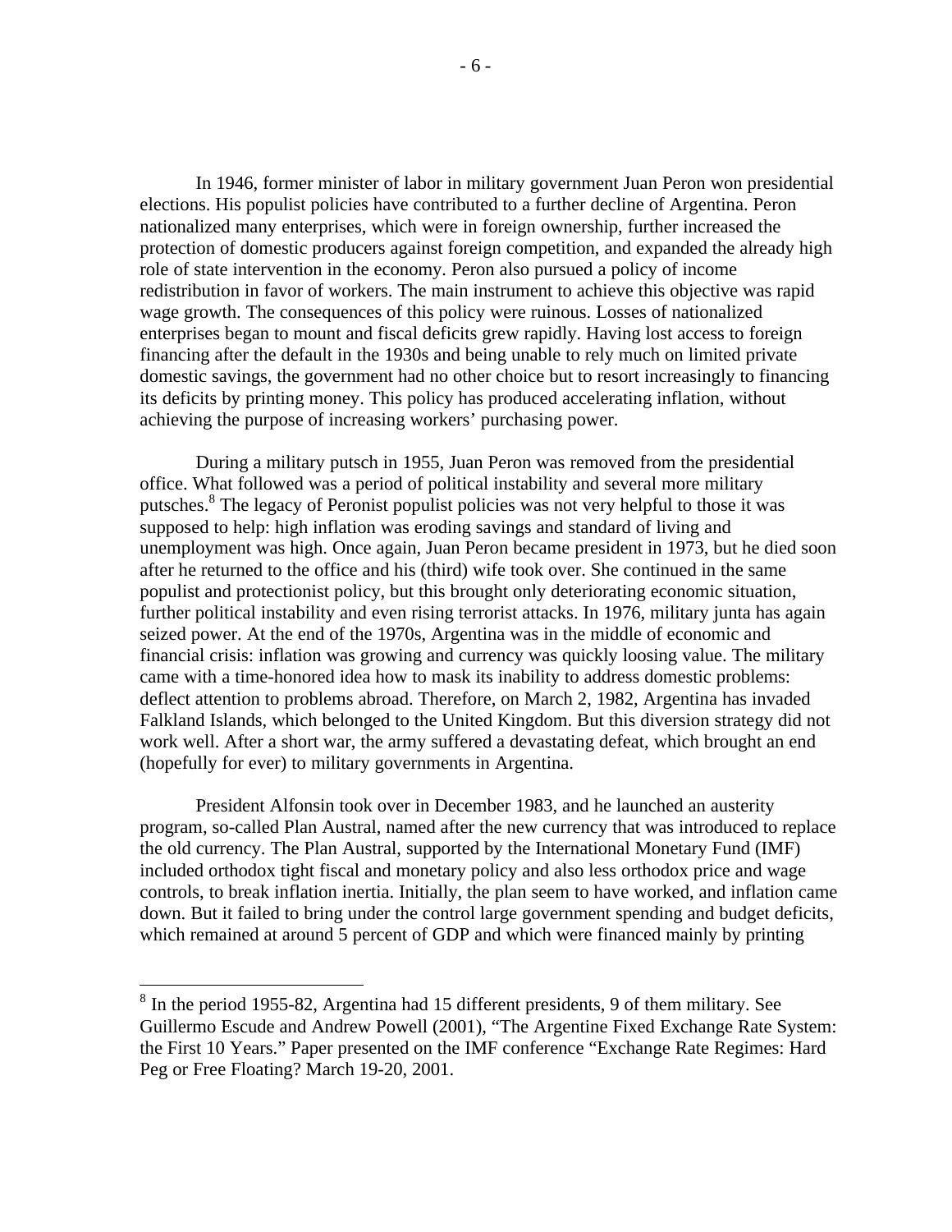In 1946, former minister of labor in military government Juan Peron won presidential elections. His populist policies have contributed to a further decline of Argentina. Peron nationalized many enterprises, which were in foreign ownership, further increased the protection of domestic producers against foreign competition, and expanded the already high role of state intervention in the economy. Peron also pursued a policy of income redistribution in favor of workers. The main instrument to achieve this objective was rapid wage growth. The consequences of this policy were ruinous. Losses of nationalized enterprises began to mount and fiscal deficits grew rapidly. Having lost access to foreign financing after the default in the 1930s and being unable to rely much on limited private domestic savings, the government had no other choice but to resort increasingly to financing its deficits by printing money. This policy has produced accelerating inflation, without achieving the purpose of increasing workers' purchasing power.

During a military putsch in 1955, Juan Peron was removed from the presidential office. What followed was a period of political instability and several more military putsches.[8] The legacy of Peronist populist policies was not very helpful to those it was supposed to help: high inflation was eroding savings and standard of living and unemployment was high. Once again, Juan Peron became president in 1973, but he died soon after he returned to the office and his (third) wife took over. She continued in the same populist and protectionist policy, but this brought only deteriorating economic situation, further political instability and even rising terrorist attacks. In 1976, military junta has again seized power. At the end of the 1970s, Argentina was in the middle of economic and financial crisis: inflation was growing and currency was quickly loosing value. The military came with a time-honored idea how to mask its inability to address domestic problems: deflect attention to problems abroad. Therefore, on March 2, 1982, Argentina has invaded Falkland Islands, which belonged to the United Kingdom. But this diversion strategy did not work well. After a short war, the army suffered a devastating defeat, which brought an end (hopefully for ever) to military governments in Argentina.

President Alfonsin took over in December 1983, and he launched an austerity program, so-called Plan Austral, named after the new currency that was introduced to replace the old currency. The Plan Austral, supported by the International Monetary Fund (IMF) included orthodox tight fiscal and monetary policy and also less orthodox price and wage controls, to break inflation inertia. Initially, the plan seem to have worked, and inflation came down. But it failed to bring under the control large government spending and budget deficits, which remained at around 5 percent of GDP and which were financed mainly by printing

[8] In the period 1955-82, Argentina had 15 different presidents, 9 of them military. See Guillermo Escude and Andrew Powell (2001), "The Argentine Fixed Exchange Rate System: the First 10 Years." Paper presented on the IMF conference "Exchange Rate Regimes: Hard Peg or Free Floating? March 19-20, 2001.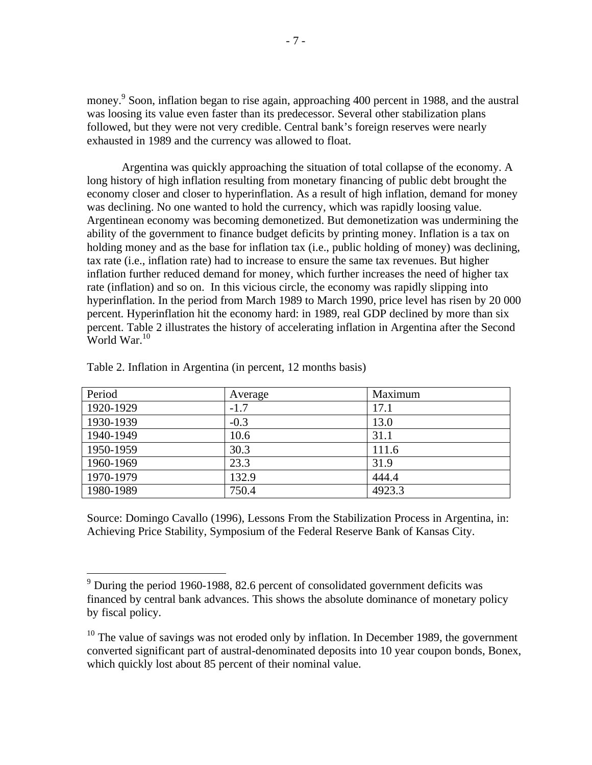money.[9] Soon, inflation began to rise again, approaching 400 percent in 1988, and the austral was loosing its value even faster than its predecessor. Several other stabilization plans followed, but they were not very credible. Central bank's foreign reserves were nearly exhausted in 1989 and the currency was allowed to float.

Argentina was quickly approaching the situation of total collapse of the economy. A long history of high inflation resulting from monetary financing of public debt brought the economy closer and closer to hyperinflation. As a result of high inflation, demand for money was declining. No one wanted to hold the currency, which was rapidly loosing value. Argentinean economy was becoming demonetized. But demonetization was undermining the ability of the government to finance budget deficits by printing money. Inflation is a tax on holding money and as the base for inflation tax (i.e., public holding of money) was declining, tax rate (i.e., inflation rate) had to increase to ensure the same tax revenues. But higher inflation further reduced demand for money, which further increases the need of higher tax rate (inflation) and so on. In this vicious circle, the economy was rapidly slipping into hyperinflation. In the period from March 1989 to March 1990, price level has risen by 20 000 percent. Hyperinflation hit the economy hard: in 1989, real GDP declined by more than six percent. Table 2 illustrates the history of accelerating inflation in Argentina after the Second World War.[10]

Table 2. Inflation in Argentina (in percent, 12 months basis)

| Period | Average | Maximum |
|---|---|---|
| 1920-1929 | -1.7 | 17.1 |
| 1930-1939 | -0.3 | 13.0 |
| 1940-1949 | 10.6 | 31.1 |
| 1950-1959 | 30.3 | 111.6 |
| 1960-1969 | 23.3 | 31.9 |
| 1970-1979 | 132.9 | 444.4 |
| 1980-1989 | 750.4 | 4923.3 |

Source: Domingo Cavallo (1996), Lessons From the Stabilization Process in Argentina, in: Achieving Price Stability, Symposium of the Federal Reserve Bank of Kansas City.

---

[9] During the period 1960-1988, 82.6 percent of consolidated government deficits was financed by central bank advances. This shows the absolute dominance of monetary policy by fiscal policy.

[10] The value of savings was not eroded only by inflation. In December 1989, the government converted significant part of austral-denominated deposits into 10 year coupon bonds, Bonex, which quickly lost about 85 percent of their nominal value.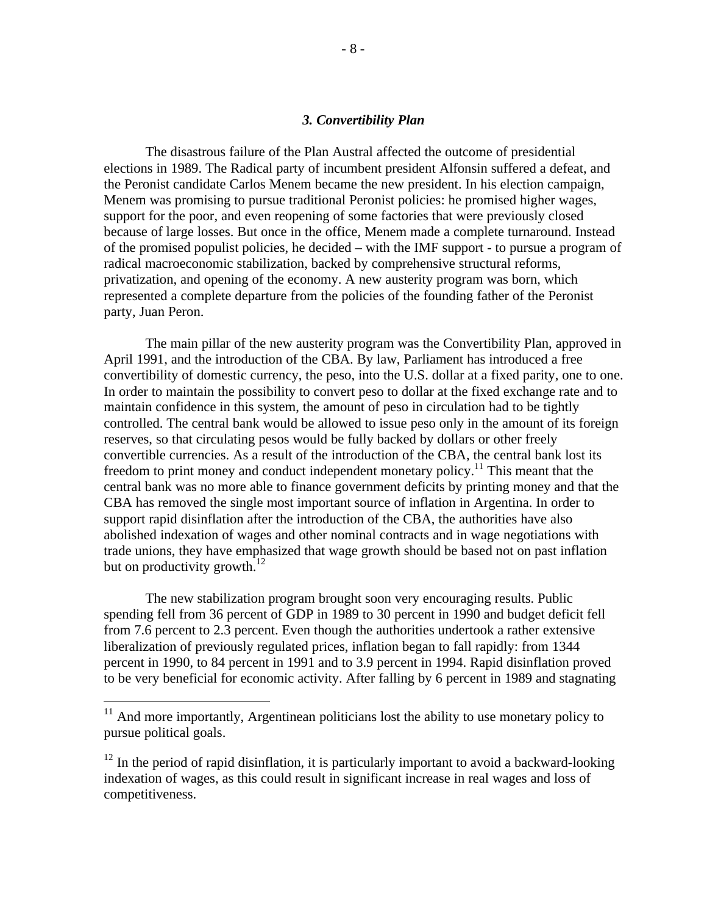### *3. Convertibility Plan*

The disastrous failure of the Plan Austral affected the outcome of presidential elections in 1989. The Radical party of incumbent president Alfonsin suffered a defeat, and the Peronist candidate Carlos Menem became the new president. In his election campaign, Menem was promising to pursue traditional Peronist policies: he promised higher wages, support for the poor, and even reopening of some factories that were previously closed because of large losses. But once in the office, Menem made a complete turnaround. Instead of the promised populist policies, he decided – with the IMF support - to pursue a program of radical macroeconomic stabilization, backed by comprehensive structural reforms, privatization, and opening of the economy. A new austerity program was born, which represented a complete departure from the policies of the founding father of the Peronist party, Juan Peron.

The main pillar of the new austerity program was the Convertibility Plan, approved in April 1991, and the introduction of the CBA. By law, Parliament has introduced a free convertibility of domestic currency, the peso, into the U.S. dollar at a fixed parity, one to one. In order to maintain the possibility to convert peso to dollar at the fixed exchange rate and to maintain confidence in this system, the amount of peso in circulation had to be tightly controlled. The central bank would be allowed to issue peso only in the amount of its foreign reserves, so that circulating pesos would be fully backed by dollars or other freely convertible currencies. As a result of the introduction of the CBA, the central bank lost its freedom to print money and conduct independent monetary policy.[11] This meant that the central bank was no more able to finance government deficits by printing money and that the CBA has removed the single most important source of inflation in Argentina. In order to support rapid disinflation after the introduction of the CBA, the authorities have also abolished indexation of wages and other nominal contracts and in wage negotiations with trade unions, they have emphasized that wage growth should be based not on past inflation but on productivity growth.[12]

The new stabilization program brought soon very encouraging results. Public spending fell from 36 percent of GDP in 1989 to 30 percent in 1990 and budget deficit fell from 7.6 percent to 2.3 percent. Even though the authorities undertook a rather extensive liberalization of previously regulated prices, inflation began to fall rapidly: from 1344 percent in 1990, to 84 percent in 1991 and to 3.9 percent in 1994. Rapid disinflation proved to be very beneficial for economic activity. After falling by 6 percent in 1989 and stagnating

---

[11] And more importantly, Argentinean politicians lost the ability to use monetary policy to pursue political goals.

[12] In the period of rapid disinflation, it is particularly important to avoid a backward-looking indexation of wages, as this could result in significant increase in real wages and loss of competitiveness.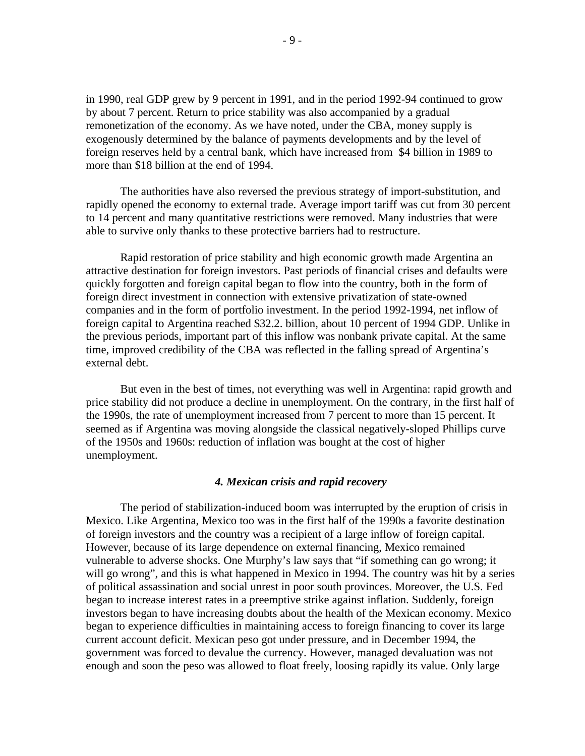in 1990, real GDP grew by 9 percent in 1991, and in the period 1992-94 continued to grow by about 7 percent. Return to price stability was also accompanied by a gradual remonetization of the economy. As we have noted, under the CBA, money supply is exogenously determined by the balance of payments developments and by the level of foreign reserves held by a central bank, which have increased from $4 billion in 1989 to more than $18 billion at the end of 1994.

The authorities have also reversed the previous strategy of import-substitution, and rapidly opened the economy to external trade. Average import tariff was cut from 30 percent to 14 percent and many quantitative restrictions were removed. Many industries that were able to survive only thanks to these protective barriers had to restructure.

Rapid restoration of price stability and high economic growth made Argentina an attractive destination for foreign investors. Past periods of financial crises and defaults were quickly forgotten and foreign capital began to flow into the country, both in the form of foreign direct investment in connection with extensive privatization of state-owned companies and in the form of portfolio investment. In the period 1992-1994, net inflow of foreign capital to Argentina reached $32.2. billion, about 10 percent of 1994 GDP. Unlike in the previous periods, important part of this inflow was nonbank private capital. At the same time, improved credibility of the CBA was reflected in the falling spread of Argentina's external debt.

But even in the best of times, not everything was well in Argentina: rapid growth and price stability did not produce a decline in unemployment. On the contrary, in the first half of the 1990s, the rate of unemployment increased from 7 percent to more than 15 percent. It seemed as if Argentina was moving alongside the classical negatively-sloped Phillips curve of the 1950s and 1960s: reduction of inflation was bought at the cost of higher unemployment.

### *4. Mexican crisis and rapid recovery*

The period of stabilization-induced boom was interrupted by the eruption of crisis in Mexico. Like Argentina, Mexico too was in the first half of the 1990s a favorite destination of foreign investors and the country was a recipient of a large inflow of foreign capital. However, because of its large dependence on external financing, Mexico remained vulnerable to adverse shocks. One Murphy's law says that "if something can go wrong; it will go wrong", and this is what happened in Mexico in 1994. The country was hit by a series of political assassination and social unrest in poor south provinces. Moreover, the U.S. Fed began to increase interest rates in a preemptive strike against inflation. Suddenly, foreign investors began to have increasing doubts about the health of the Mexican economy. Mexico began to experience difficulties in maintaining access to foreign financing to cover its large current account deficit. Mexican peso got under pressure, and in December 1994, the government was forced to devalue the currency. However, managed devaluation was not enough and soon the peso was allowed to float freely, loosing rapidly its value. Only large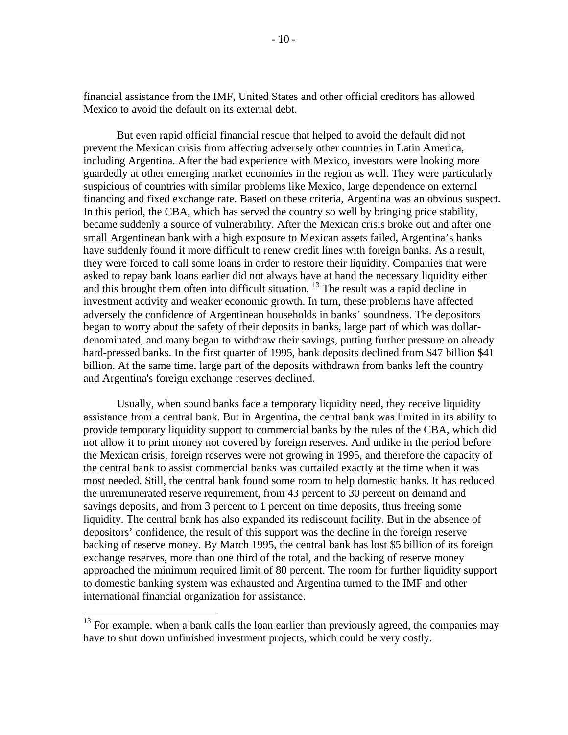financial assistance from the IMF, United States and other official creditors has allowed Mexico to avoid the default on its external debt.

But even rapid official financial rescue that helped to avoid the default did not prevent the Mexican crisis from affecting adversely other countries in Latin America, including Argentina. After the bad experience with Mexico, investors were looking more guardedly at other emerging market economies in the region as well. They were particularly suspicious of countries with similar problems like Mexico, large dependence on external financing and fixed exchange rate. Based on these criteria, Argentina was an obvious suspect. In this period, the CBA, which has served the country so well by bringing price stability, became suddenly a source of vulnerability. After the Mexican crisis broke out and after one small Argentinean bank with a high exposure to Mexican assets failed, Argentina's banks have suddenly found it more difficult to renew credit lines with foreign banks. As a result, they were forced to call some loans in order to restore their liquidity. Companies that were asked to repay bank loans earlier did not always have at hand the necessary liquidity either and this brought them often into difficult situation. [13] The result was a rapid decline in investment activity and weaker economic growth. In turn, these problems have affected adversely the confidence of Argentinean households in banks' soundness. The depositors began to worry about the safety of their deposits in banks, large part of which was dollar-denominated, and many began to withdraw their savings, putting further pressure on already hard-pressed banks. In the first quarter of 1995, bank deposits declined from $47 billion $41 billion. At the same time, large part of the deposits withdrawn from banks left the country and Argentina's foreign exchange reserves declined.

Usually, when sound banks face a temporary liquidity need, they receive liquidity assistance from a central bank. But in Argentina, the central bank was limited in its ability to provide temporary liquidity support to commercial banks by the rules of the CBA, which did not allow it to print money not covered by foreign reserves. And unlike in the period before the Mexican crisis, foreign reserves were not growing in 1995, and therefore the capacity of the central bank to assist commercial banks was curtailed exactly at the time when it was most needed. Still, the central bank found some room to help domestic banks. It has reduced the unremunerated reserve requirement, from 43 percent to 30 percent on demand and savings deposits, and from 3 percent to 1 percent on time deposits, thus freeing some liquidity. The central bank has also expanded its rediscount facility. But in the absence of depositors' confidence, the result of this support was the decline in the foreign reserve backing of reserve money. By March 1995, the central bank has lost $5 billion of its foreign exchange reserves, more than one third of the total, and the backing of reserve money approached the minimum required limit of 80 percent. The room for further liquidity support to domestic banking system was exhausted and Argentina turned to the IMF and other international financial organization for assistance.

[13] For example, when a bank calls the loan earlier than previously agreed, the companies may have to shut down unfinished investment projects, which could be very costly.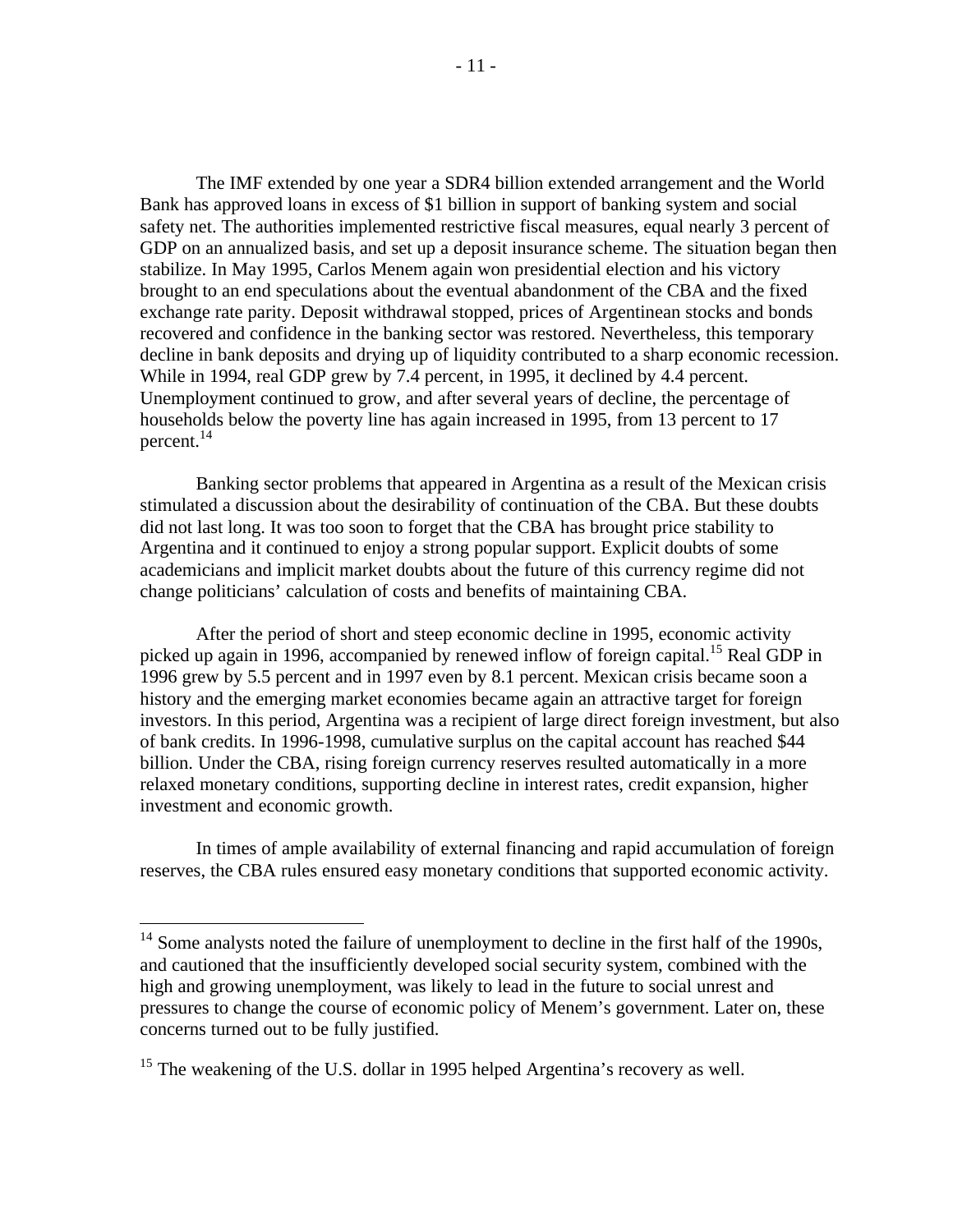The IMF extended by one year a SDR4 billion extended arrangement and the World Bank has approved loans in excess of $1 billion in support of banking system and social safety net. The authorities implemented restrictive fiscal measures, equal nearly 3 percent of GDP on an annualized basis, and set up a deposit insurance scheme. The situation began then stabilize. In May 1995, Carlos Menem again won presidential election and his victory brought to an end speculations about the eventual abandonment of the CBA and the fixed exchange rate parity. Deposit withdrawal stopped, prices of Argentinean stocks and bonds recovered and confidence in the banking sector was restored. Nevertheless, this temporary decline in bank deposits and drying up of liquidity contributed to a sharp economic recession. While in 1994, real GDP grew by 7.4 percent, in 1995, it declined by 4.4 percent. Unemployment continued to grow, and after several years of decline, the percentage of households below the poverty line has again increased in 1995, from 13 percent to 17 percent.[14]

Banking sector problems that appeared in Argentina as a result of the Mexican crisis stimulated a discussion about the desirability of continuation of the CBA. But these doubts did not last long. It was too soon to forget that the CBA has brought price stability to Argentina and it continued to enjoy a strong popular support. Explicit doubts of some academicians and implicit market doubts about the future of this currency regime did not change politicians' calculation of costs and benefits of maintaining CBA.

After the period of short and steep economic decline in 1995, economic activity picked up again in 1996, accompanied by renewed inflow of foreign capital.[15] Real GDP in 1996 grew by 5.5 percent and in 1997 even by 8.1 percent. Mexican crisis became soon a history and the emerging market economies became again an attractive target for foreign investors. In this period, Argentina was a recipient of large direct foreign investment, but also of bank credits. In 1996-1998, cumulative surplus on the capital account has reached $44 billion. Under the CBA, rising foreign currency reserves resulted automatically in a more relaxed monetary conditions, supporting decline in interest rates, credit expansion, higher investment and economic growth.

In times of ample availability of external financing and rapid accumulation of foreign reserves, the CBA rules ensured easy monetary conditions that supported economic activity.

[14] Some analysts noted the failure of unemployment to decline in the first half of the 1990s, and cautioned that the insufficiently developed social security system, combined with the high and growing unemployment, was likely to lead in the future to social unrest and pressures to change the course of economic policy of Menem's government. Later on, these concerns turned out to be fully justified.

[15] The weakening of the U.S. dollar in 1995 helped Argentina's recovery as well.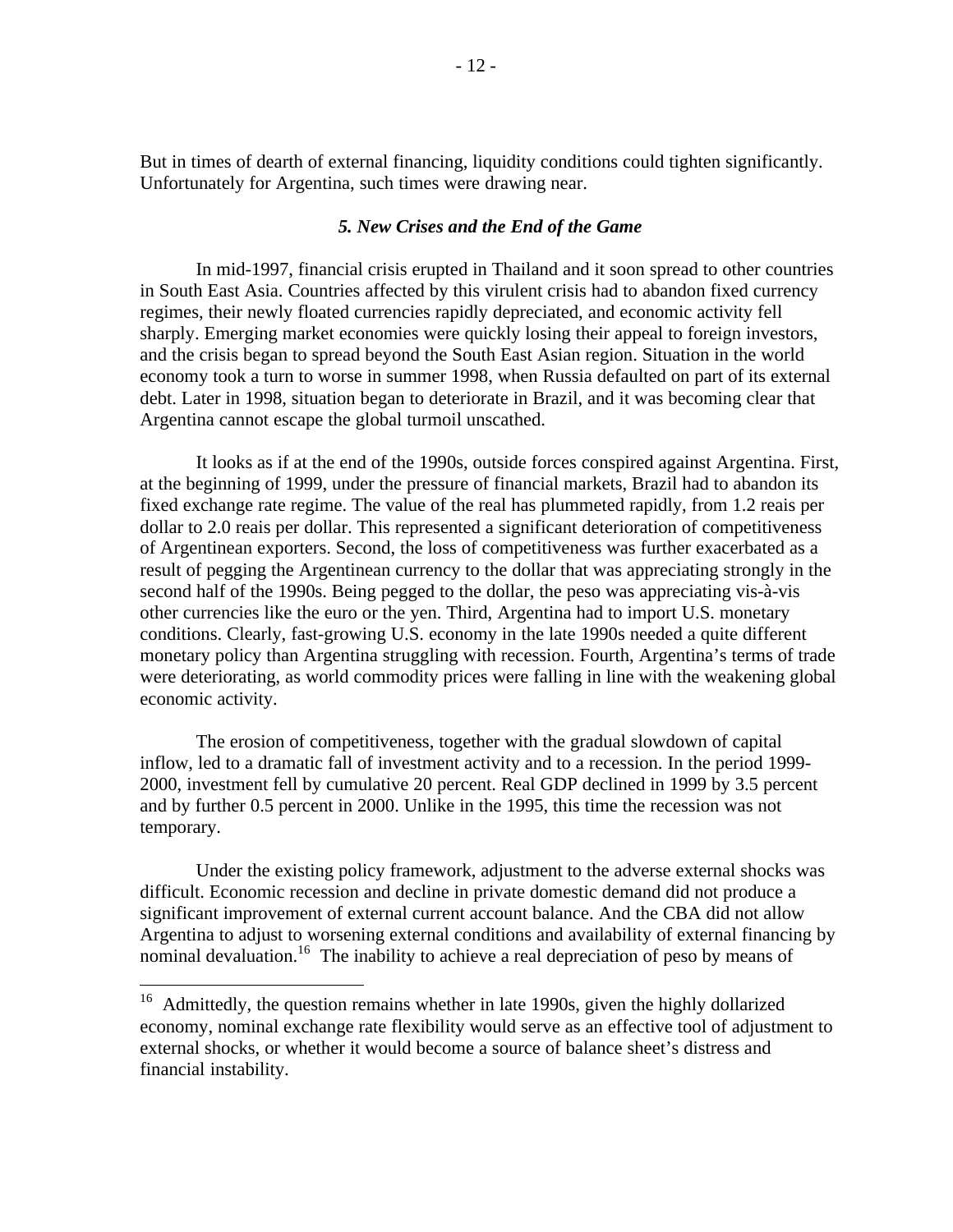But in times of dearth of external financing, liquidity conditions could tighten significantly. Unfortunately for Argentina, such times were drawing near.

### *5. New Crises and the End of the Game*

In mid-1997, financial crisis erupted in Thailand and it soon spread to other countries in South East Asia. Countries affected by this virulent crisis had to abandon fixed currency regimes, their newly floated currencies rapidly depreciated, and economic activity fell sharply. Emerging market economies were quickly losing their appeal to foreign investors, and the crisis began to spread beyond the South East Asian region. Situation in the world economy took a turn to worse in summer 1998, when Russia defaulted on part of its external debt. Later in 1998, situation began to deteriorate in Brazil, and it was becoming clear that Argentina cannot escape the global turmoil unscathed.

It looks as if at the end of the 1990s, outside forces conspired against Argentina. First, at the beginning of 1999, under the pressure of financial markets, Brazil had to abandon its fixed exchange rate regime. The value of the real has plummeted rapidly, from 1.2 reais per dollar to 2.0 reais per dollar. This represented a significant deterioration of competitiveness of Argentinean exporters. Second, the loss of competitiveness was further exacerbated as a result of pegging the Argentinean currency to the dollar that was appreciating strongly in the second half of the 1990s. Being pegged to the dollar, the peso was appreciating vis-à-vis other currencies like the euro or the yen. Third, Argentina had to import U.S. monetary conditions. Clearly, fast-growing U.S. economy in the late 1990s needed a quite different monetary policy than Argentina struggling with recession. Fourth, Argentina's terms of trade were deteriorating, as world commodity prices were falling in line with the weakening global economic activity.

The erosion of competitiveness, together with the gradual slowdown of capital inflow, led to a dramatic fall of investment activity and to a recession. In the period 1999-2000, investment fell by cumulative 20 percent. Real GDP declined in 1999 by 3.5 percent and by further 0.5 percent in 2000. Unlike in the 1995, this time the recession was not temporary.

Under the existing policy framework, adjustment to the adverse external shocks was difficult. Economic recession and decline in private domestic demand did not produce a significant improvement of external current account balance. And the CBA did not allow Argentina to adjust to worsening external conditions and availability of external financing by nominal devaluation.[16] The inability to achieve a real depreciation of peso by means of

---

[16] Admittedly, the question remains whether in late 1990s, given the highly dollarized economy, nominal exchange rate flexibility would serve as an effective tool of adjustment to external shocks, or whether it would become a source of balance sheet's distress and financial instability.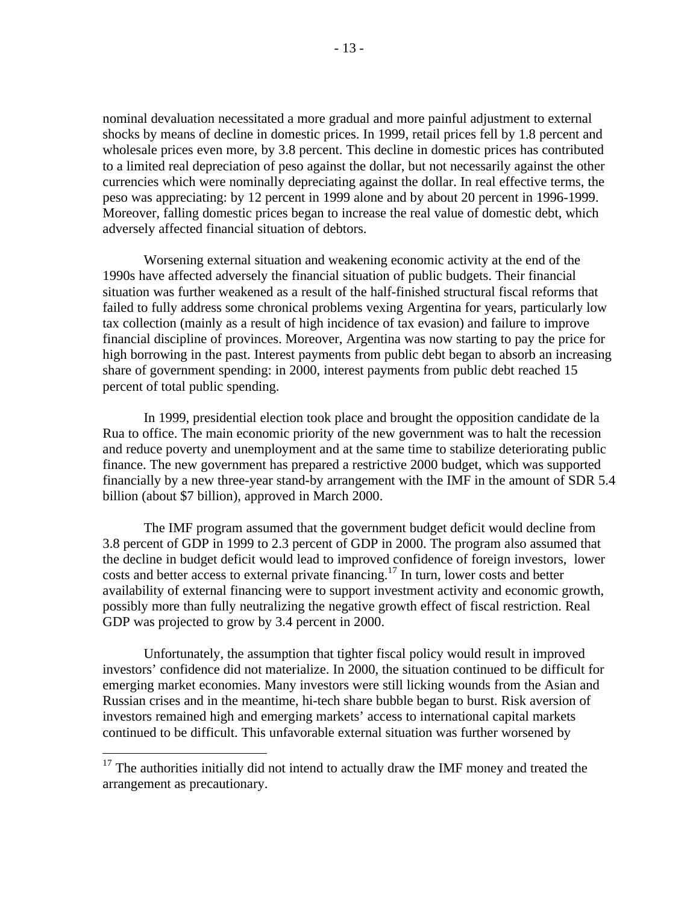nominal devaluation necessitated a more gradual and more painful adjustment to external shocks by means of decline in domestic prices. In 1999, retail prices fell by 1.8 percent and wholesale prices even more, by 3.8 percent. This decline in domestic prices has contributed to a limited real depreciation of peso against the dollar, but not necessarily against the other currencies which were nominally depreciating against the dollar. In real effective terms, the peso was appreciating: by 12 percent in 1999 alone and by about 20 percent in 1996-1999. Moreover, falling domestic prices began to increase the real value of domestic debt, which adversely affected financial situation of debtors.

Worsening external situation and weakening economic activity at the end of the 1990s have affected adversely the financial situation of public budgets. Their financial situation was further weakened as a result of the half-finished structural fiscal reforms that failed to fully address some chronical problems vexing Argentina for years, particularly low tax collection (mainly as a result of high incidence of tax evasion) and failure to improve financial discipline of provinces. Moreover, Argentina was now starting to pay the price for high borrowing in the past. Interest payments from public debt began to absorb an increasing share of government spending: in 2000, interest payments from public debt reached 15 percent of total public spending.

In 1999, presidential election took place and brought the opposition candidate de la Rua to office. The main economic priority of the new government was to halt the recession and reduce poverty and unemployment and at the same time to stabilize deteriorating public finance. The new government has prepared a restrictive 2000 budget, which was supported financially by a new three-year stand-by arrangement with the IMF in the amount of SDR 5.4 billion (about $7 billion), approved in March 2000.

The IMF program assumed that the government budget deficit would decline from 3.8 percent of GDP in 1999 to 2.3 percent of GDP in 2000. The program also assumed that the decline in budget deficit would lead to improved confidence of foreign investors, lower costs and better access to external private financing.[17] In turn, lower costs and better availability of external financing were to support investment activity and economic growth, possibly more than fully neutralizing the negative growth effect of fiscal restriction. Real GDP was projected to grow by 3.4 percent in 2000.

Unfortunately, the assumption that tighter fiscal policy would result in improved investors' confidence did not materialize. In 2000, the situation continued to be difficult for emerging market economies. Many investors were still licking wounds from the Asian and Russian crises and in the meantime, hi-tech share bubble began to burst. Risk aversion of investors remained high and emerging markets' access to international capital markets continued to be difficult. This unfavorable external situation was further worsened by

---

[17] The authorities initially did not intend to actually draw the IMF money and treated the arrangement as precautionary.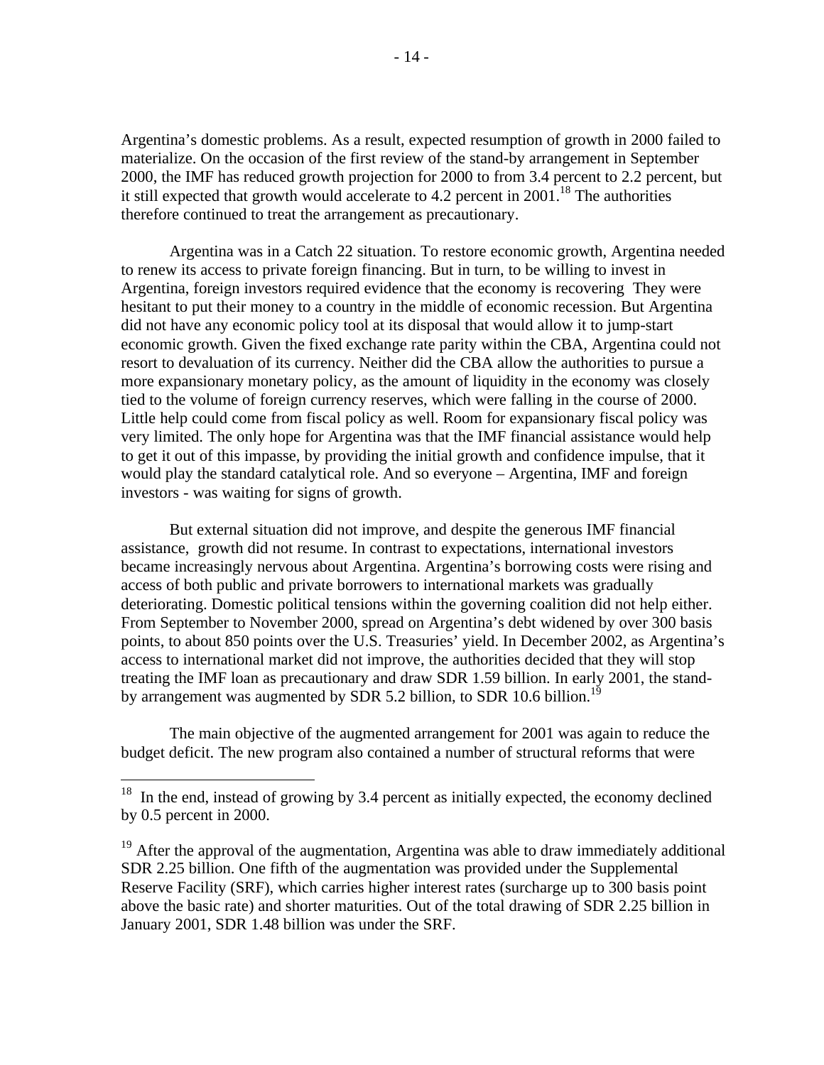Argentina's domestic problems. As a result, expected resumption of growth in 2000 failed to materialize. On the occasion of the first review of the stand-by arrangement in September 2000, the IMF has reduced growth projection for 2000 to from 3.4 percent to 2.2 percent, but it still expected that growth would accelerate to 4.2 percent in 2001.[18] The authorities therefore continued to treat the arrangement as precautionary.

Argentina was in a Catch 22 situation. To restore economic growth, Argentina needed to renew its access to private foreign financing. But in turn, to be willing to invest in Argentina, foreign investors required evidence that the economy is recovering They were hesitant to put their money to a country in the middle of economic recession. But Argentina did not have any economic policy tool at its disposal that would allow it to jump-start economic growth. Given the fixed exchange rate parity within the CBA, Argentina could not resort to devaluation of its currency. Neither did the CBA allow the authorities to pursue a more expansionary monetary policy, as the amount of liquidity in the economy was closely tied to the volume of foreign currency reserves, which were falling in the course of 2000. Little help could come from fiscal policy as well. Room for expansionary fiscal policy was very limited. The only hope for Argentina was that the IMF financial assistance would help to get it out of this impasse, by providing the initial growth and confidence impulse, that it would play the standard catalytical role. And so everyone – Argentina, IMF and foreign investors - was waiting for signs of growth.

But external situation did not improve, and despite the generous IMF financial assistance, growth did not resume. In contrast to expectations, international investors became increasingly nervous about Argentina. Argentina's borrowing costs were rising and access of both public and private borrowers to international markets was gradually deteriorating. Domestic political tensions within the governing coalition did not help either. From September to November 2000, spread on Argentina's debt widened by over 300 basis points, to about 850 points over the U.S. Treasuries' yield. In December 2002, as Argentina's access to international market did not improve, the authorities decided that they will stop treating the IMF loan as precautionary and draw SDR 1.59 billion. In early 2001, the stand-by arrangement was augmented by SDR 5.2 billion, to SDR 10.6 billion.[19]

The main objective of the augmented arrangement for 2001 was again to reduce the budget deficit. The new program also contained a number of structural reforms that were

[18] In the end, instead of growing by 3.4 percent as initially expected, the economy declined by 0.5 percent in 2000.

[19] After the approval of the augmentation, Argentina was able to draw immediately additional SDR 2.25 billion. One fifth of the augmentation was provided under the Supplemental Reserve Facility (SRF), which carries higher interest rates (surcharge up to 300 basis point above the basic rate) and shorter maturities. Out of the total drawing of SDR 2.25 billion in January 2001, SDR 1.48 billion was under the SRF.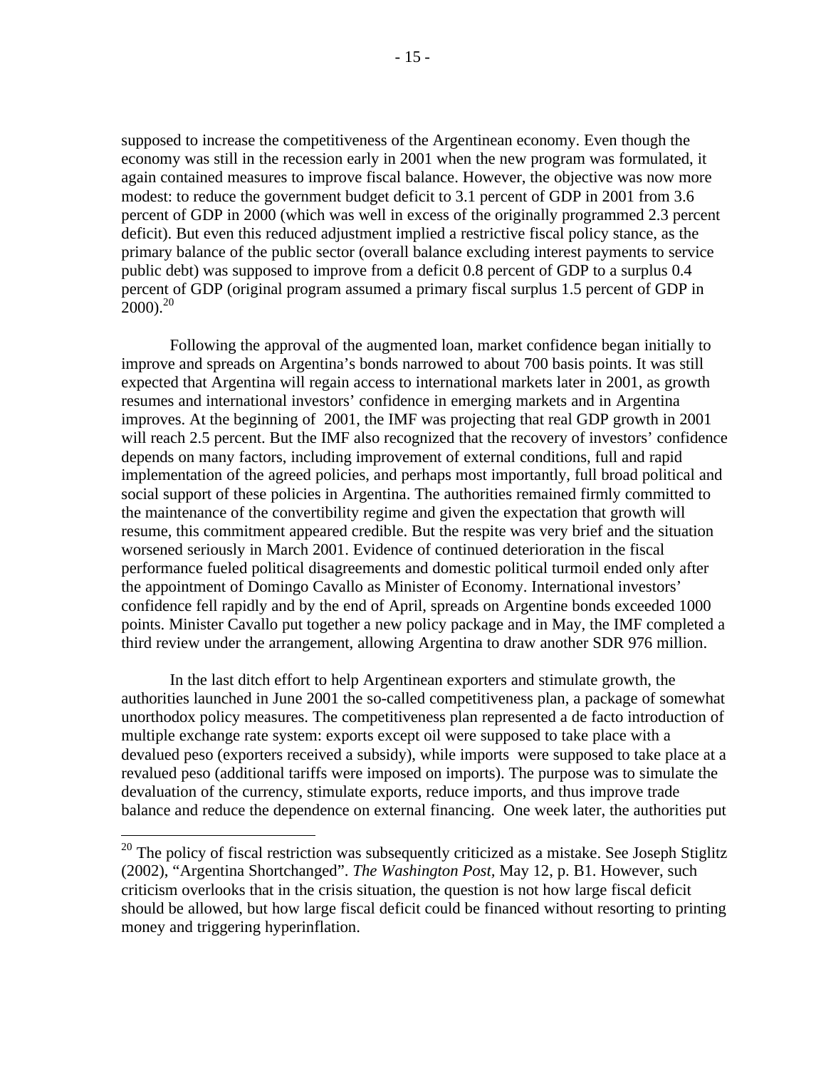supposed to increase the competitiveness of the Argentinean economy. Even though the economy was still in the recession early in 2001 when the new program was formulated, it again contained measures to improve fiscal balance. However, the objective was now more modest: to reduce the government budget deficit to 3.1 percent of GDP in 2001 from 3.6 percent of GDP in 2000 (which was well in excess of the originally programmed 2.3 percent deficit). But even this reduced adjustment implied a restrictive fiscal policy stance, as the primary balance of the public sector (overall balance excluding interest payments to service public debt) was supposed to improve from a deficit 0.8 percent of GDP to a surplus 0.4 percent of GDP (original program assumed a primary fiscal surplus 1.5 percent of GDP in 2000).[20]

Following the approval of the augmented loan, market confidence began initially to improve and spreads on Argentina's bonds narrowed to about 700 basis points. It was still expected that Argentina will regain access to international markets later in 2001, as growth resumes and international investors' confidence in emerging markets and in Argentina improves. At the beginning of 2001, the IMF was projecting that real GDP growth in 2001 will reach 2.5 percent. But the IMF also recognized that the recovery of investors' confidence depends on many factors, including improvement of external conditions, full and rapid implementation of the agreed policies, and perhaps most importantly, full broad political and social support of these policies in Argentina. The authorities remained firmly committed to the maintenance of the convertibility regime and given the expectation that growth will resume, this commitment appeared credible. But the respite was very brief and the situation worsened seriously in March 2001. Evidence of continued deterioration in the fiscal performance fueled political disagreements and domestic political turmoil ended only after the appointment of Domingo Cavallo as Minister of Economy. International investors' confidence fell rapidly and by the end of April, spreads on Argentine bonds exceeded 1000 points. Minister Cavallo put together a new policy package and in May, the IMF completed a third review under the arrangement, allowing Argentina to draw another SDR 976 million.

In the last ditch effort to help Argentinean exporters and stimulate growth, the authorities launched in June 2001 the so-called competitiveness plan, a package of somewhat unorthodox policy measures. The competitiveness plan represented a de facto introduction of multiple exchange rate system: exports except oil were supposed to take place with a devalued peso (exporters received a subsidy), while imports were supposed to take place at a revalued peso (additional tariffs were imposed on imports). The purpose was to simulate the devaluation of the currency, stimulate exports, reduce imports, and thus improve trade balance and reduce the dependence on external financing. One week later, the authorities put

[20] The policy of fiscal restriction was subsequently criticized as a mistake. See Joseph Stiglitz (2002), "Argentina Shortchanged". *The Washington Post*, May 12, p. B1. However, such criticism overlooks that in the crisis situation, the question is not how large fiscal deficit should be allowed, but how large fiscal deficit could be financed without resorting to printing money and triggering hyperinflation.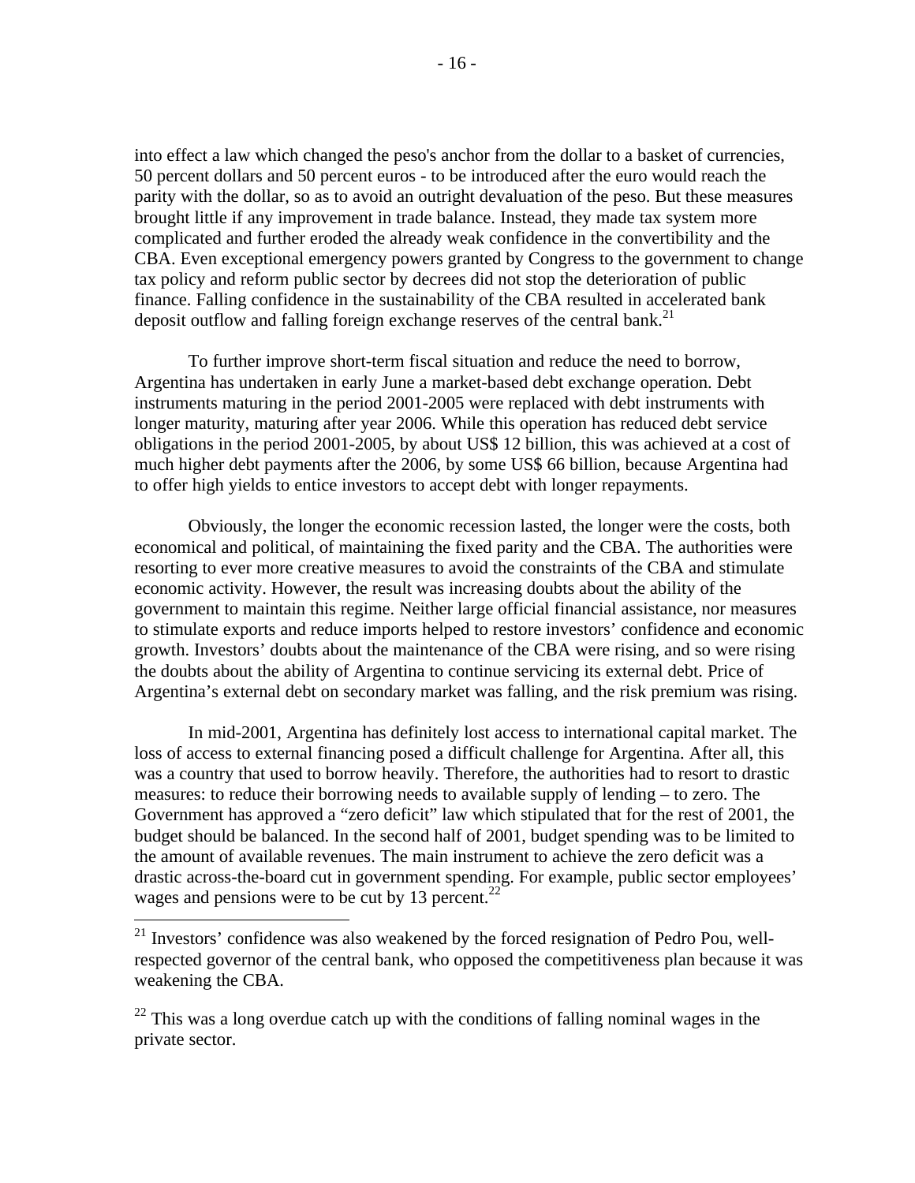into effect a law which changed the peso's anchor from the dollar to a basket of currencies, 50 percent dollars and 50 percent euros - to be introduced after the euro would reach the parity with the dollar, so as to avoid an outright devaluation of the peso. But these measures brought little if any improvement in trade balance. Instead, they made tax system more complicated and further eroded the already weak confidence in the convertibility and the CBA. Even exceptional emergency powers granted by Congress to the government to change tax policy and reform public sector by decrees did not stop the deterioration of public finance. Falling confidence in the sustainability of the CBA resulted in accelerated bank deposit outflow and falling foreign exchange reserves of the central bank.[21]

To further improve short-term fiscal situation and reduce the need to borrow, Argentina has undertaken in early June a market-based debt exchange operation. Debt instruments maturing in the period 2001-2005 were replaced with debt instruments with longer maturity, maturing after year 2006. While this operation has reduced debt service obligations in the period 2001-2005, by about US$ 12 billion, this was achieved at a cost of much higher debt payments after the 2006, by some US$ 66 billion, because Argentina had to offer high yields to entice investors to accept debt with longer repayments.

Obviously, the longer the economic recession lasted, the longer were the costs, both economical and political, of maintaining the fixed parity and the CBA. The authorities were resorting to ever more creative measures to avoid the constraints of the CBA and stimulate economic activity. However, the result was increasing doubts about the ability of the government to maintain this regime. Neither large official financial assistance, nor measures to stimulate exports and reduce imports helped to restore investors' confidence and economic growth. Investors' doubts about the maintenance of the CBA were rising, and so were rising the doubts about the ability of Argentina to continue servicing its external debt. Price of Argentina's external debt on secondary market was falling, and the risk premium was rising.

In mid-2001, Argentina has definitely lost access to international capital market. The loss of access to external financing posed a difficult challenge for Argentina. After all, this was a country that used to borrow heavily. Therefore, the authorities had to resort to drastic measures: to reduce their borrowing needs to available supply of lending – to zero. The Government has approved a "zero deficit" law which stipulated that for the rest of 2001, the budget should be balanced. In the second half of 2001, budget spending was to be limited to the amount of available revenues. The main instrument to achieve the zero deficit was a drastic across-the-board cut in government spending. For example, public sector employees' wages and pensions were to be cut by 13 percent.[22]

---

[21] Investors' confidence was also weakened by the forced resignation of Pedro Pou, well-respected governor of the central bank, who opposed the competitiveness plan because it was weakening the CBA.

[22] This was a long overdue catch up with the conditions of falling nominal wages in the private sector.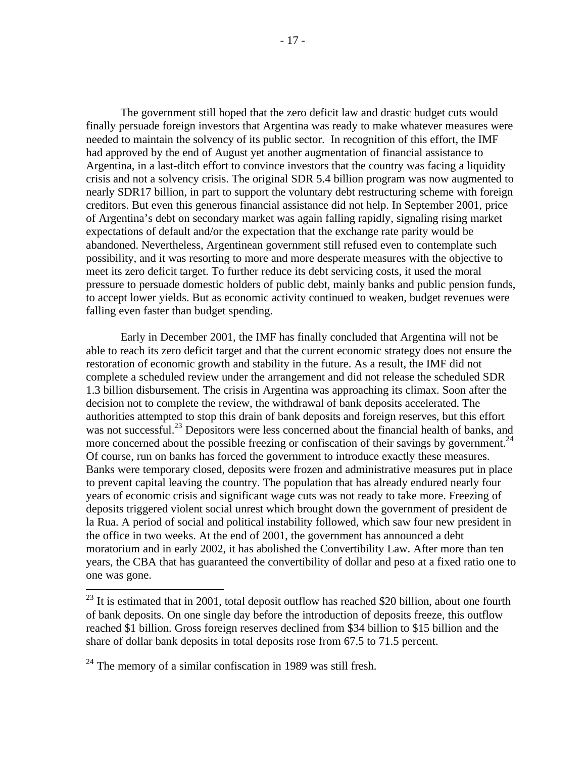The government still hoped that the zero deficit law and drastic budget cuts would finally persuade foreign investors that Argentina was ready to make whatever measures were needed to maintain the solvency of its public sector. In recognition of this effort, the IMF had approved by the end of August yet another augmentation of financial assistance to Argentina, in a last-ditch effort to convince investors that the country was facing a liquidity crisis and not a solvency crisis. The original SDR 5.4 billion program was now augmented to nearly SDR17 billion, in part to support the voluntary debt restructuring scheme with foreign creditors. But even this generous financial assistance did not help. In September 2001, price of Argentina's debt on secondary market was again falling rapidly, signaling rising market expectations of default and/or the expectation that the exchange rate parity would be abandoned. Nevertheless, Argentinean government still refused even to contemplate such possibility, and it was resorting to more and more desperate measures with the objective to meet its zero deficit target. To further reduce its debt servicing costs, it used the moral pressure to persuade domestic holders of public debt, mainly banks and public pension funds, to accept lower yields. But as economic activity continued to weaken, budget revenues were falling even faster than budget spending.

Early in December 2001, the IMF has finally concluded that Argentina will not be able to reach its zero deficit target and that the current economic strategy does not ensure the restoration of economic growth and stability in the future. As a result, the IMF did not complete a scheduled review under the arrangement and did not release the scheduled SDR 1.3 billion disbursement. The crisis in Argentina was approaching its climax. Soon after the decision not to complete the review, the withdrawal of bank deposits accelerated. The authorities attempted to stop this drain of bank deposits and foreign reserves, but this effort was not successful.[23] Depositors were less concerned about the financial health of banks, and more concerned about the possible freezing or confiscation of their savings by government.[24] Of course, run on banks has forced the government to introduce exactly these measures. Banks were temporary closed, deposits were frozen and administrative measures put in place to prevent capital leaving the country. The population that has already endured nearly four years of economic crisis and significant wage cuts was not ready to take more. Freezing of deposits triggered violent social unrest which brought down the government of president de la Rua. A period of social and political instability followed, which saw four new president in the office in two weeks. At the end of 2001, the government has announced a debt moratorium and in early 2002, it has abolished the Convertibility Law. After more than ten years, the CBA that has guaranteed the convertibility of dollar and peso at a fixed ratio one to one was gone.

[23] It is estimated that in 2001, total deposit outflow has reached $20 billion, about one fourth of bank deposits. On one single day before the introduction of deposits freeze, this outflow reached $1 billion. Gross foreign reserves declined from $34 billion to $15 billion and the share of dollar bank deposits in total deposits rose from 67.5 to 71.5 percent.

[24] The memory of a similar confiscation in 1989 was still fresh.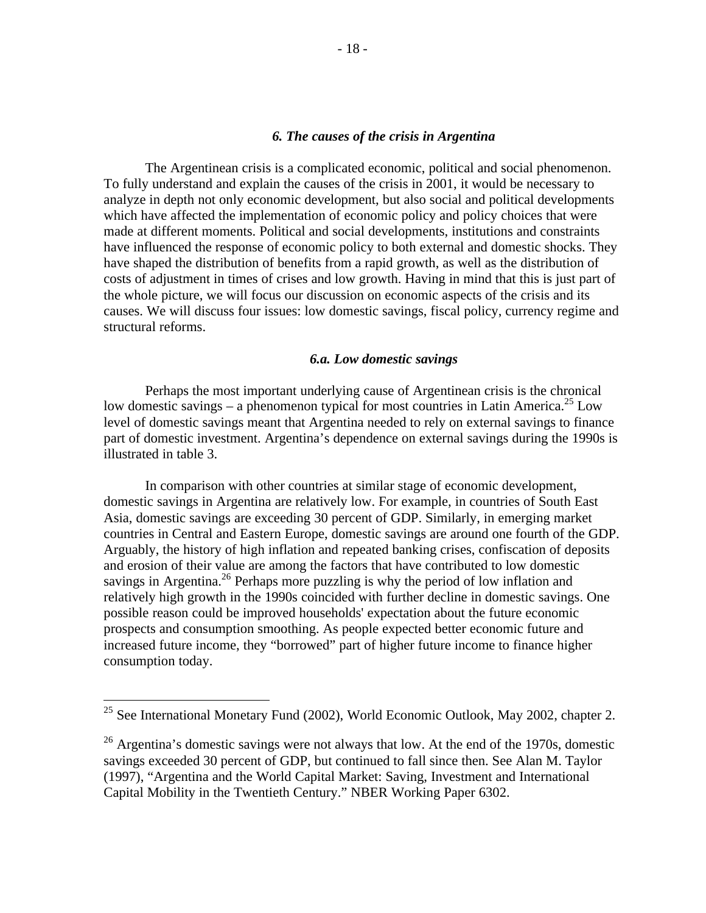### *6. The causes of the crisis in Argentina*

The Argentinean crisis is a complicated economic, political and social phenomenon. To fully understand and explain the causes of the crisis in 2001, it would be necessary to analyze in depth not only economic development, but also social and political developments which have affected the implementation of economic policy and policy choices that were made at different moments. Political and social developments, institutions and constraints have influenced the response of economic policy to both external and domestic shocks. They have shaped the distribution of benefits from a rapid growth, as well as the distribution of costs of adjustment in times of crises and low growth. Having in mind that this is just part of the whole picture, we will focus our discussion on economic aspects of the crisis and its causes. We will discuss four issues: low domestic savings, fiscal policy, currency regime and structural reforms.

#### *6.a. Low domestic savings*

Perhaps the most important underlying cause of Argentinean crisis is the chronical low domestic savings – a phenomenon typical for most countries in Latin America.[25] Low level of domestic savings meant that Argentina needed to rely on external savings to finance part of domestic investment. Argentina's dependence on external savings during the 1990s is illustrated in table 3.

In comparison with other countries at similar stage of economic development, domestic savings in Argentina are relatively low. For example, in countries of South East Asia, domestic savings are exceeding 30 percent of GDP. Similarly, in emerging market countries in Central and Eastern Europe, domestic savings are around one fourth of the GDP. Arguably, the history of high inflation and repeated banking crises, confiscation of deposits and erosion of their value are among the factors that have contributed to low domestic savings in Argentina.[26] Perhaps more puzzling is why the period of low inflation and relatively high growth in the 1990s coincided with further decline in domestic savings. One possible reason could be improved households' expectation about the future economic prospects and consumption smoothing. As people expected better economic future and increased future income, they "borrowed" part of higher future income to finance higher consumption today.

---

[25] See International Monetary Fund (2002), World Economic Outlook, May 2002, chapter 2.

[26] Argentina's domestic savings were not always that low. At the end of the 1970s, domestic savings exceeded 30 percent of GDP, but continued to fall since then. See Alan M. Taylor (1997), "Argentina and the World Capital Market: Saving, Investment and International Capital Mobility in the Twentieth Century." NBER Working Paper 6302.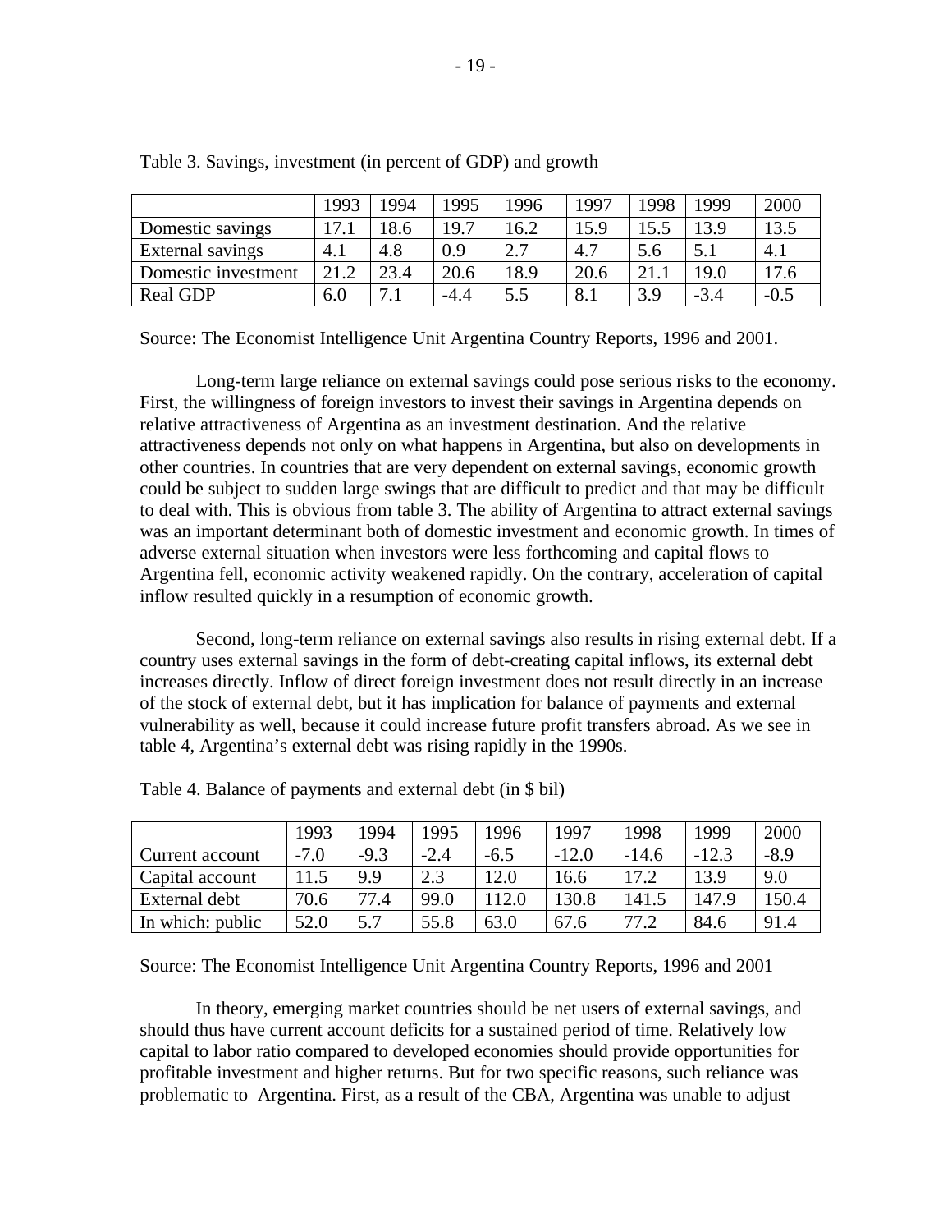Table 3. Savings, investment (in percent of GDP) and growth

| | 1993 | 1994 | 1995 | 1996 | 1997 | 1998 | 1999 | 2000 |
|---|---|---|---|---|---|---|---|---|
| Domestic savings | 17.1 | 18.6 | 19.7 | 16.2 | 15.9 | 15.5 | 13.9 | 13.5 |
| External savings | 4.1 | 4.8 | 0.9 | 2.7 | 4.7 | 5.6 | 5.1 | 4.1 |
| Domestic investment | 21.2 | 23.4 | 20.6 | 18.9 | 20.6 | 21.1 | 19.0 | 17.6 |
| Real GDP | 6.0 | 7.1 | -4.4 | 5.5 | 8.1 | 3.9 | -3.4 | -0.5 |

Source: The Economist Intelligence Unit Argentina Country Reports, 1996 and 2001.

Long-term large reliance on external savings could pose serious risks to the economy. First, the willingness of foreign investors to invest their savings in Argentina depends on relative attractiveness of Argentina as an investment destination. And the relative attractiveness depends not only on what happens in Argentina, but also on developments in other countries. In countries that are very dependent on external savings, economic growth could be subject to sudden large swings that are difficult to predict and that may be difficult to deal with. This is obvious from table 3. The ability of Argentina to attract external savings was an important determinant both of domestic investment and economic growth. In times of adverse external situation when investors were less forthcoming and capital flows to Argentina fell, economic activity weakened rapidly. On the contrary, acceleration of capital inflow resulted quickly in a resumption of economic growth.

Second, long-term reliance on external savings also results in rising external debt. If a country uses external savings in the form of debt-creating capital inflows, its external debt increases directly. Inflow of direct foreign investment does not result directly in an increase of the stock of external debt, but it has implication for balance of payments and external vulnerability as well, because it could increase future profit transfers abroad. As we see in table 4, Argentina's external debt was rising rapidly in the 1990s.

Table 4. Balance of payments and external debt (in $ bil)

| | 1993 | 1994 | 1995 | 1996 | 1997 | 1998 | 1999 | 2000 |
|---|---|---|---|---|---|---|---|---|
| Current account | -7.0 | -9.3 | -2.4 | -6.5 | -12.0 | -14.6 | -12.3 | -8.9 |
| Capital account | 11.5 | 9.9 | 2.3 | 12.0 | 16.6 | 17.2 | 13.9 | 9.0 |
| External debt | 70.6 | 77.4 | 99.0 | 112.0 | 130.8 | 141.5 | 147.9 | 150.4 |
| In which: public | 52.0 | 5.7 | 55.8 | 63.0 | 67.6 | 77.2 | 84.6 | 91.4 |

Source: The Economist Intelligence Unit Argentina Country Reports, 1996 and 2001

In theory, emerging market countries should be net users of external savings, and should thus have current account deficits for a sustained period of time. Relatively low capital to labor ratio compared to developed economies should provide opportunities for profitable investment and higher returns. But for two specific reasons, such reliance was problematic to Argentina. First, as a result of the CBA, Argentina was unable to adjust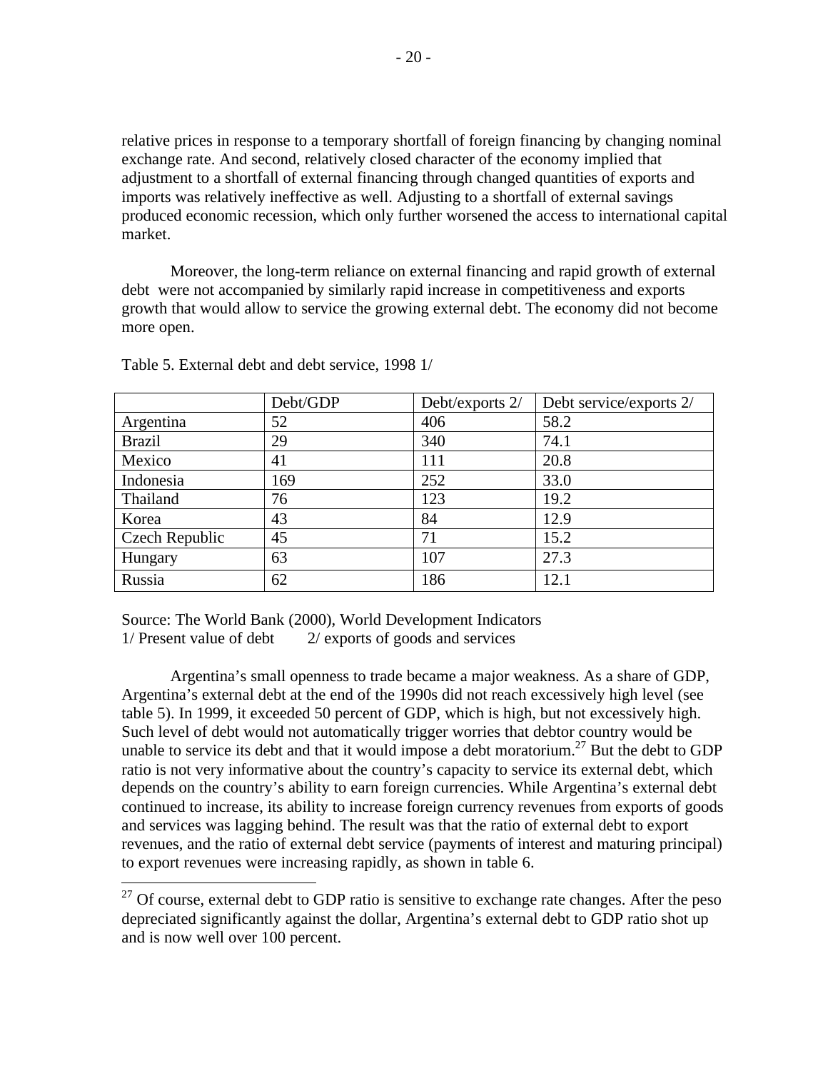relative prices in response to a temporary shortfall of foreign financing by changing nominal exchange rate. And second, relatively closed character of the economy implied that adjustment to a shortfall of external financing through changed quantities of exports and imports was relatively ineffective as well. Adjusting to a shortfall of external savings produced economic recession, which only further worsened the access to international capital market.

Moreover, the long-term reliance on external financing and rapid growth of external debt were not accompanied by similarly rapid increase in competitiveness and exports growth that would allow to service the growing external debt. The economy did not become more open.

Table 5. External debt and debt service, 1998 1/

| | Debt/GDP | Debt/exports 2/ | Debt service/exports 2/ |
|---|---|---|---|
| Argentina | 52 | 406 | 58.2 |
| Brazil | 29 | 340 | 74.1 |
| Mexico | 41 | 111 | 20.8 |
| Indonesia | 169 | 252 | 33.0 |
| Thailand | 76 | 123 | 19.2 |
| Korea | 43 | 84 | 12.9 |
| Czech Republic | 45 | 71 | 15.2 |
| Hungary | 63 | 107 | 27.3 |
| Russia | 62 | 186 | 12.1 |

Source: The World Bank (2000), World Development Indicators
1/ Present value of debt 2/ exports of goods and services

Argentina's small openness to trade became a major weakness. As a share of GDP, Argentina's external debt at the end of the 1990s did not reach excessively high level (see table 5). In 1999, it exceeded 50 percent of GDP, which is high, but not excessively high. Such level of debt would not automatically trigger worries that debtor country would be unable to service its debt and that it would impose a debt moratorium.[27] But the debt to GDP ratio is not very informative about the country's capacity to service its external debt, which depends on the country's ability to earn foreign currencies. While Argentina's external debt continued to increase, its ability to increase foreign currency revenues from exports of goods and services was lagging behind. The result was that the ratio of external debt to export revenues, and the ratio of external debt service (payments of interest and maturing principal) to export revenues were increasing rapidly, as shown in table 6.

[27] Of course, external debt to GDP ratio is sensitive to exchange rate changes. After the peso depreciated significantly against the dollar, Argentina's external debt to GDP ratio shot up and is now well over 100 percent.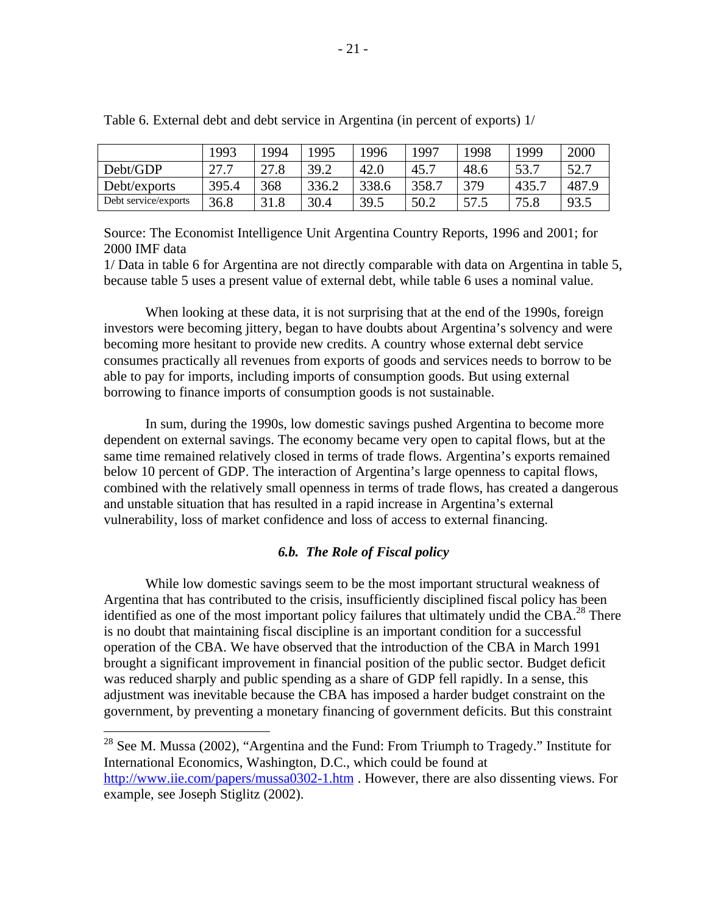Table 6. External debt and debt service in Argentina (in percent of exports) 1/

| | 1993 | 1994 | 1995 | 1996 | 1997 | 1998 | 1999 | 2000 |
|---|---|---|---|---|---|---|---|---|
| Debt/GDP | 27.7 | 27.8 | 39.2 | 42.0 | 45.7 | 48.6 | 53.7 | 52.7 |
| Debt/exports | 395.4 | 368 | 336.2 | 338.6 | 358.7 | 379 | 435.7 | 487.9 |
| Debt service/exports | 36.8 | 31.8 | 30.4 | 39.5 | 50.2 | 57.5 | 75.8 | 93.5 |

Source: The Economist Intelligence Unit Argentina Country Reports, 1996 and 2001; for 2000 IMF data

1/ Data in table 6 for Argentina are not directly comparable with data on Argentina in table 5, because table 5 uses a present value of external debt, while table 6 uses a nominal value.

When looking at these data, it is not surprising that at the end of the 1990s, foreign investors were becoming jittery, began to have doubts about Argentina's solvency and were becoming more hesitant to provide new credits. A country whose external debt service consumes practically all revenues from exports of goods and services needs to borrow to be able to pay for imports, including imports of consumption goods. But using external borrowing to finance imports of consumption goods is not sustainable.

In sum, during the 1990s, low domestic savings pushed Argentina to become more dependent on external savings. The economy became very open to capital flows, but at the same time remained relatively closed in terms of trade flows. Argentina's exports remained below 10 percent of GDP. The interaction of Argentina's large openness to capital flows, combined with the relatively small openness in terms of trade flows, has created a dangerous and unstable situation that has resulted in a rapid increase in Argentina's external vulnerability, loss of market confidence and loss of access to external financing.

### *6.b. The Role of Fiscal policy*

While low domestic savings seem to be the most important structural weakness of Argentina that has contributed to the crisis, insufficiently disciplined fiscal policy has been identified as one of the most important policy failures that ultimately undid the CBA.[28] There is no doubt that maintaining fiscal discipline is an important condition for a successful operation of the CBA. We have observed that the introduction of the CBA in March 1991 brought a significant improvement in financial position of the public sector. Budget deficit was reduced sharply and public spending as a share of GDP fell rapidly. In a sense, this adjustment was inevitable because the CBA has imposed a harder budget constraint on the government, by preventing a monetary financing of government deficits. But this constraint

[28] See M. Mussa (2002), "Argentina and the Fund: From Triumph to Tragedy." Institute for International Economics, Washington, D.C., which could be found at http://www.iie.com/papers/mussa0302-1.htm . However, there are also dissenting views. For example, see Joseph Stiglitz (2002).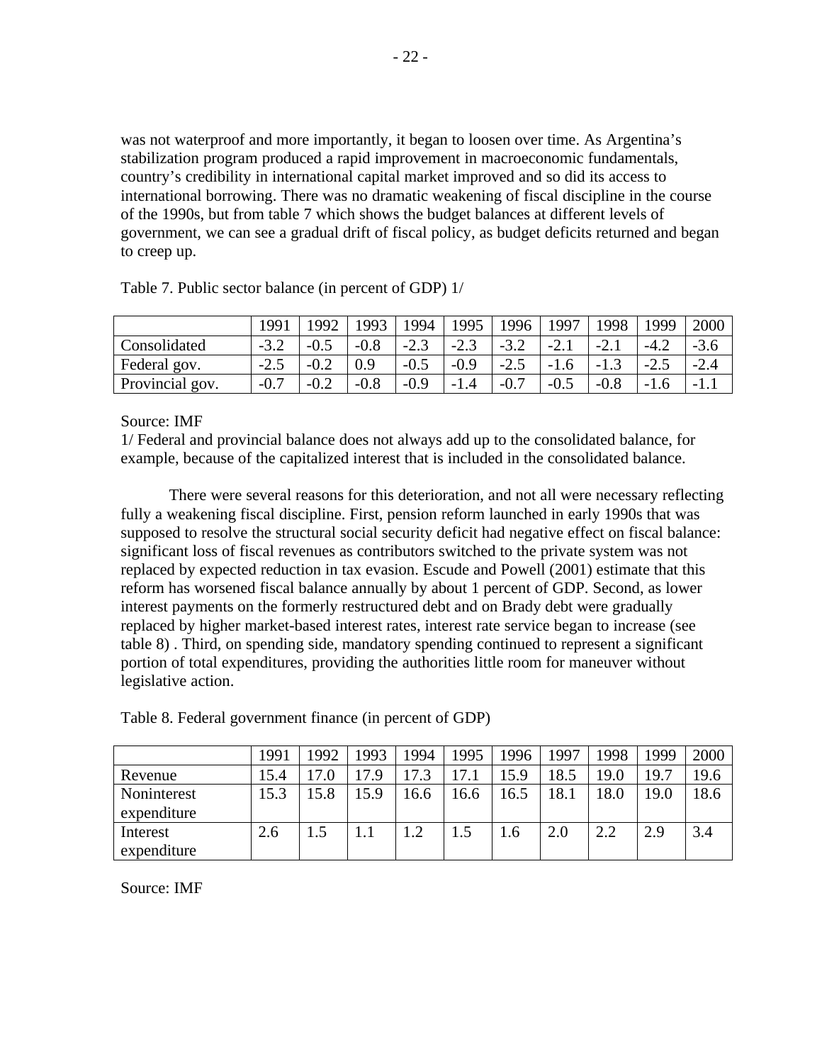was not waterproof and more importantly, it began to loosen over time. As Argentina's stabilization program produced a rapid improvement in macroeconomic fundamentals, country's credibility in international capital market improved and so did its access to international borrowing. There was no dramatic weakening of fiscal discipline in the course of the 1990s, but from table 7 which shows the budget balances at different levels of government, we can see a gradual drift of fiscal policy, as budget deficits returned and began to creep up.

Table 7. Public sector balance (in percent of GDP) 1/

| | 1991 | 1992 | 1993 | 1994 | 1995 | 1996 | 1997 | 1998 | 1999 | 2000 |
|---|---|---|---|---|---|---|---|---|---|---|
| Consolidated | -3.2 | -0.5 | -0.8 | -2.3 | -2.3 | -3.2 | -2.1 | -2.1 | -4.2 | -3.6 |
| Federal gov. | -2.5 | -0.2 | 0.9 | -0.5 | -0.9 | -2.5 | -1.6 | -1.3 | -2.5 | -2.4 |
| Provincial gov. | -0.7 | -0.2 | -0.8 | -0.9 | -1.4 | -0.7 | -0.5 | -0.8 | -1.6 | -1.1 |

Source: IMF

1/ Federal and provincial balance does not always add up to the consolidated balance, for example, because of the capitalized interest that is included in the consolidated balance.

There were several reasons for this deterioration, and not all were necessary reflecting fully a weakening fiscal discipline. First, pension reform launched in early 1990s that was supposed to resolve the structural social security deficit had negative effect on fiscal balance: significant loss of fiscal revenues as contributors switched to the private system was not replaced by expected reduction in tax evasion. Escude and Powell (2001) estimate that this reform has worsened fiscal balance annually by about 1 percent of GDP. Second, as lower interest payments on the formerly restructured debt and on Brady debt were gradually replaced by higher market-based interest rates, interest rate service began to increase (see table 8) . Third, on spending side, mandatory spending continued to represent a significant portion of total expenditures, providing the authorities little room for maneuver without legislative action.

Table 8. Federal government finance (in percent of GDP)

| | 1991 | 1992 | 1993 | 1994 | 1995 | 1996 | 1997 | 1998 | 1999 | 2000 |
|---|---|---|---|---|---|---|---|---|---|---|
| Revenue | 15.4 | 17.0 | 17.9 | 17.3 | 17.1 | 15.9 | 18.5 | 19.0 | 19.7 | 19.6 |
| Noninterest expenditure | 15.3 | 15.8 | 15.9 | 16.6 | 16.6 | 16.5 | 18.1 | 18.0 | 19.0 | 18.6 |
| Interest expenditure | 2.6 | 1.5 | 1.1 | 1.2 | 1.5 | 1.6 | 2.0 | 2.2 | 2.9 | 3.4 |

Source: IMF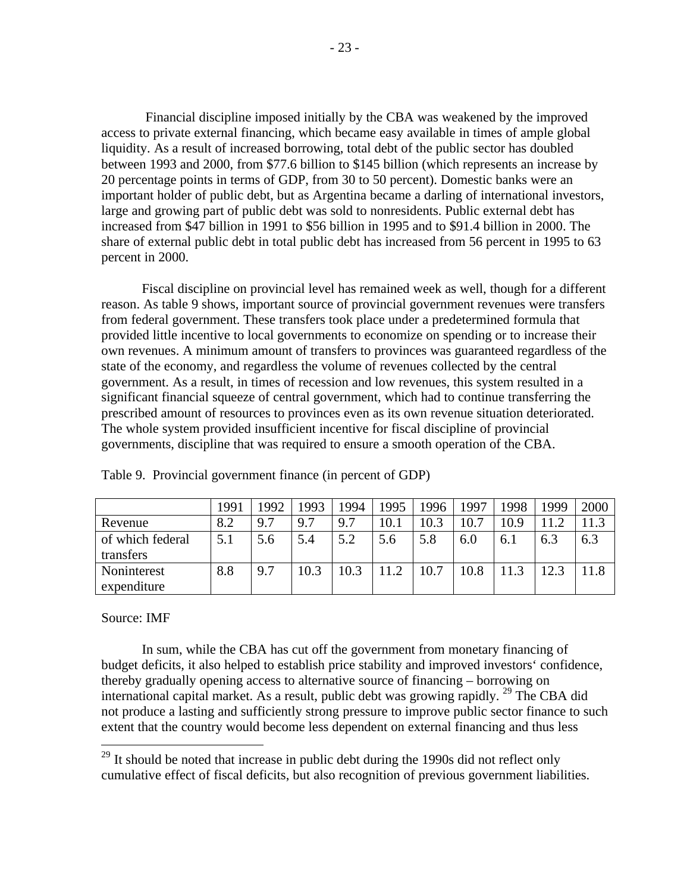Financial discipline imposed initially by the CBA was weakened by the improved access to private external financing, which became easy available in times of ample global liquidity. As a result of increased borrowing, total debt of the public sector has doubled between 1993 and 2000, from $77.6 billion to $145 billion (which represents an increase by 20 percentage points in terms of GDP, from 30 to 50 percent). Domestic banks were an important holder of public debt, but as Argentina became a darling of international investors, large and growing part of public debt was sold to nonresidents. Public external debt has increased from $47 billion in 1991 to $56 billion in 1995 and to $91.4 billion in 2000. The share of external public debt in total public debt has increased from 56 percent in 1995 to 63 percent in 2000.

Fiscal discipline on provincial level has remained week as well, though for a different reason. As table 9 shows, important source of provincial government revenues were transfers from federal government. These transfers took place under a predetermined formula that provided little incentive to local governments to economize on spending or to increase their own revenues. A minimum amount of transfers to provinces was guaranteed regardless of the state of the economy, and regardless the volume of revenues collected by the central government. As a result, in times of recession and low revenues, this system resulted in a significant financial squeeze of central government, which had to continue transferring the prescribed amount of resources to provinces even as its own revenue situation deteriorated. The whole system provided insufficient incentive for fiscal discipline of provincial governments, discipline that was required to ensure a smooth operation of the CBA.

Table 9. Provincial government finance (in percent of GDP)

| | 1991 | 1992 | 1993 | 1994 | 1995 | 1996 | 1997 | 1998 | 1999 | 2000 |
|---|---|---|---|---|---|---|---|---|---|---|
| Revenue | 8.2 | 9.7 | 9.7 | 9.7 | 10.1 | 10.3 | 10.7 | 10.9 | 11.2 | 11.3 |
| of which federal transfers | 5.1 | 5.6 | 5.4 | 5.2 | 5.6 | 5.8 | 6.0 | 6.1 | 6.3 | 6.3 |
| Noninterest expenditure | 8.8 | 9.7 | 10.3 | 10.3 | 11.2 | 10.7 | 10.8 | 11.3 | 12.3 | 11.8 |

Source: IMF

In sum, while the CBA has cut off the government from monetary financing of budget deficits, it also helped to establish price stability and improved investors' confidence, thereby gradually opening access to alternative source of financing – borrowing on international capital market. As a result, public debt was growing rapidly. [29] The CBA did not produce a lasting and sufficiently strong pressure to improve public sector finance to such extent that the country would become less dependent on external financing and thus less

[29] It should be noted that increase in public debt during the 1990s did not reflect only cumulative effect of fiscal deficits, but also recognition of previous government liabilities.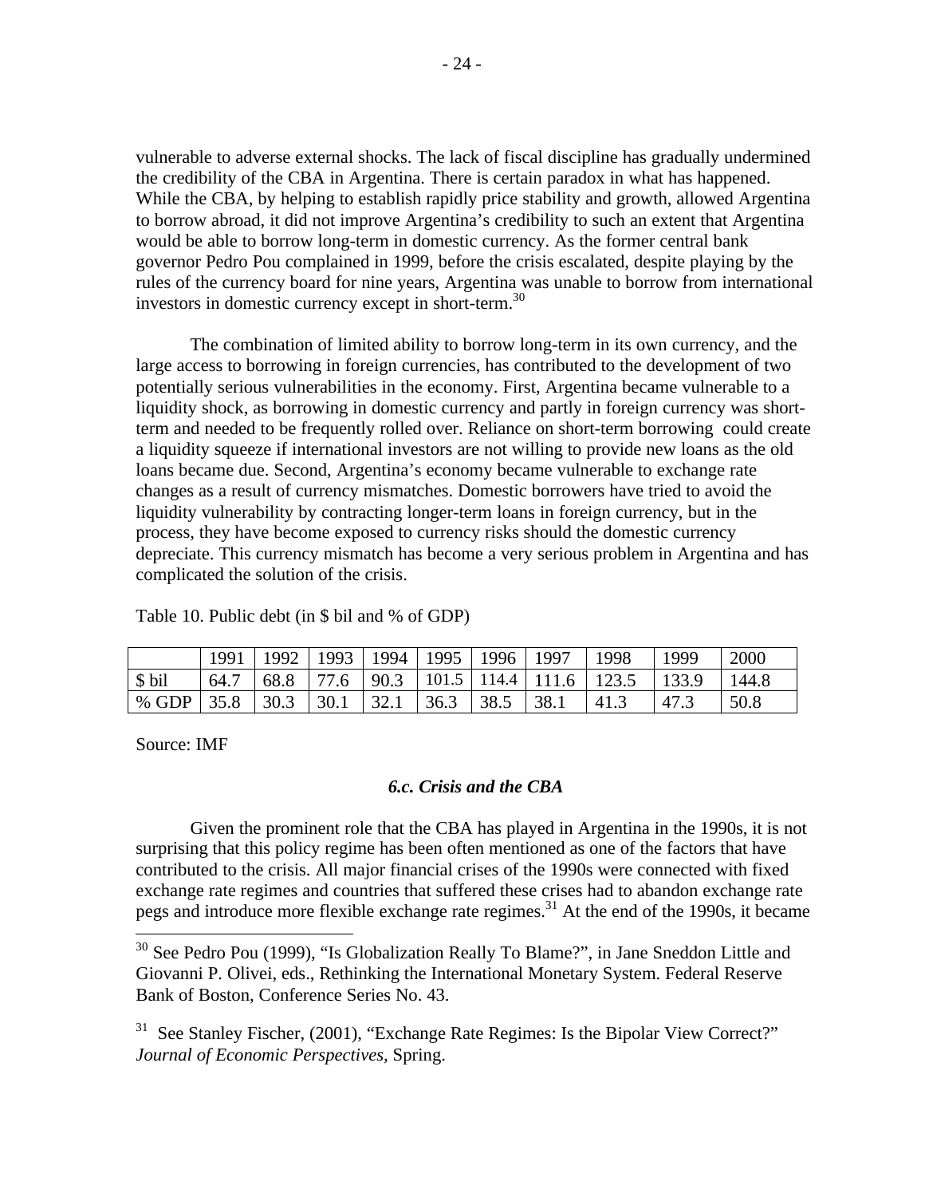vulnerable to adverse external shocks. The lack of fiscal discipline has gradually undermined the credibility of the CBA in Argentina. There is certain paradox in what has happened. While the CBA, by helping to establish rapidly price stability and growth, allowed Argentina to borrow abroad, it did not improve Argentina's credibility to such an extent that Argentina would be able to borrow long-term in domestic currency. As the former central bank governor Pedro Pou complained in 1999, before the crisis escalated, despite playing by the rules of the currency board for nine years, Argentina was unable to borrow from international investors in domestic currency except in short-term.[30]

The combination of limited ability to borrow long-term in its own currency, and the large access to borrowing in foreign currencies, has contributed to the development of two potentially serious vulnerabilities in the economy. First, Argentina became vulnerable to a liquidity shock, as borrowing in domestic currency and partly in foreign currency was short-term and needed to be frequently rolled over. Reliance on short-term borrowing could create a liquidity squeeze if international investors are not willing to provide new loans as the old loans became due. Second, Argentina's economy became vulnerable to exchange rate changes as a result of currency mismatches. Domestic borrowers have tried to avoid the liquidity vulnerability by contracting longer-term loans in foreign currency, but in the process, they have become exposed to currency risks should the domestic currency depreciate. This currency mismatch has become a very serious problem in Argentina and has complicated the solution of the crisis.

Table 10. Public debt (in $ bil and % of GDP)

| | 1991 | 1992 | 1993 | 1994 | 1995 | 1996 | 1997 | 1998 | 1999 | 2000 |
|---|---|---|---|---|---|---|---|---|---|---|
| $ bil | 64.7 | 68.8 | 77.6 | 90.3 | 101.5 | 114.4 | 111.6 | 123.5 | 133.9 | 144.8 |
| % GDP | 35.8 | 30.3 | 30.1 | 32.1 | 36.3 | 38.5 | 38.1 | 41.3 | 47.3 | 50.8 |

Source: IMF

### *6.c. Crisis and the CBA*

Given the prominent role that the CBA has played in Argentina in the 1990s, it is not surprising that this policy regime has been often mentioned as one of the factors that have contributed to the crisis. All major financial crises of the 1990s were connected with fixed exchange rate regimes and countries that suffered these crises had to abandon exchange rate pegs and introduce more flexible exchange rate regimes.[31] At the end of the 1990s, it became

[30] See Pedro Pou (1999), "Is Globalization Really To Blame?", in Jane Sneddon Little and Giovanni P. Olivei, eds., Rethinking the International Monetary System. Federal Reserve Bank of Boston, Conference Series No. 43.

[31] See Stanley Fischer, (2001), "Exchange Rate Regimes: Is the Bipolar View Correct?" *Journal of Economic Perspectives,* Spring.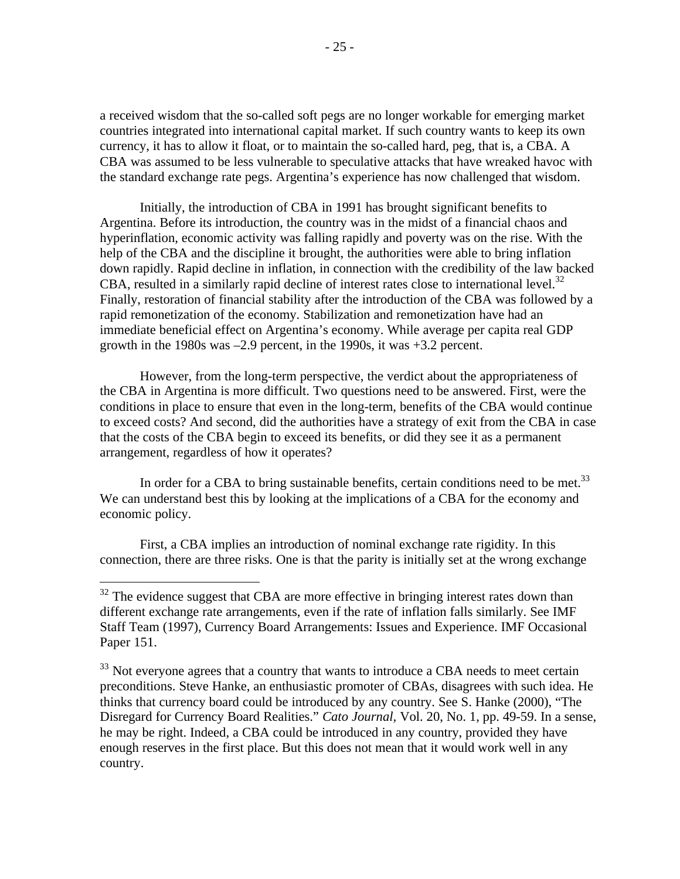a received wisdom that the so-called soft pegs are no longer workable for emerging market countries integrated into international capital market. If such country wants to keep its own currency, it has to allow it float, or to maintain the so-called hard, peg, that is, a CBA. A CBA was assumed to be less vulnerable to speculative attacks that have wreaked havoc with the standard exchange rate pegs. Argentina's experience has now challenged that wisdom.

Initially, the introduction of CBA in 1991 has brought significant benefits to Argentina. Before its introduction, the country was in the midst of a financial chaos and hyperinflation, economic activity was falling rapidly and poverty was on the rise. With the help of the CBA and the discipline it brought, the authorities were able to bring inflation down rapidly. Rapid decline in inflation, in connection with the credibility of the law backed CBA, resulted in a similarly rapid decline of interest rates close to international level.[32] Finally, restoration of financial stability after the introduction of the CBA was followed by a rapid remonetization of the economy. Stabilization and remonetization have had an immediate beneficial effect on Argentina's economy. While average per capita real GDP growth in the 1980s was –2.9 percent, in the 1990s, it was +3.2 percent.

However, from the long-term perspective, the verdict about the appropriateness of the CBA in Argentina is more difficult. Two questions need to be answered. First, were the conditions in place to ensure that even in the long-term, benefits of the CBA would continue to exceed costs? And second, did the authorities have a strategy of exit from the CBA in case that the costs of the CBA begin to exceed its benefits, or did they see it as a permanent arrangement, regardless of how it operates?

In order for a CBA to bring sustainable benefits, certain conditions need to be met.[33] We can understand best this by looking at the implications of a CBA for the economy and economic policy.

First, a CBA implies an introduction of nominal exchange rate rigidity. In this connection, there are three risks. One is that the parity is initially set at the wrong exchange

---

[32] The evidence suggest that CBA are more effective in bringing interest rates down than different exchange rate arrangements, even if the rate of inflation falls similarly. See IMF Staff Team (1997), Currency Board Arrangements: Issues and Experience. IMF Occasional Paper 151.

[33] Not everyone agrees that a country that wants to introduce a CBA needs to meet certain preconditions. Steve Hanke, an enthusiastic promoter of CBAs, disagrees with such idea. He thinks that currency board could be introduced by any country. See S. Hanke (2000), "The Disregard for Currency Board Realities." *Cato Journal*, Vol. 20, No. 1, pp. 49-59. In a sense, he may be right. Indeed, a CBA could be introduced in any country, provided they have enough reserves in the first place. But this does not mean that it would work well in any country.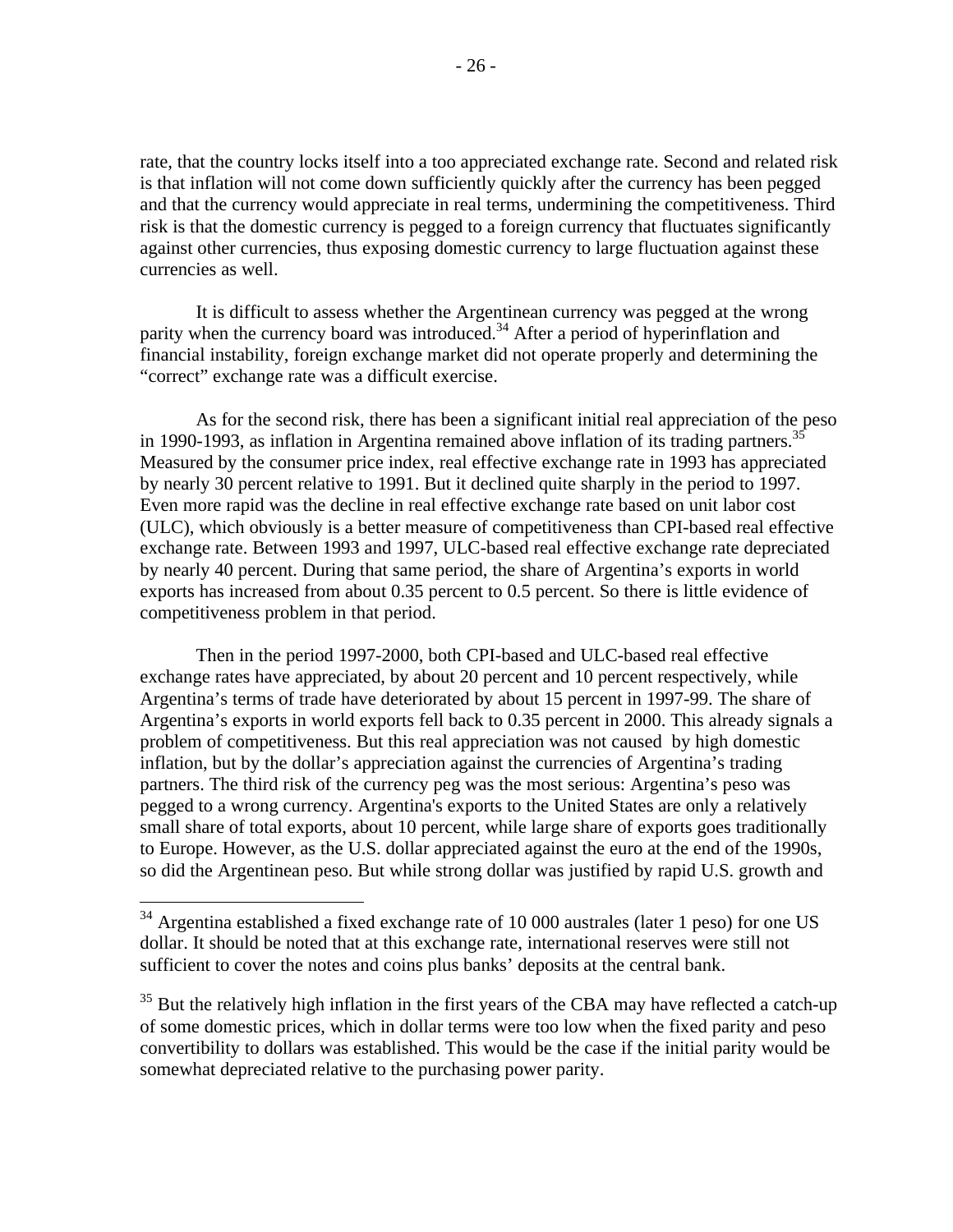rate, that the country locks itself into a too appreciated exchange rate. Second and related risk is that inflation will not come down sufficiently quickly after the currency has been pegged and that the currency would appreciate in real terms, undermining the competitiveness. Third risk is that the domestic currency is pegged to a foreign currency that fluctuates significantly against other currencies, thus exposing domestic currency to large fluctuation against these currencies as well.

It is difficult to assess whether the Argentinean currency was pegged at the wrong parity when the currency board was introduced.[34] After a period of hyperinflation and financial instability, foreign exchange market did not operate properly and determining the "correct" exchange rate was a difficult exercise.

As for the second risk, there has been a significant initial real appreciation of the peso in 1990-1993, as inflation in Argentina remained above inflation of its trading partners.[35] Measured by the consumer price index, real effective exchange rate in 1993 has appreciated by nearly 30 percent relative to 1991. But it declined quite sharply in the period to 1997. Even more rapid was the decline in real effective exchange rate based on unit labor cost (ULC), which obviously is a better measure of competitiveness than CPI-based real effective exchange rate. Between 1993 and 1997, ULC-based real effective exchange rate depreciated by nearly 40 percent. During that same period, the share of Argentina's exports in world exports has increased from about 0.35 percent to 0.5 percent. So there is little evidence of competitiveness problem in that period.

Then in the period 1997-2000, both CPI-based and ULC-based real effective exchange rates have appreciated, by about 20 percent and 10 percent respectively, while Argentina's terms of trade have deteriorated by about 15 percent in 1997-99. The share of Argentina's exports in world exports fell back to 0.35 percent in 2000. This already signals a problem of competitiveness. But this real appreciation was not caused by high domestic inflation, but by the dollar's appreciation against the currencies of Argentina's trading partners. The third risk of the currency peg was the most serious: Argentina's peso was pegged to a wrong currency. Argentina's exports to the United States are only a relatively small share of total exports, about 10 percent, while large share of exports goes traditionally to Europe. However, as the U.S. dollar appreciated against the euro at the end of the 1990s, so did the Argentinean peso. But while strong dollar was justified by rapid U.S. growth and

---

[34] Argentina established a fixed exchange rate of 10 000 australes (later 1 peso) for one US dollar. It should be noted that at this exchange rate, international reserves were still not sufficient to cover the notes and coins plus banks' deposits at the central bank.

[35] But the relatively high inflation in the first years of the CBA may have reflected a catch-up of some domestic prices, which in dollar terms were too low when the fixed parity and peso convertibility to dollars was established. This would be the case if the initial parity would be somewhat depreciated relative to the purchasing power parity.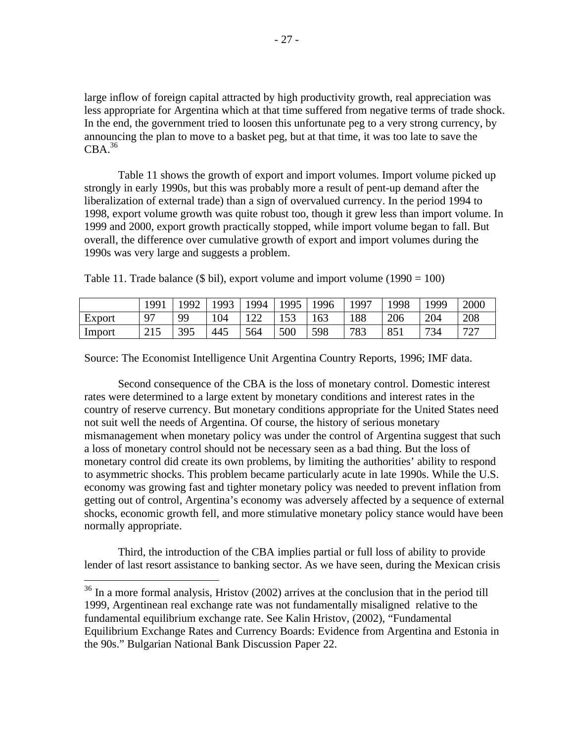large inflow of foreign capital attracted by high productivity growth, real appreciation was less appropriate for Argentina which at that time suffered from negative terms of trade shock. In the end, the government tried to loosen this unfortunate peg to a very strong currency, by announcing the plan to move to a basket peg, but at that time, it was too late to save the CBA.[36]

Table 11 shows the growth of export and import volumes. Import volume picked up strongly in early 1990s, but this was probably more a result of pent-up demand after the liberalization of external trade) than a sign of overvalued currency. In the period 1994 to 1998, export volume growth was quite robust too, though it grew less than import volume. In 1999 and 2000, export growth practically stopped, while import volume began to fall. But overall, the difference over cumulative growth of export and import volumes during the 1990s was very large and suggests a problem.

Table 11. Trade balance ($ bil), export volume and import volume (1990 = 100)

| | 1991 | 1992 | 1993 | 1994 | 1995 | 1996 | 1997 | 1998 | 1999 | 2000 |
|---|---|---|---|---|---|---|---|---|---|---|
| Export | 97 | 99 | 104 | 122 | 153 | 163 | 188 | 206 | 204 | 208 |
| Import | 215 | 395 | 445 | 564 | 500 | 598 | 783 | 851 | 734 | 727 |

Source: The Economist Intelligence Unit Argentina Country Reports, 1996; IMF data.

Second consequence of the CBA is the loss of monetary control. Domestic interest rates were determined to a large extent by monetary conditions and interest rates in the country of reserve currency. But monetary conditions appropriate for the United States need not suit well the needs of Argentina. Of course, the history of serious monetary mismanagement when monetary policy was under the control of Argentina suggest that such a loss of monetary control should not be necessary seen as a bad thing. But the loss of monetary control did create its own problems, by limiting the authorities' ability to respond to asymmetric shocks. This problem became particularly acute in late 1990s. While the U.S. economy was growing fast and tighter monetary policy was needed to prevent inflation from getting out of control, Argentina's economy was adversely affected by a sequence of external shocks, economic growth fell, and more stimulative monetary policy stance would have been normally appropriate.

Third, the introduction of the CBA implies partial or full loss of ability to provide lender of last resort assistance to banking sector. As we have seen, during the Mexican crisis

---

[36] In a more formal analysis, Hristov (2002) arrives at the conclusion that in the period till 1999, Argentinean real exchange rate was not fundamentally misaligned relative to the fundamental equilibrium exchange rate. See Kalin Hristov, (2002), "Fundamental Equilibrium Exchange Rates and Currency Boards: Evidence from Argentina and Estonia in the 90s." Bulgarian National Bank Discussion Paper 22.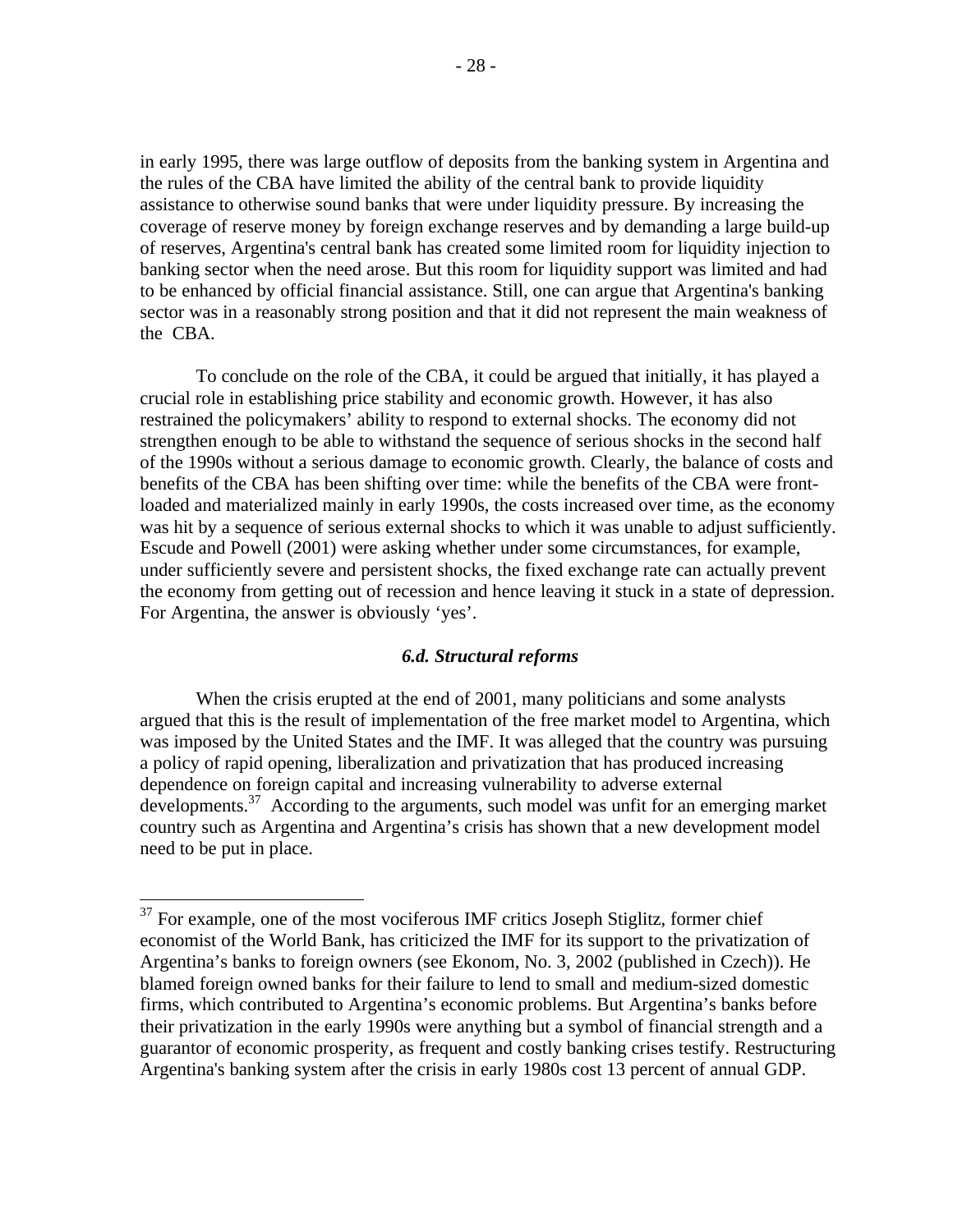in early 1995, there was large outflow of deposits from the banking system in Argentina and the rules of the CBA have limited the ability of the central bank to provide liquidity assistance to otherwise sound banks that were under liquidity pressure. By increasing the coverage of reserve money by foreign exchange reserves and by demanding a large build-up of reserves, Argentina's central bank has created some limited room for liquidity injection to banking sector when the need arose. But this room for liquidity support was limited and had to be enhanced by official financial assistance. Still, one can argue that Argentina's banking sector was in a reasonably strong position and that it did not represent the main weakness of the CBA.

To conclude on the role of the CBA, it could be argued that initially, it has played a crucial role in establishing price stability and economic growth. However, it has also restrained the policymakers' ability to respond to external shocks. The economy did not strengthen enough to be able to withstand the sequence of serious shocks in the second half of the 1990s without a serious damage to economic growth. Clearly, the balance of costs and benefits of the CBA has been shifting over time: while the benefits of the CBA were front-loaded and materialized mainly in early 1990s, the costs increased over time, as the economy was hit by a sequence of serious external shocks to which it was unable to adjust sufficiently. Escude and Powell (2001) were asking whether under some circumstances, for example, under sufficiently severe and persistent shocks, the fixed exchange rate can actually prevent the economy from getting out of recession and hence leaving it stuck in a state of depression. For Argentina, the answer is obviously 'yes'.

### *6.d. Structural reforms*

When the crisis erupted at the end of 2001, many politicians and some analysts argued that this is the result of implementation of the free market model to Argentina, which was imposed by the United States and the IMF. It was alleged that the country was pursuing a policy of rapid opening, liberalization and privatization that has produced increasing dependence on foreign capital and increasing vulnerability to adverse external developments.[37] According to the arguments, such model was unfit for an emerging market country such as Argentina and Argentina's crisis has shown that a new development model need to be put in place.

---

[37] For example, one of the most vociferous IMF critics Joseph Stiglitz, former chief economist of the World Bank, has criticized the IMF for its support to the privatization of Argentina's banks to foreign owners (see Ekonom, No. 3, 2002 (published in Czech)). He blamed foreign owned banks for their failure to lend to small and medium-sized domestic firms, which contributed to Argentina's economic problems. But Argentina's banks before their privatization in the early 1990s were anything but a symbol of financial strength and a guarantor of economic prosperity, as frequent and costly banking crises testify. Restructuring Argentina's banking system after the crisis in early 1980s cost 13 percent of annual GDP.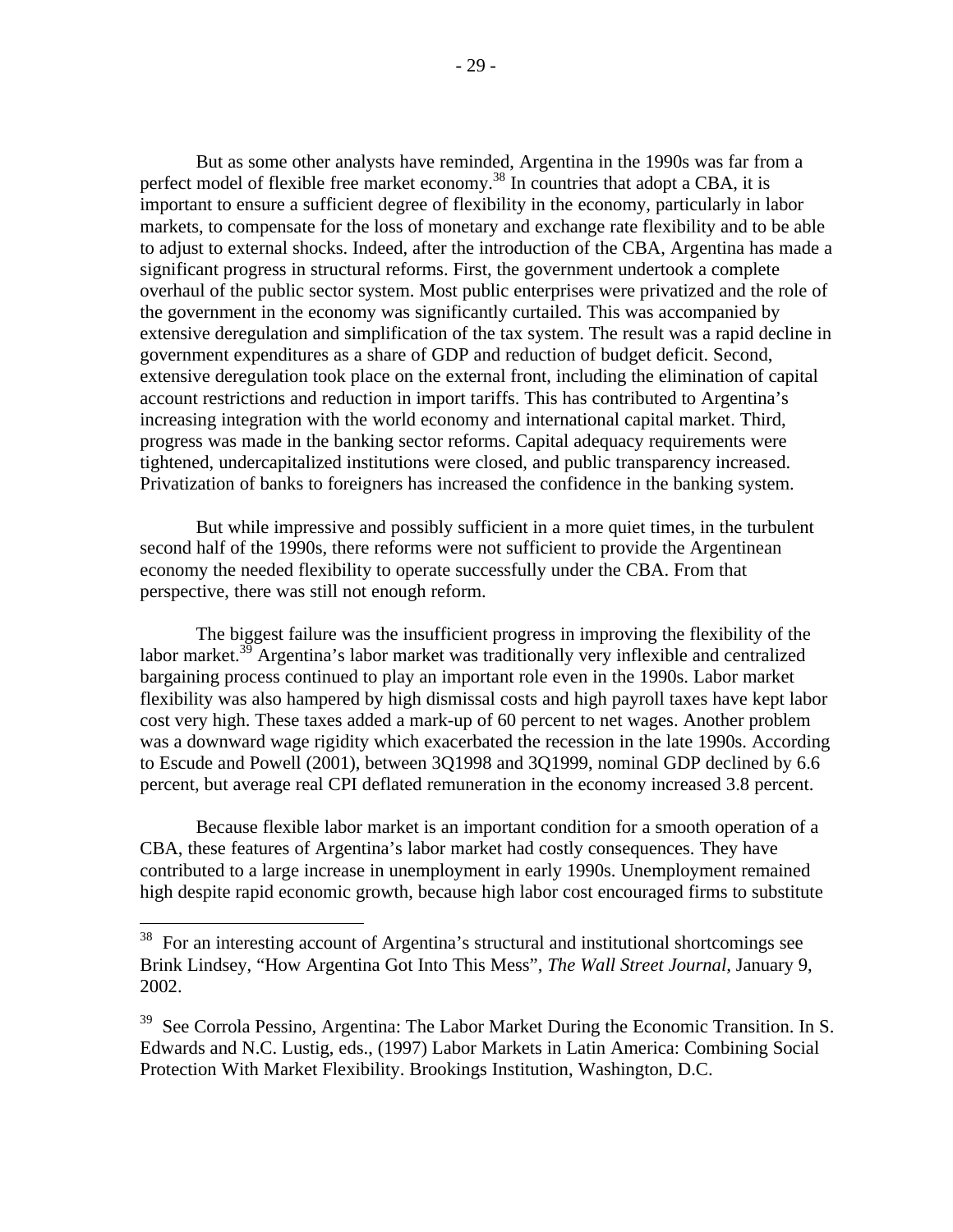But as some other analysts have reminded, Argentina in the 1990s was far from a perfect model of flexible free market economy.[38] In countries that adopt a CBA, it is important to ensure a sufficient degree of flexibility in the economy, particularly in labor markets, to compensate for the loss of monetary and exchange rate flexibility and to be able to adjust to external shocks. Indeed, after the introduction of the CBA, Argentina has made a significant progress in structural reforms. First, the government undertook a complete overhaul of the public sector system. Most public enterprises were privatized and the role of the government in the economy was significantly curtailed. This was accompanied by extensive deregulation and simplification of the tax system. The result was a rapid decline in government expenditures as a share of GDP and reduction of budget deficit. Second, extensive deregulation took place on the external front, including the elimination of capital account restrictions and reduction in import tariffs. This has contributed to Argentina's increasing integration with the world economy and international capital market. Third, progress was made in the banking sector reforms. Capital adequacy requirements were tightened, undercapitalized institutions were closed, and public transparency increased. Privatization of banks to foreigners has increased the confidence in the banking system.

But while impressive and possibly sufficient in a more quiet times, in the turbulent second half of the 1990s, there reforms were not sufficient to provide the Argentinean economy the needed flexibility to operate successfully under the CBA. From that perspective, there was still not enough reform.

The biggest failure was the insufficient progress in improving the flexibility of the labor market.[39] Argentina's labor market was traditionally very inflexible and centralized bargaining process continued to play an important role even in the 1990s. Labor market flexibility was also hampered by high dismissal costs and high payroll taxes have kept labor cost very high. These taxes added a mark-up of 60 percent to net wages. Another problem was a downward wage rigidity which exacerbated the recession in the late 1990s. According to Escude and Powell (2001), between 3Q1998 and 3Q1999, nominal GDP declined by 6.6 percent, but average real CPI deflated remuneration in the economy increased 3.8 percent.

Because flexible labor market is an important condition for a smooth operation of a CBA, these features of Argentina's labor market had costly consequences. They have contributed to a large increase in unemployment in early 1990s. Unemployment remained high despite rapid economic growth, because high labor cost encouraged firms to substitute

---

[38] For an interesting account of Argentina's structural and institutional shortcomings see Brink Lindsey, "How Argentina Got Into This Mess", *The Wall Street Journal*, January 9, 2002.

[39] See Corrola Pessino, Argentina: The Labor Market During the Economic Transition. In S. Edwards and N.C. Lustig, eds., (1997) Labor Markets in Latin America: Combining Social Protection With Market Flexibility. Brookings Institution, Washington, D.C.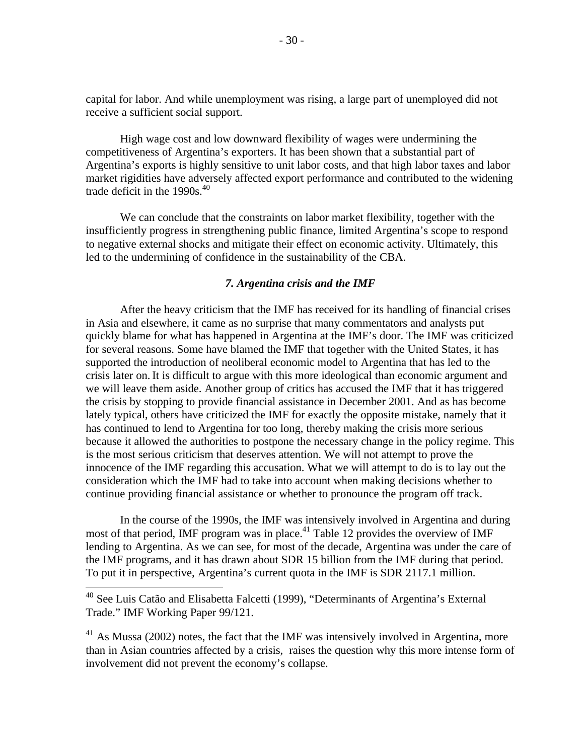capital for labor. And while unemployment was rising, a large part of unemployed did not receive a sufficient social support.

High wage cost and low downward flexibility of wages were undermining the competitiveness of Argentina's exporters. It has been shown that a substantial part of Argentina's exports is highly sensitive to unit labor costs, and that high labor taxes and labor market rigidities have adversely affected export performance and contributed to the widening trade deficit in the 1990s.[40]

We can conclude that the constraints on labor market flexibility, together with the insufficiently progress in strengthening public finance, limited Argentina's scope to respond to negative external shocks and mitigate their effect on economic activity. Ultimately, this led to the undermining of confidence in the sustainability of the CBA.

### *7. Argentina crisis and the IMF*

After the heavy criticism that the IMF has received for its handling of financial crises in Asia and elsewhere, it came as no surprise that many commentators and analysts put quickly blame for what has happened in Argentina at the IMF's door. The IMF was criticized for several reasons. Some have blamed the IMF that together with the United States, it has supported the introduction of neoliberal economic model to Argentina that has led to the crisis later on. It is difficult to argue with this more ideological than economic argument and we will leave them aside. Another group of critics has accused the IMF that it has triggered the crisis by stopping to provide financial assistance in December 2001. And as has become lately typical, others have criticized the IMF for exactly the opposite mistake, namely that it has continued to lend to Argentina for too long, thereby making the crisis more serious because it allowed the authorities to postpone the necessary change in the policy regime. This is the most serious criticism that deserves attention. We will not attempt to prove the innocence of the IMF regarding this accusation. What we will attempt to do is to lay out the consideration which the IMF had to take into account when making decisions whether to continue providing financial assistance or whether to pronounce the program off track.

In the course of the 1990s, the IMF was intensively involved in Argentina and during most of that period, IMF program was in place.[41] Table 12 provides the overview of IMF lending to Argentina. As we can see, for most of the decade, Argentina was under the care of the IMF programs, and it has drawn about SDR 15 billion from the IMF during that period. To put it in perspective, Argentina's current quota in the IMF is SDR 2117.1 million.

---

[40] See Luis Catão and Elisabetta Falcetti (1999), "Determinants of Argentina's External Trade." IMF Working Paper 99/121.

[41] As Mussa (2002) notes, the fact that the IMF was intensively involved in Argentina, more than in Asian countries affected by a crisis, raises the question why this more intense form of involvement did not prevent the economy's collapse.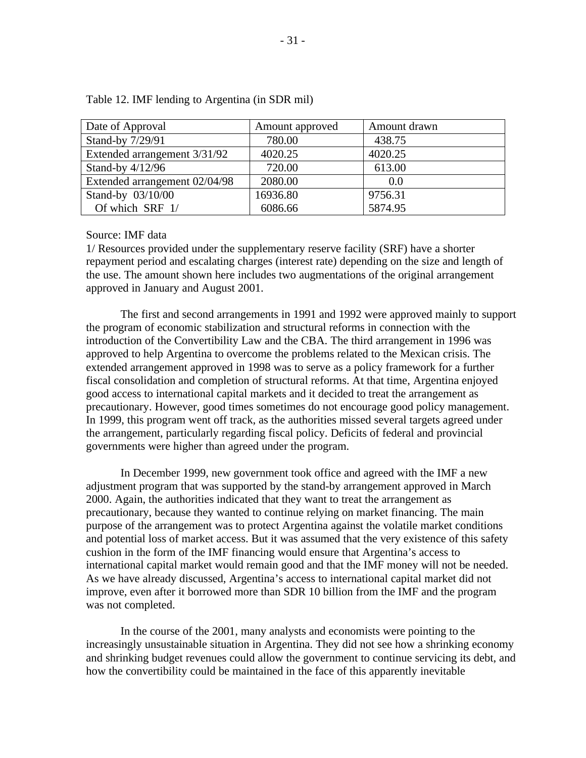Table 12. IMF lending to Argentina (in SDR mil)

| Date of Approval | Amount approved | Amount drawn |
| --- | --- | --- |
| Stand-by 7/29/91 | 780.00 | 438.75 |
| Extended arrangement 3/31/92 | 4020.25 | 4020.25 |
| Stand-by 4/12/96 | 720.00 | 613.00 |
| Extended arrangement 02/04/98 | 2080.00 | 0.0 |
| Stand-by 03/10/00 | 16936.80 | 9756.31 |
| Of which SRF 1/ | 6086.66 | 5874.95 |

Source: IMF data

1/ Resources provided under the supplementary reserve facility (SRF) have a shorter repayment period and escalating charges (interest rate) depending on the size and length of the use. The amount shown here includes two augmentations of the original arrangement approved in January and August 2001.

The first and second arrangements in 1991 and 1992 were approved mainly to support the program of economic stabilization and structural reforms in connection with the introduction of the Convertibility Law and the CBA. The third arrangement in 1996 was approved to help Argentina to overcome the problems related to the Mexican crisis. The extended arrangement approved in 1998 was to serve as a policy framework for a further fiscal consolidation and completion of structural reforms. At that time, Argentina enjoyed good access to international capital markets and it decided to treat the arrangement as precautionary. However, good times sometimes do not encourage good policy management. In 1999, this program went off track, as the authorities missed several targets agreed under the arrangement, particularly regarding fiscal policy. Deficits of federal and provincial governments were higher than agreed under the program.

In December 1999, new government took office and agreed with the IMF a new adjustment program that was supported by the stand-by arrangement approved in March 2000. Again, the authorities indicated that they want to treat the arrangement as precautionary, because they wanted to continue relying on market financing. The main purpose of the arrangement was to protect Argentina against the volatile market conditions and potential loss of market access. But it was assumed that the very existence of this safety cushion in the form of the IMF financing would ensure that Argentina's access to international capital market would remain good and that the IMF money will not be needed. As we have already discussed, Argentina's access to international capital market did not improve, even after it borrowed more than SDR 10 billion from the IMF and the program was not completed.

In the course of the 2001, many analysts and economists were pointing to the increasingly unsustainable situation in Argentina. They did not see how a shrinking economy and shrinking budget revenues could allow the government to continue servicing its debt, and how the convertibility could be maintained in the face of this apparently inevitable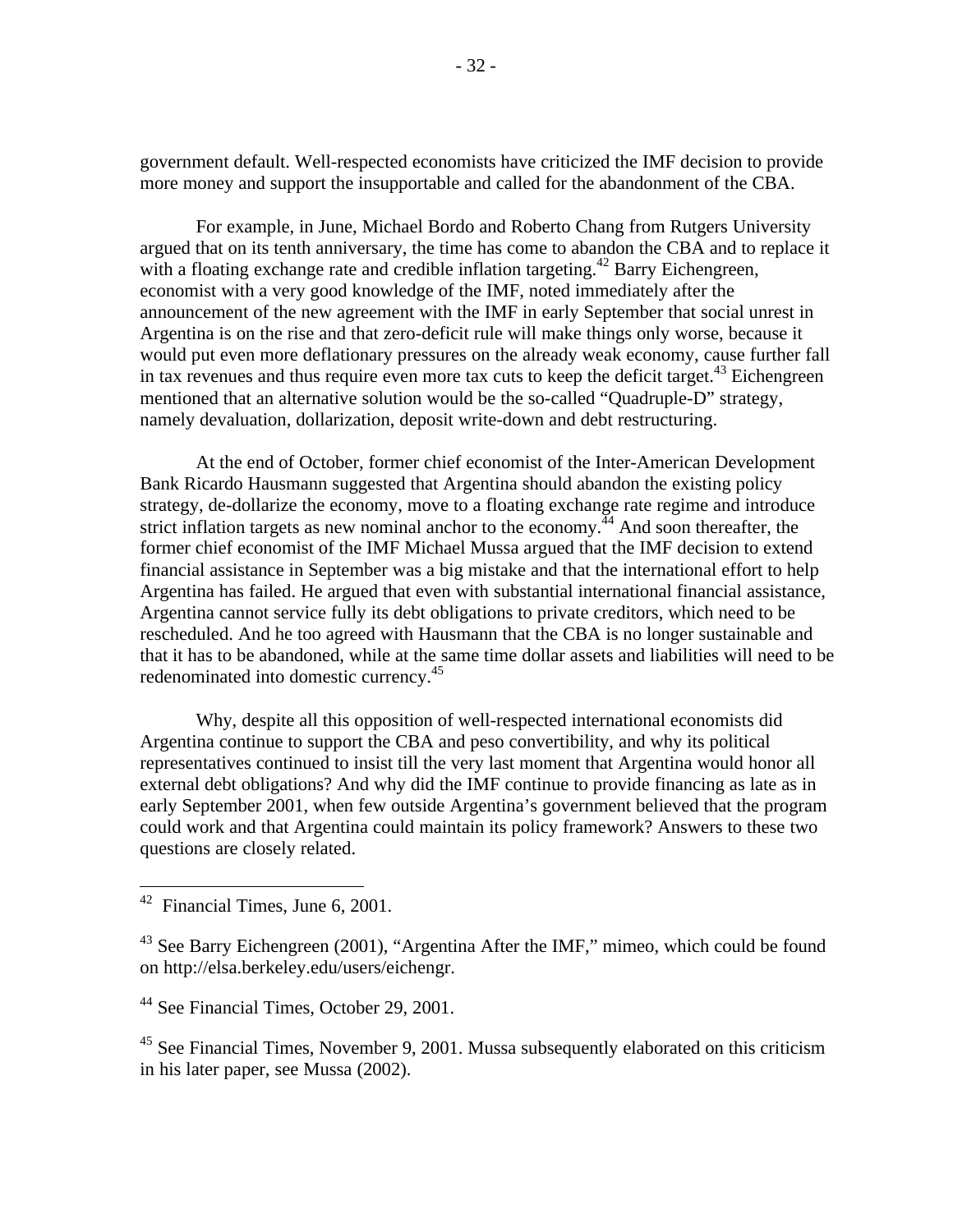government default. Well-respected economists have criticized the IMF decision to provide more money and support the insupportable and called for the abandonment of the CBA.

For example, in June, Michael Bordo and Roberto Chang from Rutgers University argued that on its tenth anniversary, the time has come to abandon the CBA and to replace it with a floating exchange rate and credible inflation targeting.[42] Barry Eichengreen, economist with a very good knowledge of the IMF, noted immediately after the announcement of the new agreement with the IMF in early September that social unrest in Argentina is on the rise and that zero-deficit rule will make things only worse, because it would put even more deflationary pressures on the already weak economy, cause further fall in tax revenues and thus require even more tax cuts to keep the deficit target.[43] Eichengreen mentioned that an alternative solution would be the so-called "Quadruple-D" strategy, namely devaluation, dollarization, deposit write-down and debt restructuring.

At the end of October, former chief economist of the Inter-American Development Bank Ricardo Hausmann suggested that Argentina should abandon the existing policy strategy, de-dollarize the economy, move to a floating exchange rate regime and introduce strict inflation targets as new nominal anchor to the economy.[44] And soon thereafter, the former chief economist of the IMF Michael Mussa argued that the IMF decision to extend financial assistance in September was a big mistake and that the international effort to help Argentina has failed. He argued that even with substantial international financial assistance, Argentina cannot service fully its debt obligations to private creditors, which need to be rescheduled. And he too agreed with Hausmann that the CBA is no longer sustainable and that it has to be abandoned, while at the same time dollar assets and liabilities will need to be redenominated into domestic currency.[45]

Why, despite all this opposition of well-respected international economists did Argentina continue to support the CBA and peso convertibility, and why its political representatives continued to insist till the very last moment that Argentina would honor all external debt obligations? And why did the IMF continue to provide financing as late as in early September 2001, when few outside Argentina's government believed that the program could work and that Argentina could maintain its policy framework? Answers to these two questions are closely related.

---

[42] Financial Times, June 6, 2001.

[43] See Barry Eichengreen (2001), "Argentina After the IMF," mimeo, which could be found on http://elsa.berkeley.edu/users/eichengr.

[44] See Financial Times, October 29, 2001.

[45] See Financial Times, November 9, 2001. Mussa subsequently elaborated on this criticism in his later paper, see Mussa (2002).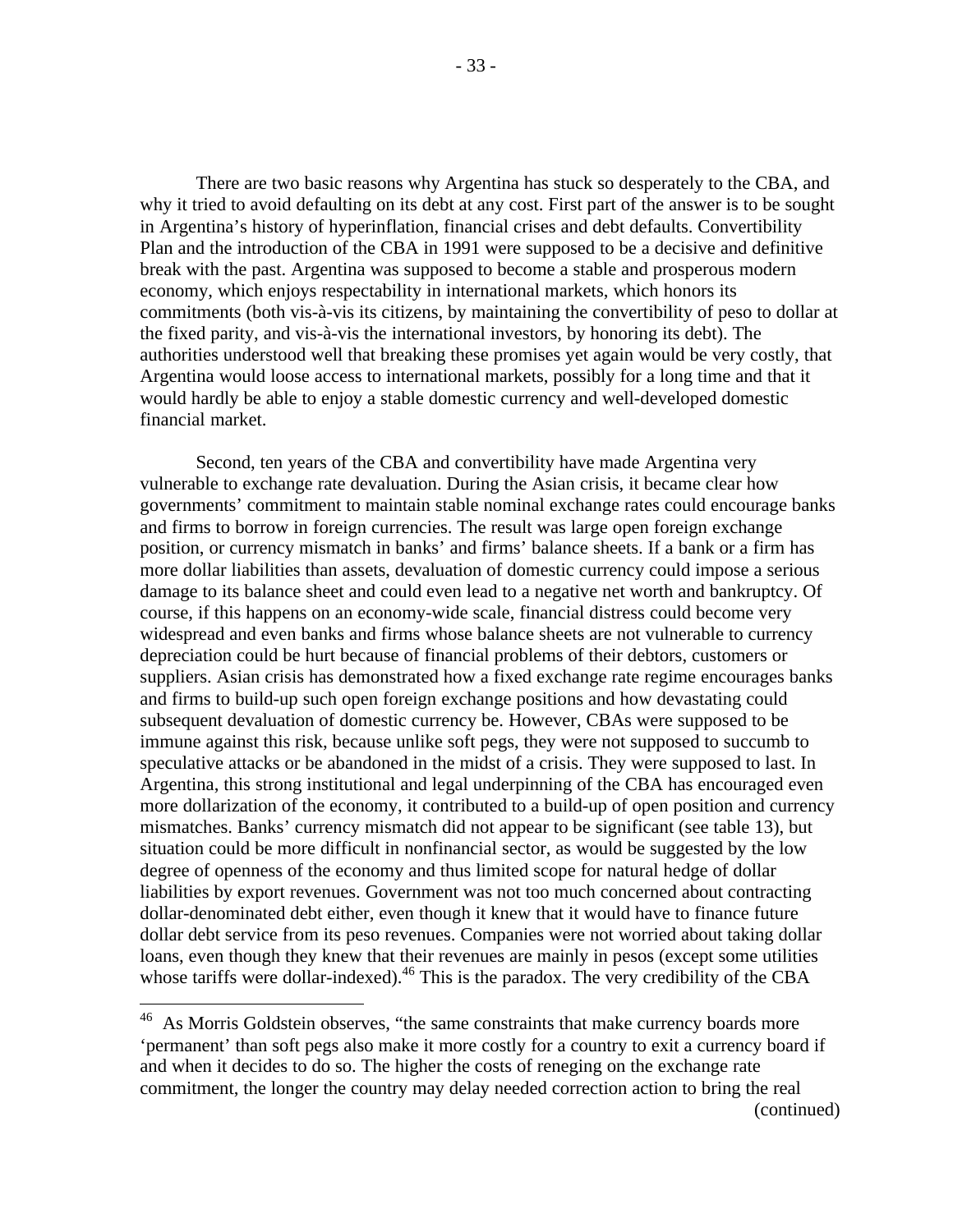There are two basic reasons why Argentina has stuck so desperately to the CBA, and why it tried to avoid defaulting on its debt at any cost. First part of the answer is to be sought in Argentina's history of hyperinflation, financial crises and debt defaults. Convertibility Plan and the introduction of the CBA in 1991 were supposed to be a decisive and definitive break with the past. Argentina was supposed to become a stable and prosperous modern economy, which enjoys respectability in international markets, which honors its commitments (both vis-à-vis its citizens, by maintaining the convertibility of peso to dollar at the fixed parity, and vis-à-vis the international investors, by honoring its debt). The authorities understood well that breaking these promises yet again would be very costly, that Argentina would loose access to international markets, possibly for a long time and that it would hardly be able to enjoy a stable domestic currency and well-developed domestic financial market.

Second, ten years of the CBA and convertibility have made Argentina very vulnerable to exchange rate devaluation. During the Asian crisis, it became clear how governments' commitment to maintain stable nominal exchange rates could encourage banks and firms to borrow in foreign currencies. The result was large open foreign exchange position, or currency mismatch in banks' and firms' balance sheets. If a bank or a firm has more dollar liabilities than assets, devaluation of domestic currency could impose a serious damage to its balance sheet and could even lead to a negative net worth and bankruptcy. Of course, if this happens on an economy-wide scale, financial distress could become very widespread and even banks and firms whose balance sheets are not vulnerable to currency depreciation could be hurt because of financial problems of their debtors, customers or suppliers. Asian crisis has demonstrated how a fixed exchange rate regime encourages banks and firms to build-up such open foreign exchange positions and how devastating could subsequent devaluation of domestic currency be. However, CBAs were supposed to be immune against this risk, because unlike soft pegs, they were not supposed to succumb to speculative attacks or be abandoned in the midst of a crisis. They were supposed to last. In Argentina, this strong institutional and legal underpinning of the CBA has encouraged even more dollarization of the economy, it contributed to a build-up of open position and currency mismatches. Banks' currency mismatch did not appear to be significant (see table 13), but situation could be more difficult in nonfinancial sector, as would be suggested by the low degree of openness of the economy and thus limited scope for natural hedge of dollar liabilities by export revenues. Government was not too much concerned about contracting dollar-denominated debt either, even though it knew that it would have to finance future dollar debt service from its peso revenues. Companies were not worried about taking dollar loans, even though they knew that their revenues are mainly in pesos (except some utilities whose tariffs were dollar-indexed).[46] This is the paradox. The very credibility of the CBA

---

[46] As Morris Goldstein observes, "the same constraints that make currency boards more 'permanent' than soft pegs also make it more costly for a country to exit a currency board if and when it decides to do so. The higher the costs of reneging on the exchange rate commitment, the longer the country may delay needed correction action to bring the real

(continued)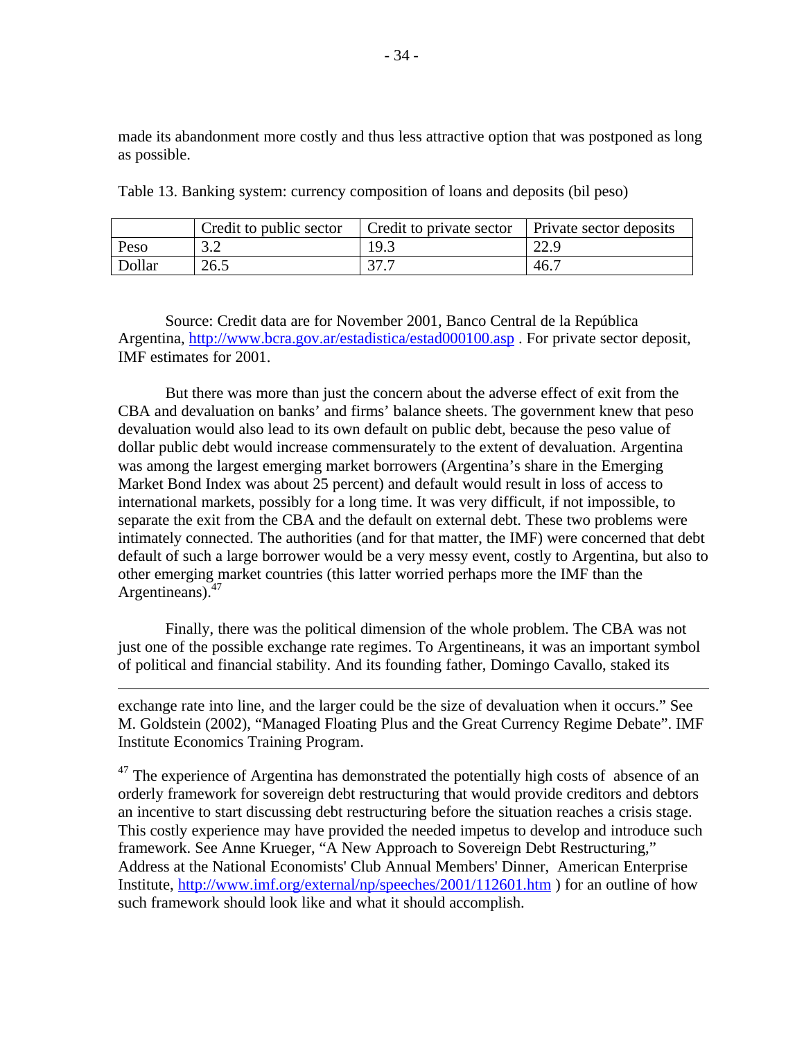made its abandonment more costly and thus less attractive option that was postponed as long as possible.

Table 13. Banking system: currency composition of loans and deposits (bil peso)

| | Credit to public sector | Credit to private sector | Private sector deposits |
|---|---|---|---|
| Peso | 3.2 | 19.3 | 22.9 |
| Dollar | 26.5 | 37.7 | 46.7 |

Source: Credit data are for November 2001, Banco Central de la República Argentina, http://www.bcra.gov.ar/estadistica/estad000100.asp . For private sector deposit, IMF estimates for 2001.

But there was more than just the concern about the adverse effect of exit from the CBA and devaluation on banks' and firms' balance sheets. The government knew that peso devaluation would also lead to its own default on public debt, because the peso value of dollar public debt would increase commensurately to the extent of devaluation. Argentina was among the largest emerging market borrowers (Argentina's share in the Emerging Market Bond Index was about 25 percent) and default would result in loss of access to international markets, possibly for a long time. It was very difficult, if not impossible, to separate the exit from the CBA and the default on external debt. These two problems were intimately connected. The authorities (and for that matter, the IMF) were concerned that debt default of such a large borrower would be a very messy event, costly to Argentina, but also to other emerging market countries (this latter worried perhaps more the IMF than the Argentineans).[47]

Finally, there was the political dimension of the whole problem. The CBA was not just one of the possible exchange rate regimes. To Argentineans, it was an important symbol of political and financial stability. And its founding father, Domingo Cavallo, staked its

---

exchange rate into line, and the larger could be the size of devaluation when it occurs." See M. Goldstein (2002), "Managed Floating Plus and the Great Currency Regime Debate". IMF Institute Economics Training Program.

[47] The experience of Argentina has demonstrated the potentially high costs of absence of an orderly framework for sovereign debt restructuring that would provide creditors and debtors an incentive to start discussing debt restructuring before the situation reaches a crisis stage. This costly experience may have provided the needed impetus to develop and introduce such framework. See Anne Krueger, "A New Approach to Sovereign Debt Restructuring," Address at the National Economists' Club Annual Members' Dinner, American Enterprise Institute, http://www.imf.org/external/np/speeches/2001/112601.htm ) for an outline of how such framework should look like and what it should accomplish.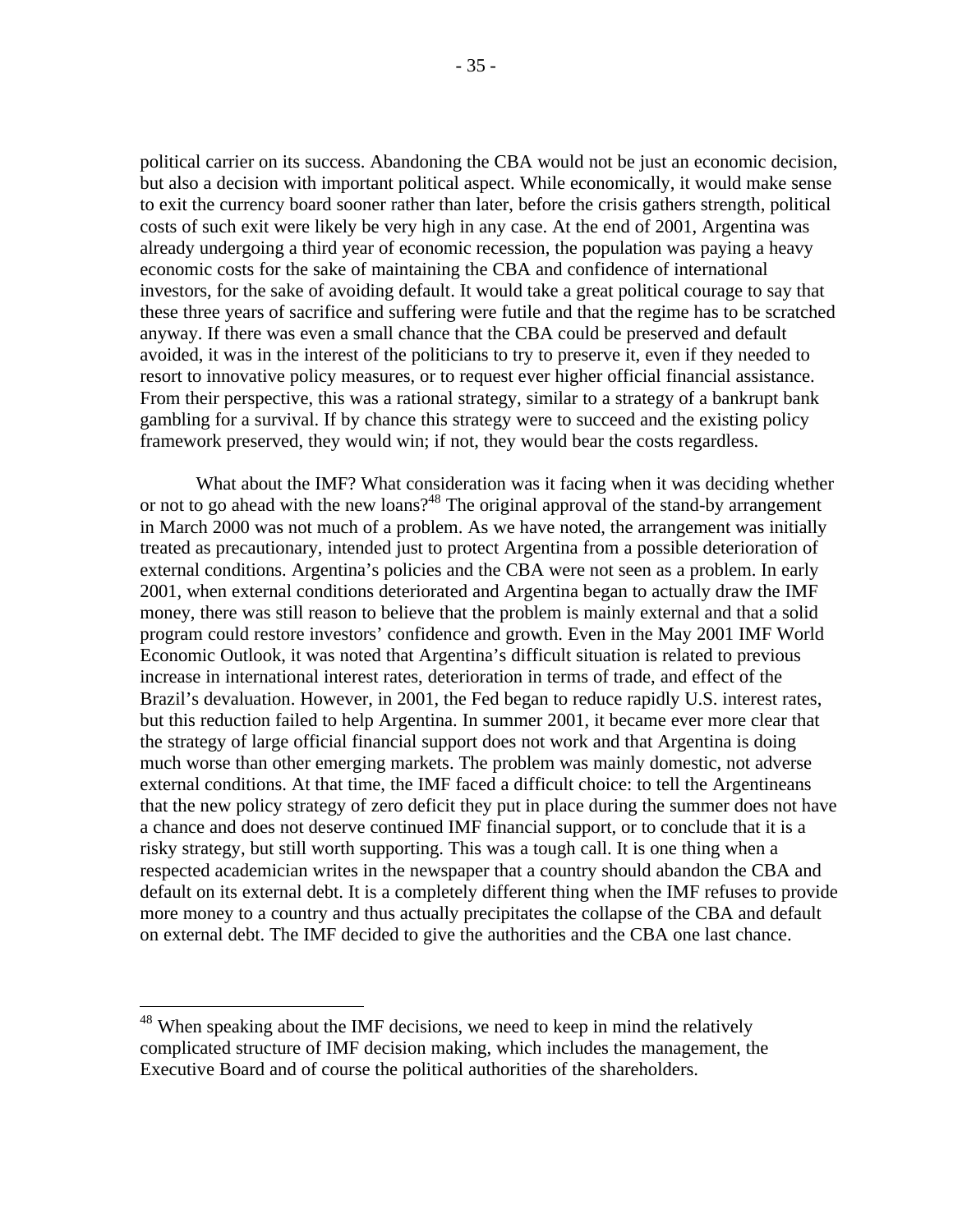political carrier on its success. Abandoning the CBA would not be just an economic decision, but also a decision with important political aspect. While economically, it would make sense to exit the currency board sooner rather than later, before the crisis gathers strength, political costs of such exit were likely be very high in any case. At the end of 2001, Argentina was already undergoing a third year of economic recession, the population was paying a heavy economic costs for the sake of maintaining the CBA and confidence of international investors, for the sake of avoiding default. It would take a great political courage to say that these three years of sacrifice and suffering were futile and that the regime has to be scratched anyway. If there was even a small chance that the CBA could be preserved and default avoided, it was in the interest of the politicians to try to preserve it, even if they needed to resort to innovative policy measures, or to request ever higher official financial assistance. From their perspective, this was a rational strategy, similar to a strategy of a bankrupt bank gambling for a survival. If by chance this strategy were to succeed and the existing policy framework preserved, they would win; if not, they would bear the costs regardless.

What about the IMF? What consideration was it facing when it was deciding whether or not to go ahead with the new loans?[48] The original approval of the stand-by arrangement in March 2000 was not much of a problem. As we have noted, the arrangement was initially treated as precautionary, intended just to protect Argentina from a possible deterioration of external conditions. Argentina's policies and the CBA were not seen as a problem. In early 2001, when external conditions deteriorated and Argentina began to actually draw the IMF money, there was still reason to believe that the problem is mainly external and that a solid program could restore investors' confidence and growth. Even in the May 2001 IMF World Economic Outlook, it was noted that Argentina's difficult situation is related to previous increase in international interest rates, deterioration in terms of trade, and effect of the Brazil's devaluation. However, in 2001, the Fed began to reduce rapidly U.S. interest rates, but this reduction failed to help Argentina. In summer 2001, it became ever more clear that the strategy of large official financial support does not work and that Argentina is doing much worse than other emerging markets. The problem was mainly domestic, not adverse external conditions. At that time, the IMF faced a difficult choice: to tell the Argentineans that the new policy strategy of zero deficit they put in place during the summer does not have a chance and does not deserve continued IMF financial support, or to conclude that it is a risky strategy, but still worth supporting. This was a tough call. It is one thing when a respected academician writes in the newspaper that a country should abandon the CBA and default on its external debt. It is a completely different thing when the IMF refuses to provide more money to a country and thus actually precipitates the collapse of the CBA and default on external debt. The IMF decided to give the authorities and the CBA one last chance.

---

[48] When speaking about the IMF decisions, we need to keep in mind the relatively complicated structure of IMF decision making, which includes the management, the Executive Board and of course the political authorities of the shareholders.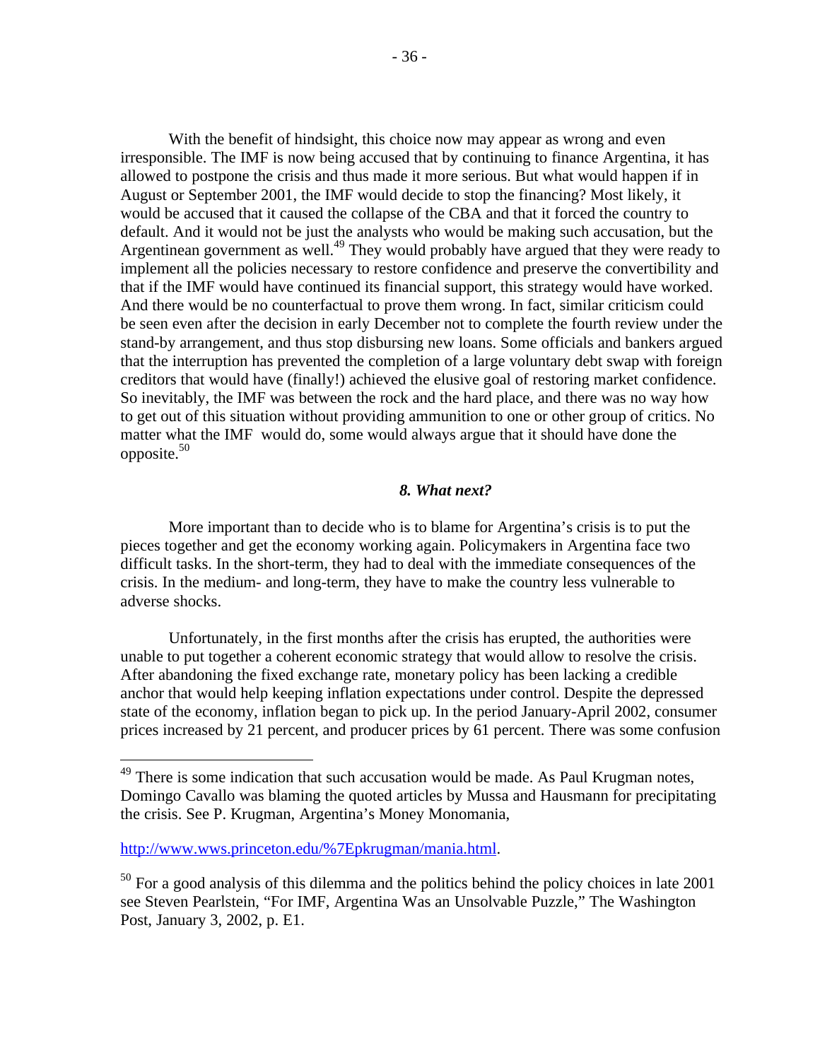With the benefit of hindsight, this choice now may appear as wrong and even irresponsible. The IMF is now being accused that by continuing to finance Argentina, it has allowed to postpone the crisis and thus made it more serious. But what would happen if in August or September 2001, the IMF would decide to stop the financing? Most likely, it would be accused that it caused the collapse of the CBA and that it forced the country to default. And it would not be just the analysts who would be making such accusation, but the Argentinean government as well.[49] They would probably have argued that they were ready to implement all the policies necessary to restore confidence and preserve the convertibility and that if the IMF would have continued its financial support, this strategy would have worked. And there would be no counterfactual to prove them wrong. In fact, similar criticism could be seen even after the decision in early December not to complete the fourth review under the stand-by arrangement, and thus stop disbursing new loans. Some officials and bankers argued that the interruption has prevented the completion of a large voluntary debt swap with foreign creditors that would have (finally!) achieved the elusive goal of restoring market confidence. So inevitably, the IMF was between the rock and the hard place, and there was no way how to get out of this situation without providing ammunition to one or other group of critics. No matter what the IMF would do, some would always argue that it should have done the opposite.[50]

### *8. What next?*

More important than to decide who is to blame for Argentina's crisis is to put the pieces together and get the economy working again. Policymakers in Argentina face two difficult tasks. In the short-term, they had to deal with the immediate consequences of the crisis. In the medium- and long-term, they have to make the country less vulnerable to adverse shocks.

Unfortunately, in the first months after the crisis has erupted, the authorities were unable to put together a coherent economic strategy that would allow to resolve the crisis. After abandoning the fixed exchange rate, monetary policy has been lacking a credible anchor that would help keeping inflation expectations under control. Despite the depressed state of the economy, inflation began to pick up. In the period January-April 2002, consumer prices increased by 21 percent, and producer prices by 61 percent. There was some confusion

---

[49] There is some indication that such accusation would be made. As Paul Krugman notes, Domingo Cavallo was blaming the quoted articles by Mussa and Hausmann for precipitating the crisis. See P. Krugman, Argentina's Money Monomania,

http://www.wws.princeton.edu/%7Epkrugman/mania.html.

[50] For a good analysis of this dilemma and the politics behind the policy choices in late 2001 see Steven Pearlstein, "For IMF, Argentina Was an Unsolvable Puzzle," The Washington Post, January 3, 2002, p. E1.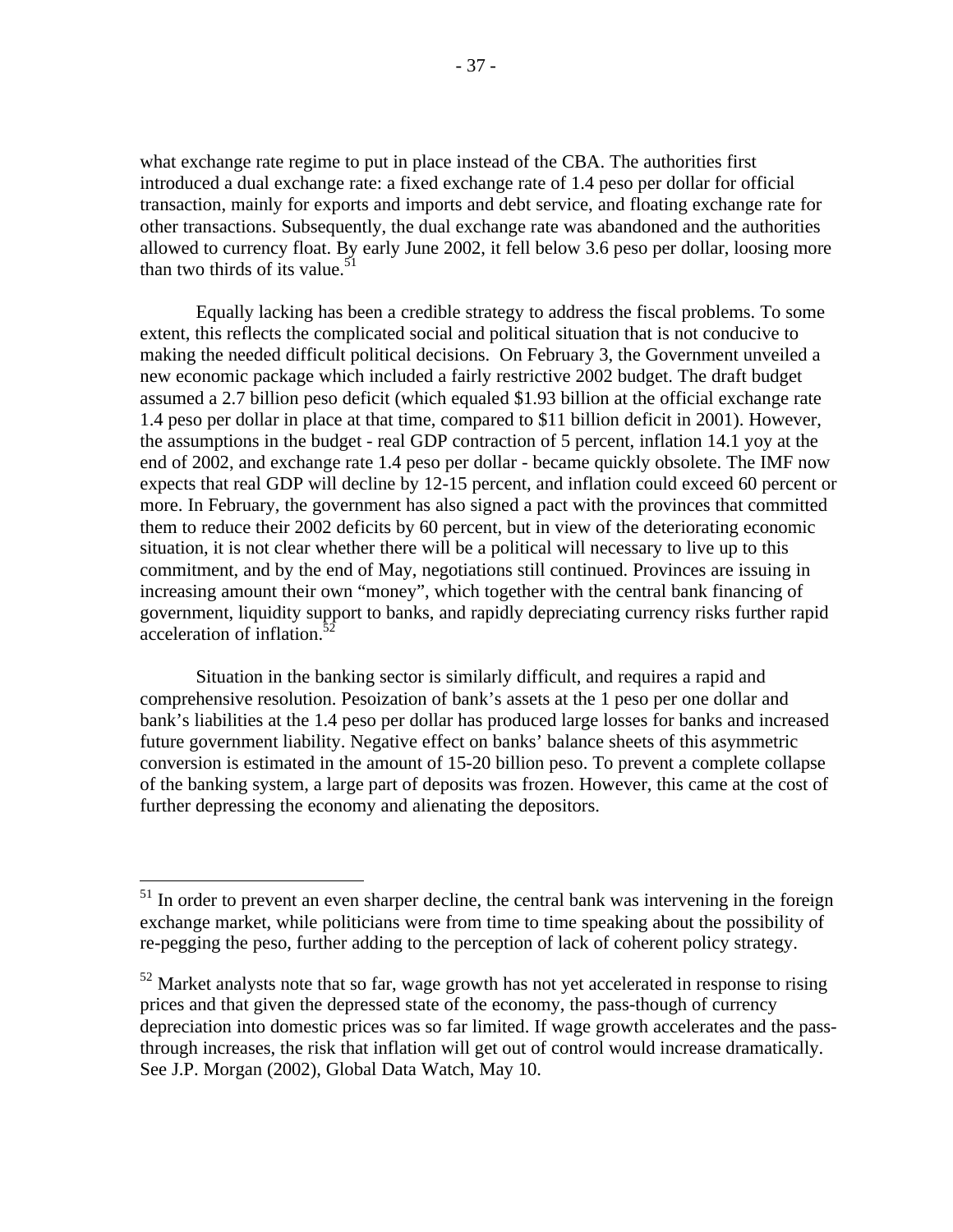what exchange rate regime to put in place instead of the CBA. The authorities first introduced a dual exchange rate: a fixed exchange rate of 1.4 peso per dollar for official transaction, mainly for exports and imports and debt service, and floating exchange rate for other transactions. Subsequently, the dual exchange rate was abandoned and the authorities allowed to currency float. By early June 2002, it fell below 3.6 peso per dollar, loosing more than two thirds of its value.[51]

Equally lacking has been a credible strategy to address the fiscal problems. To some extent, this reflects the complicated social and political situation that is not conducive to making the needed difficult political decisions. On February 3, the Government unveiled a new economic package which included a fairly restrictive 2002 budget. The draft budget assumed a 2.7 billion peso deficit (which equaled $1.93 billion at the official exchange rate 1.4 peso per dollar in place at that time, compared to $11 billion deficit in 2001). However, the assumptions in the budget - real GDP contraction of 5 percent, inflation 14.1 yoy at the end of 2002, and exchange rate 1.4 peso per dollar - became quickly obsolete. The IMF now expects that real GDP will decline by 12-15 percent, and inflation could exceed 60 percent or more. In February, the government has also signed a pact with the provinces that committed them to reduce their 2002 deficits by 60 percent, but in view of the deteriorating economic situation, it is not clear whether there will be a political will necessary to live up to this commitment, and by the end of May, negotiations still continued. Provinces are issuing in increasing amount their own "money", which together with the central bank financing of government, liquidity support to banks, and rapidly depreciating currency risks further rapid acceleration of inflation.[52]

Situation in the banking sector is similarly difficult, and requires a rapid and comprehensive resolution. Pesoization of bank's assets at the 1 peso per one dollar and bank's liabilities at the 1.4 peso per dollar has produced large losses for banks and increased future government liability. Negative effect on banks' balance sheets of this asymmetric conversion is estimated in the amount of 15-20 billion peso. To prevent a complete collapse of the banking system, a large part of deposits was frozen. However, this came at the cost of further depressing the economy and alienating the depositors.

---

[51] In order to prevent an even sharper decline, the central bank was intervening in the foreign exchange market, while politicians were from time to time speaking about the possibility of re-pegging the peso, further adding to the perception of lack of coherent policy strategy.

[52] Market analysts note that so far, wage growth has not yet accelerated in response to rising prices and that given the depressed state of the economy, the pass-though of currency depreciation into domestic prices was so far limited. If wage growth accelerates and the pass-through increases, the risk that inflation will get out of control would increase dramatically. See J.P. Morgan (2002), Global Data Watch, May 10.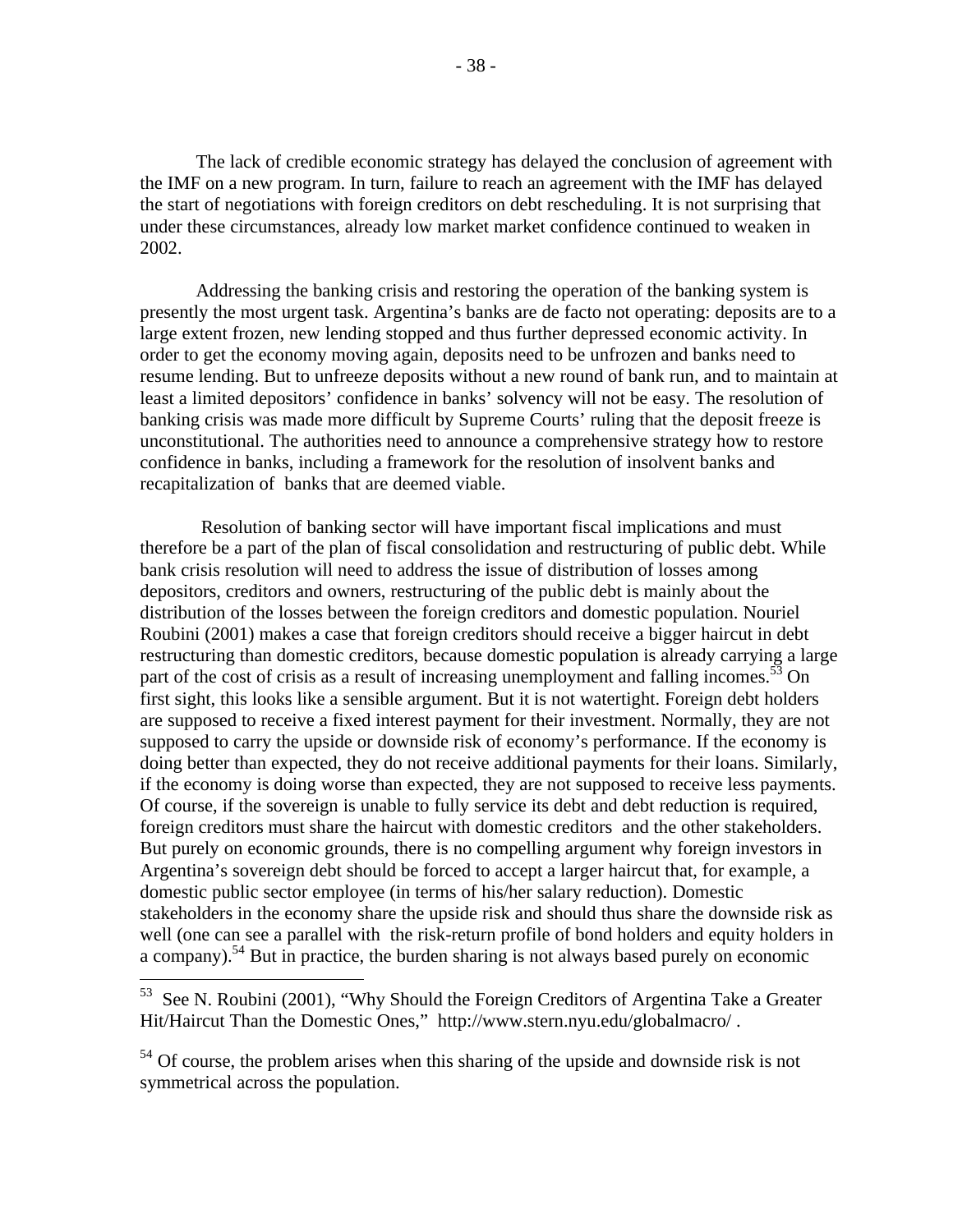The lack of credible economic strategy has delayed the conclusion of agreement with the IMF on a new program. In turn, failure to reach an agreement with the IMF has delayed the start of negotiations with foreign creditors on debt rescheduling. It is not surprising that under these circumstances, already low market market confidence continued to weaken in 2002.

Addressing the banking crisis and restoring the operation of the banking system is presently the most urgent task. Argentina's banks are de facto not operating: deposits are to a large extent frozen, new lending stopped and thus further depressed economic activity. In order to get the economy moving again, deposits need to be unfrozen and banks need to resume lending. But to unfreeze deposits without a new round of bank run, and to maintain at least a limited depositors' confidence in banks' solvency will not be easy. The resolution of banking crisis was made more difficult by Supreme Courts' ruling that the deposit freeze is unconstitutional. The authorities need to announce a comprehensive strategy how to restore confidence in banks, including a framework for the resolution of insolvent banks and recapitalization of banks that are deemed viable.

Resolution of banking sector will have important fiscal implications and must therefore be a part of the plan of fiscal consolidation and restructuring of public debt. While bank crisis resolution will need to address the issue of distribution of losses among depositors, creditors and owners, restructuring of the public debt is mainly about the distribution of the losses between the foreign creditors and domestic population. Nouriel Roubini (2001) makes a case that foreign creditors should receive a bigger haircut in debt restructuring than domestic creditors, because domestic population is already carrying a large part of the cost of crisis as a result of increasing unemployment and falling incomes.[53] On first sight, this looks like a sensible argument. But it is not watertight. Foreign debt holders are supposed to receive a fixed interest payment for their investment. Normally, they are not supposed to carry the upside or downside risk of economy's performance. If the economy is doing better than expected, they do not receive additional payments for their loans. Similarly, if the economy is doing worse than expected, they are not supposed to receive less payments. Of course, if the sovereign is unable to fully service its debt and debt reduction is required, foreign creditors must share the haircut with domestic creditors and the other stakeholders. But purely on economic grounds, there is no compelling argument why foreign investors in Argentina's sovereign debt should be forced to accept a larger haircut that, for example, a domestic public sector employee (in terms of his/her salary reduction). Domestic stakeholders in the economy share the upside risk and should thus share the downside risk as well (one can see a parallel with the risk-return profile of bond holders and equity holders in a company).[54] But in practice, the burden sharing is not always based purely on economic

---

[53] See N. Roubini (2001), "Why Should the Foreign Creditors of Argentina Take a Greater Hit/Haircut Than the Domestic Ones," http://www.stern.nyu.edu/globalmacro/ .

[54] Of course, the problem arises when this sharing of the upside and downside risk is not symmetrical across the population.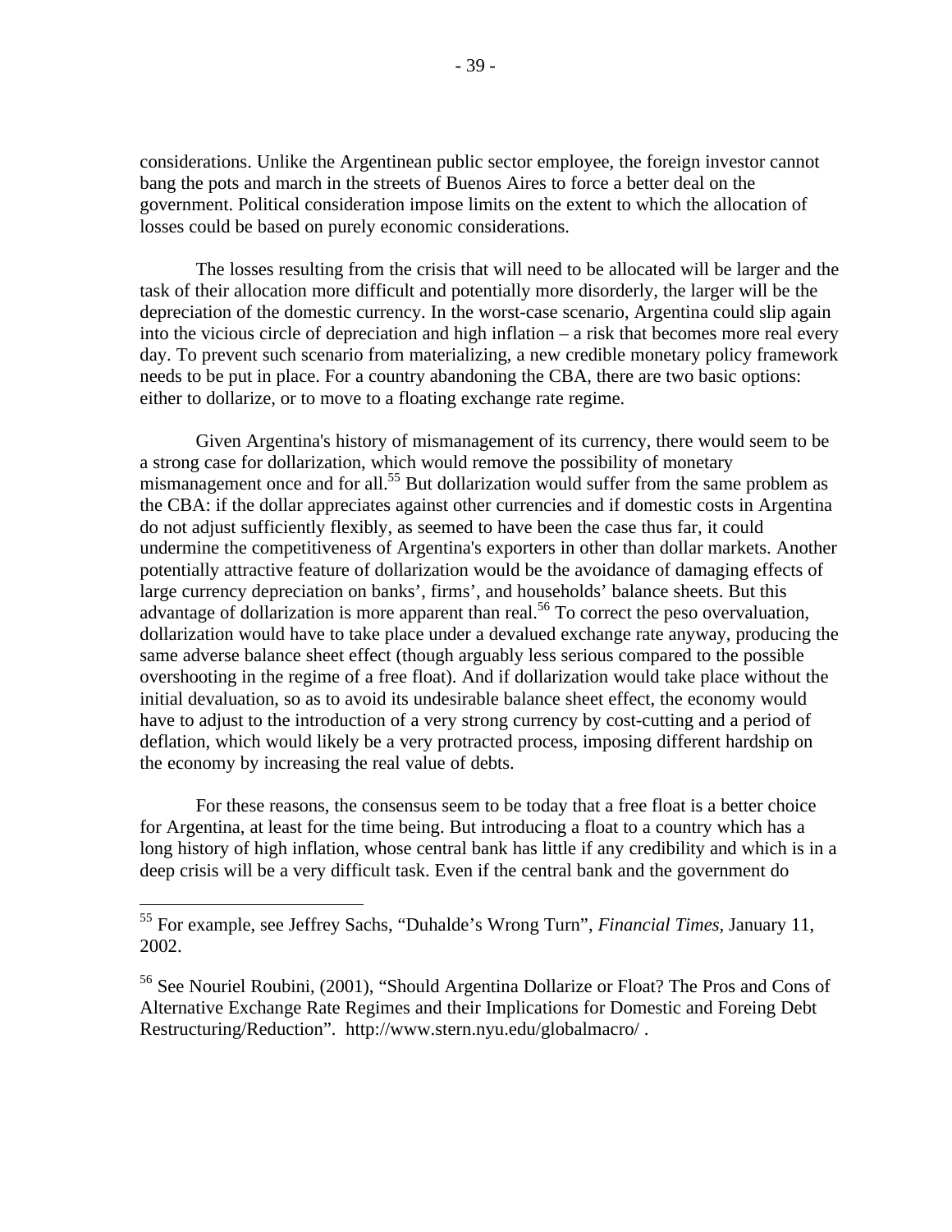considerations. Unlike the Argentinean public sector employee, the foreign investor cannot bang the pots and march in the streets of Buenos Aires to force a better deal on the government. Political consideration impose limits on the extent to which the allocation of losses could be based on purely economic considerations.

The losses resulting from the crisis that will need to be allocated will be larger and the task of their allocation more difficult and potentially more disorderly, the larger will be the depreciation of the domestic currency. In the worst-case scenario, Argentina could slip again into the vicious circle of depreciation and high inflation – a risk that becomes more real every day. To prevent such scenario from materializing, a new credible monetary policy framework needs to be put in place. For a country abandoning the CBA, there are two basic options: either to dollarize, or to move to a floating exchange rate regime.

Given Argentina's history of mismanagement of its currency, there would seem to be a strong case for dollarization, which would remove the possibility of monetary mismanagement once and for all.[55] But dollarization would suffer from the same problem as the CBA: if the dollar appreciates against other currencies and if domestic costs in Argentina do not adjust sufficiently flexibly, as seemed to have been the case thus far, it could undermine the competitiveness of Argentina's exporters in other than dollar markets. Another potentially attractive feature of dollarization would be the avoidance of damaging effects of large currency depreciation on banks', firms', and households' balance sheets. But this advantage of dollarization is more apparent than real.[56] To correct the peso overvaluation, dollarization would have to take place under a devalued exchange rate anyway, producing the same adverse balance sheet effect (though arguably less serious compared to the possible overshooting in the regime of a free float). And if dollarization would take place without the initial devaluation, so as to avoid its undesirable balance sheet effect, the economy would have to adjust to the introduction of a very strong currency by cost-cutting and a period of deflation, which would likely be a very protracted process, imposing different hardship on the economy by increasing the real value of debts.

For these reasons, the consensus seem to be today that a free float is a better choice for Argentina, at least for the time being. But introducing a float to a country which has a long history of high inflation, whose central bank has little if any credibility and which is in a deep crisis will be a very difficult task. Even if the central bank and the government do

---

[55] For example, see Jeffrey Sachs, "Duhalde's Wrong Turn", *Financial Times*, January 11, 2002.

[56] See Nouriel Roubini, (2001), "Should Argentina Dollarize or Float? The Pros and Cons of Alternative Exchange Rate Regimes and their Implications for Domestic and Foreing Debt Restructuring/Reduction". http://www.stern.nyu.edu/globalmacro/ .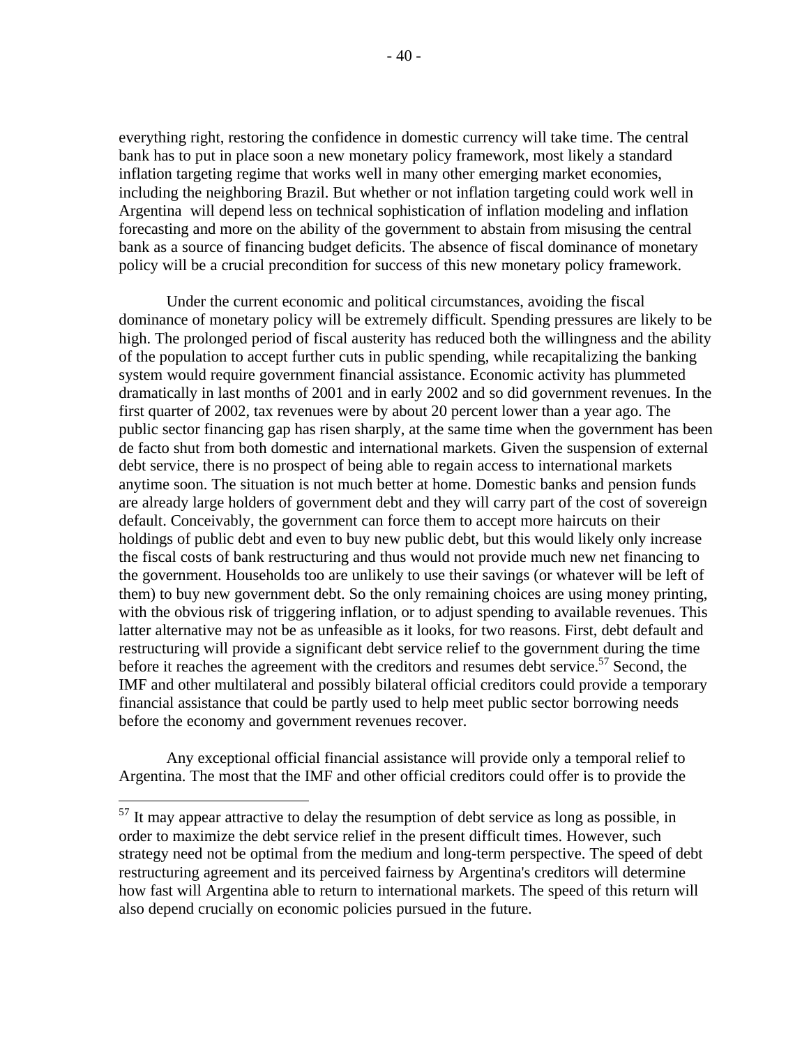everything right, restoring the confidence in domestic currency will take time. The central bank has to put in place soon a new monetary policy framework, most likely a standard inflation targeting regime that works well in many other emerging market economies, including the neighboring Brazil. But whether or not inflation targeting could work well in Argentina will depend less on technical sophistication of inflation modeling and inflation forecasting and more on the ability of the government to abstain from misusing the central bank as a source of financing budget deficits. The absence of fiscal dominance of monetary policy will be a crucial precondition for success of this new monetary policy framework.

Under the current economic and political circumstances, avoiding the fiscal dominance of monetary policy will be extremely difficult. Spending pressures are likely to be high. The prolonged period of fiscal austerity has reduced both the willingness and the ability of the population to accept further cuts in public spending, while recapitalizing the banking system would require government financial assistance. Economic activity has plummeted dramatically in last months of 2001 and in early 2002 and so did government revenues. In the first quarter of 2002, tax revenues were by about 20 percent lower than a year ago. The public sector financing gap has risen sharply, at the same time when the government has been de facto shut from both domestic and international markets. Given the suspension of external debt service, there is no prospect of being able to regain access to international markets anytime soon. The situation is not much better at home. Domestic banks and pension funds are already large holders of government debt and they will carry part of the cost of sovereign default. Conceivably, the government can force them to accept more haircuts on their holdings of public debt and even to buy new public debt, but this would likely only increase the fiscal costs of bank restructuring and thus would not provide much new net financing to the government. Households too are unlikely to use their savings (or whatever will be left of them) to buy new government debt. So the only remaining choices are using money printing, with the obvious risk of triggering inflation, or to adjust spending to available revenues. This latter alternative may not be as unfeasible as it looks, for two reasons. First, debt default and restructuring will provide a significant debt service relief to the government during the time before it reaches the agreement with the creditors and resumes debt service.[57] Second, the IMF and other multilateral and possibly bilateral official creditors could provide a temporary financial assistance that could be partly used to help meet public sector borrowing needs before the economy and government revenues recover.

Any exceptional official financial assistance will provide only a temporal relief to Argentina. The most that the IMF and other official creditors could offer is to provide the

[57] It may appear attractive to delay the resumption of debt service as long as possible, in order to maximize the debt service relief in the present difficult times. However, such strategy need not be optimal from the medium and long-term perspective. The speed of debt restructuring agreement and its perceived fairness by Argentina's creditors will determine how fast will Argentina able to return to international markets. The speed of this return will also depend crucially on economic policies pursued in the future.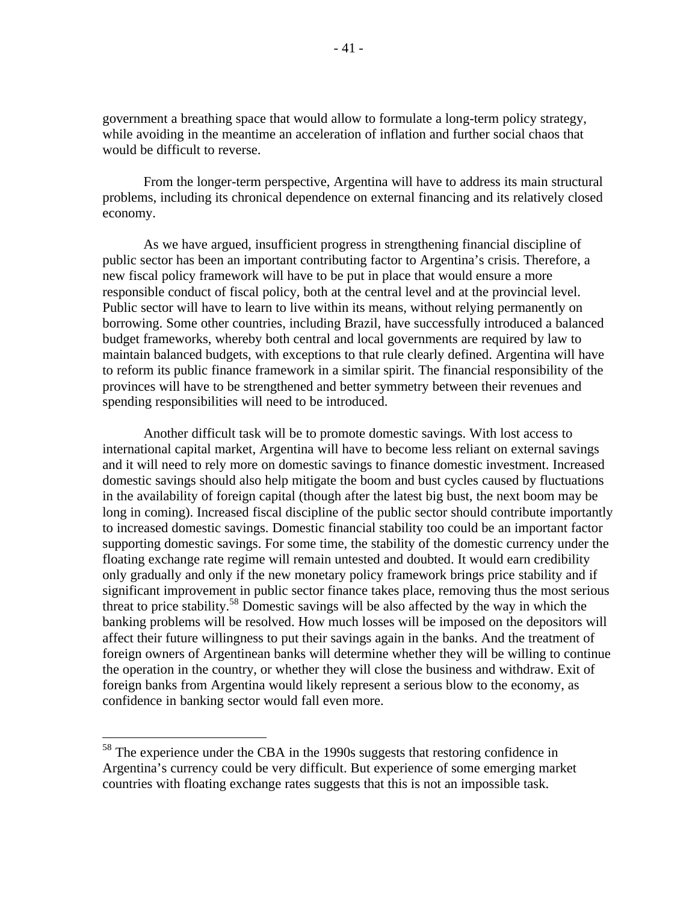government a breathing space that would allow to formulate a long-term policy strategy, while avoiding in the meantime an acceleration of inflation and further social chaos that would be difficult to reverse.

From the longer-term perspective, Argentina will have to address its main structural problems, including its chronical dependence on external financing and its relatively closed economy.

As we have argued, insufficient progress in strengthening financial discipline of public sector has been an important contributing factor to Argentina's crisis. Therefore, a new fiscal policy framework will have to be put in place that would ensure a more responsible conduct of fiscal policy, both at the central level and at the provincial level. Public sector will have to learn to live within its means, without relying permanently on borrowing. Some other countries, including Brazil, have successfully introduced a balanced budget frameworks, whereby both central and local governments are required by law to maintain balanced budgets, with exceptions to that rule clearly defined. Argentina will have to reform its public finance framework in a similar spirit. The financial responsibility of the provinces will have to be strengthened and better symmetry between their revenues and spending responsibilities will need to be introduced.

Another difficult task will be to promote domestic savings. With lost access to international capital market, Argentina will have to become less reliant on external savings and it will need to rely more on domestic savings to finance domestic investment. Increased domestic savings should also help mitigate the boom and bust cycles caused by fluctuations in the availability of foreign capital (though after the latest big bust, the next boom may be long in coming). Increased fiscal discipline of the public sector should contribute importantly to increased domestic savings. Domestic financial stability too could be an important factor supporting domestic savings. For some time, the stability of the domestic currency under the floating exchange rate regime will remain untested and doubted. It would earn credibility only gradually and only if the new monetary policy framework brings price stability and if significant improvement in public sector finance takes place, removing thus the most serious threat to price stability.[58] Domestic savings will be also affected by the way in which the banking problems will be resolved. How much losses will be imposed on the depositors will affect their future willingness to put their savings again in the banks. And the treatment of foreign owners of Argentinean banks will determine whether they will be willing to continue the operation in the country, or whether they will close the business and withdraw. Exit of foreign banks from Argentina would likely represent a serious blow to the economy, as confidence in banking sector would fall even more.

---

[58] The experience under the CBA in the 1990s suggests that restoring confidence in Argentina's currency could be very difficult. But experience of some emerging market countries with floating exchange rates suggests that this is not an impossible task.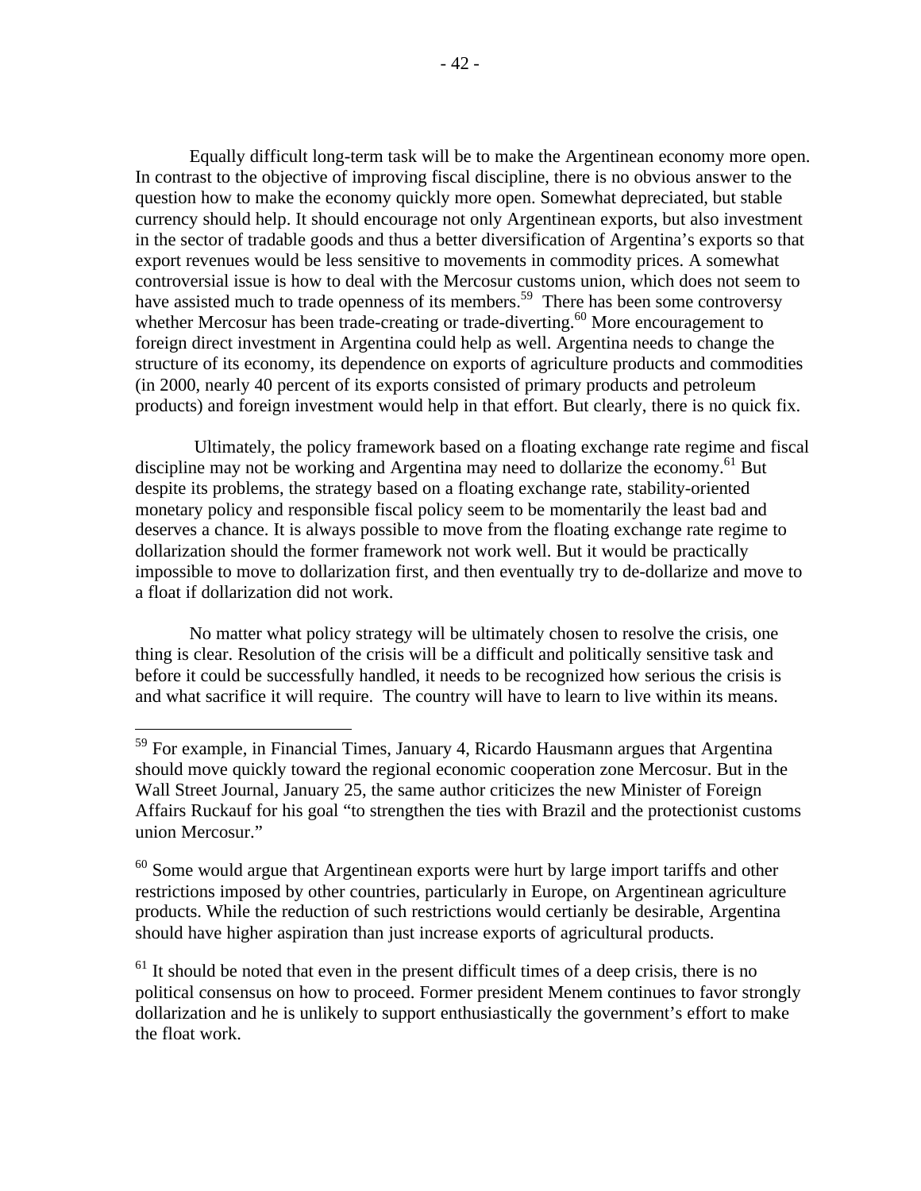Equally difficult long-term task will be to make the Argentinean economy more open. In contrast to the objective of improving fiscal discipline, there is no obvious answer to the question how to make the economy quickly more open. Somewhat depreciated, but stable currency should help. It should encourage not only Argentinean exports, but also investment in the sector of tradable goods and thus a better diversification of Argentina's exports so that export revenues would be less sensitive to movements in commodity prices. A somewhat controversial issue is how to deal with the Mercosur customs union, which does not seem to have assisted much to trade openness of its members.[59] There has been some controversy whether Mercosur has been trade-creating or trade-diverting.[60] More encouragement to foreign direct investment in Argentina could help as well. Argentina needs to change the structure of its economy, its dependence on exports of agriculture products and commodities (in 2000, nearly 40 percent of its exports consisted of primary products and petroleum products) and foreign investment would help in that effort. But clearly, there is no quick fix.

Ultimately, the policy framework based on a floating exchange rate regime and fiscal discipline may not be working and Argentina may need to dollarize the economy.[61] But despite its problems, the strategy based on a floating exchange rate, stability-oriented monetary policy and responsible fiscal policy seem to be momentarily the least bad and deserves a chance. It is always possible to move from the floating exchange rate regime to dollarization should the former framework not work well. But it would be practically impossible to move to dollarization first, and then eventually try to de-dollarize and move to a float if dollarization did not work.

No matter what policy strategy will be ultimately chosen to resolve the crisis, one thing is clear. Resolution of the crisis will be a difficult and politically sensitive task and before it could be successfully handled, it needs to be recognized how serious the crisis is and what sacrifice it will require. The country will have to learn to live within its means.

---

[59] For example, in Financial Times, January 4, Ricardo Hausmann argues that Argentina should move quickly toward the regional economic cooperation zone Mercosur. But in the Wall Street Journal, January 25, the same author criticizes the new Minister of Foreign Affairs Ruckauf for his goal "to strengthen the ties with Brazil and the protectionist customs union Mercosur."

[60] Some would argue that Argentinean exports were hurt by large import tariffs and other restrictions imposed by other countries, particularly in Europe, on Argentinean agriculture products. While the reduction of such restrictions would certianly be desirable, Argentina should have higher aspiration than just increase exports of agricultural products.

[61] It should be noted that even in the present difficult times of a deep crisis, there is no political consensus on how to proceed. Former president Menem continues to favor strongly dollarization and he is unlikely to support enthusiastically the government's effort to make the float work.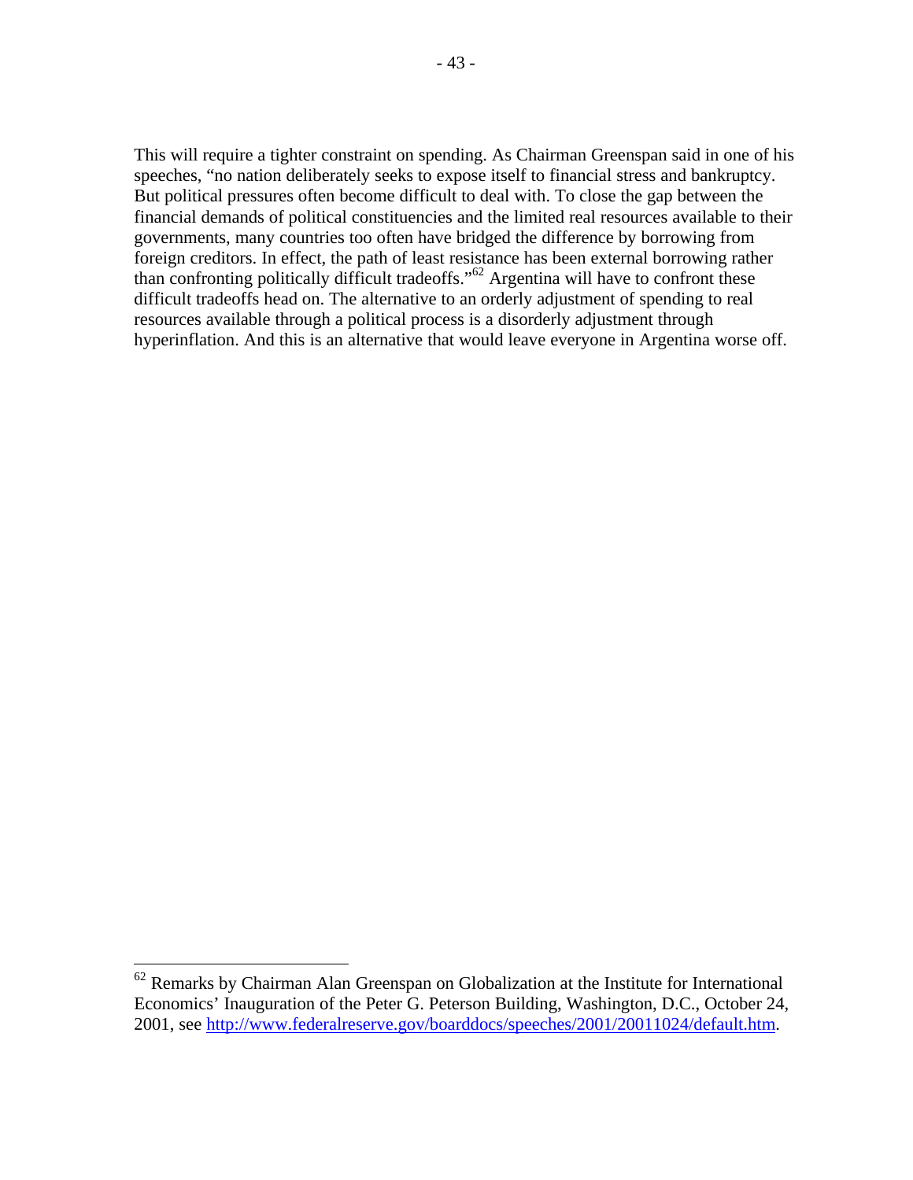This will require a tighter constraint on spending. As Chairman Greenspan said in one of his speeches, "no nation deliberately seeks to expose itself to financial stress and bankruptcy. But political pressures often become difficult to deal with. To close the gap between the financial demands of political constituencies and the limited real resources available to their governments, many countries too often have bridged the difference by borrowing from foreign creditors. In effect, the path of least resistance has been external borrowing rather than confronting politically difficult tradeoffs."[62] Argentina will have to confront these difficult tradeoffs head on. The alternative to an orderly adjustment of spending to real resources available through a political process is a disorderly adjustment through hyperinflation. And this is an alternative that would leave everyone in Argentina worse off.

---

[62] Remarks by Chairman Alan Greenspan on Globalization at the Institute for International Economics' Inauguration of the Peter G. Peterson Building, Washington, D.C., October 24, 2001, see http://www.federalreserve.gov/boarddocs/speeches/2001/20011024/default.htm.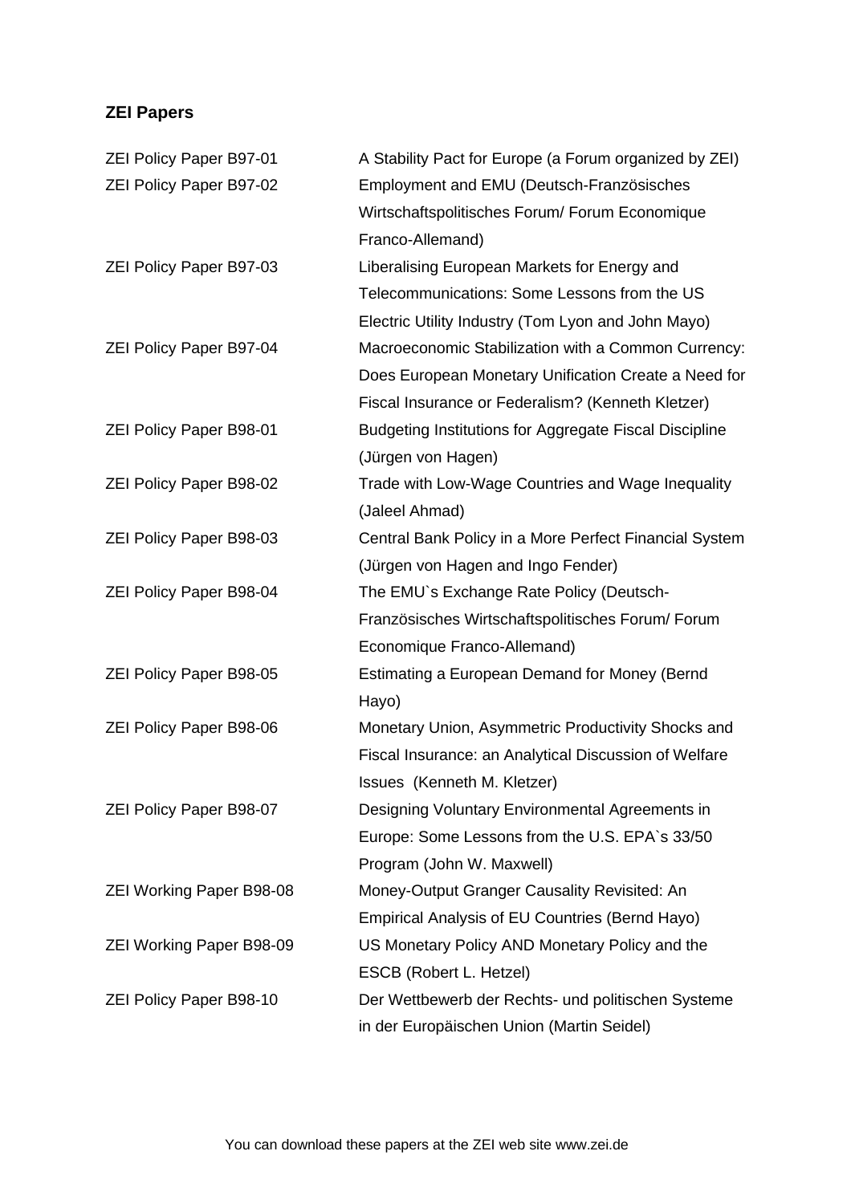**ZEI Papers**

| | |
|---|---|
| ZEI Policy Paper B97-01 | A Stability Pact for Europe (a Forum organized by ZEI) |
| ZEI Policy Paper B97-02 | Employment and EMU (Deutsch-Französisches Wirtschaftspolitisches Forum/ Forum Economique Franco-Allemand) |
| ZEI Policy Paper B97-03 | Liberalising European Markets for Energy and Telecommunications: Some Lessons from the US Electric Utility Industry (Tom Lyon and John Mayo) |
| ZEI Policy Paper B97-04 | Macroeconomic Stabilization with a Common Currency: Does European Monetary Unification Create a Need for Fiscal Insurance or Federalism? (Kenneth Kletzer) |
| ZEI Policy Paper B98-01 | Budgeting Institutions for Aggregate Fiscal Discipline (Jürgen von Hagen) |
| ZEI Policy Paper B98-02 | Trade with Low-Wage Countries and Wage Inequality (Jaleel Ahmad) |
| ZEI Policy Paper B98-03 | Central Bank Policy in a More Perfect Financial System (Jürgen von Hagen and Ingo Fender) |
| ZEI Policy Paper B98-04 | The EMU`s Exchange Rate Policy (Deutsch-Französisches Wirtschaftspolitisches Forum/ Forum Economique Franco-Allemand) |
| ZEI Policy Paper B98-05 | Estimating a European Demand for Money (Bernd Hayo) |
| ZEI Policy Paper B98-06 | Monetary Union, Asymmetric Productivity Shocks and Fiscal Insurance: an Analytical Discussion of Welfare Issues (Kenneth M. Kletzer) |
| ZEI Policy Paper B98-07 | Designing Voluntary Environmental Agreements in Europe: Some Lessons from the U.S. EPA`s 33/50 Program (John W. Maxwell) |
| ZEI Working Paper B98-08 | Money-Output Granger Causality Revisited: An Empirical Analysis of EU Countries (Bernd Hayo) |
| ZEI Working Paper B98-09 | US Monetary Policy AND Monetary Policy and the ESCB (Robert L. Hetzel) |
| ZEI Policy Paper B98-10 | Der Wettbewerb der Rechts- und politischen Systeme in der Europäischen Union (Martin Seidel) |

You can download these papers at the ZEI web site www.zei.de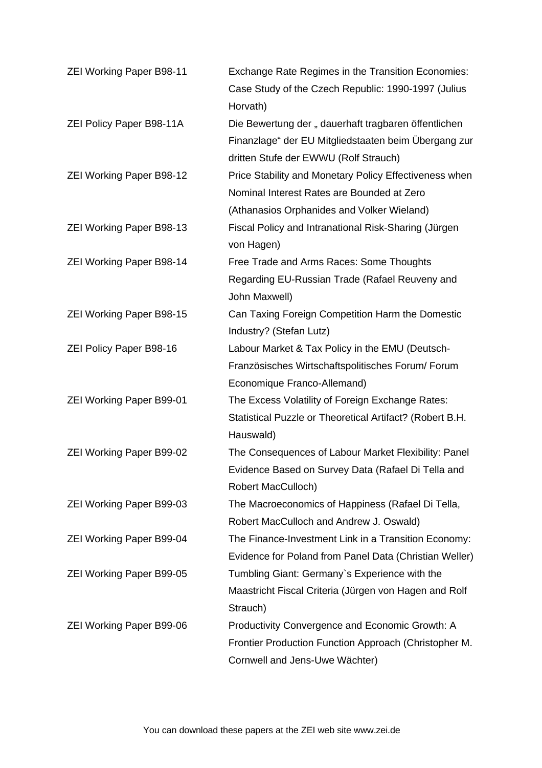| | |
|---|---|
| ZEI Working Paper B98-11 | Exchange Rate Regimes in the Transition Economies: Case Study of the Czech Republic: 1990-1997 (Julius Horvath) |
| ZEI Policy Paper B98-11A | Die Bewertung der „ dauerhaft tragbaren öffentlichen Finanzlage“ der EU Mitgliedstaaten beim Übergang zur dritten Stufe der EWWU (Rolf Strauch) |
| ZEI Working Paper B98-12 | Price Stability and Monetary Policy Effectiveness when Nominal Interest Rates are Bounded at Zero (Athanasios Orphanides and Volker Wieland) |
| ZEI Working Paper B98-13 | Fiscal Policy and Intranational Risk-Sharing (Jürgen von Hagen) |
| ZEI Working Paper B98-14 | Free Trade and Arms Races: Some Thoughts Regarding EU-Russian Trade (Rafael Reuveny and John Maxwell) |
| ZEI Working Paper B98-15 | Can Taxing Foreign Competition Harm the Domestic Industry? (Stefan Lutz) |
| ZEI Policy Paper B98-16 | Labour Market & Tax Policy in the EMU (Deutsch-Französisches Wirtschaftspolitisches Forum/ Forum Economique Franco-Allemand) |
| ZEI Working Paper B99-01 | The Excess Volatility of Foreign Exchange Rates: Statistical Puzzle or Theoretical Artifact? (Robert B.H. Hauswald) |
| ZEI Working Paper B99-02 | The Consequences of Labour Market Flexibility: Panel Evidence Based on Survey Data (Rafael Di Tella and Robert MacCulloch) |
| ZEI Working Paper B99-03 | The Macroeconomics of Happiness (Rafael Di Tella, Robert MacCulloch and Andrew J. Oswald) |
| ZEI Working Paper B99-04 | The Finance-Investment Link in a Transition Economy: Evidence for Poland from Panel Data (Christian Weller) |
| ZEI Working Paper B99-05 | Tumbling Giant: Germany`s Experience with the Maastricht Fiscal Criteria (Jürgen von Hagen and Rolf Strauch) |
| ZEI Working Paper B99-06 | Productivity Convergence and Economic Growth: A Frontier Production Function Approach (Christopher M. Cornwell and Jens-Uwe Wächter) |

You can download these papers at the ZEI web site www.zei.de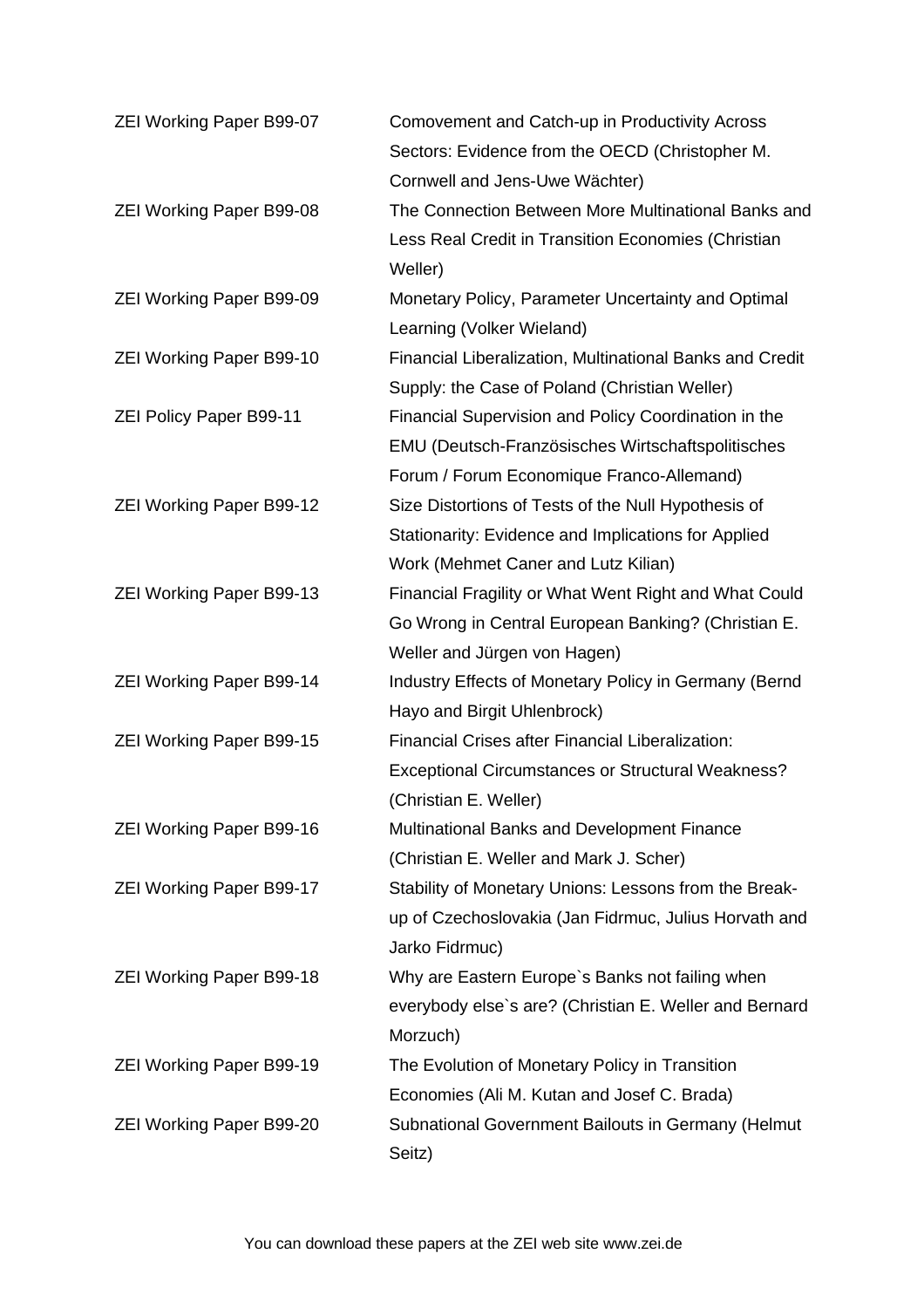| | |
|---|---|
| ZEI Working Paper B99-07 | Comovement and Catch-up in Productivity Across Sectors: Evidence from the OECD (Christopher M. Cornwell and Jens-Uwe Wächter) |
| ZEI Working Paper B99-08 | The Connection Between More Multinational Banks and Less Real Credit in Transition Economies (Christian Weller) |
| ZEI Working Paper B99-09 | Monetary Policy, Parameter Uncertainty and Optimal Learning (Volker Wieland) |
| ZEI Working Paper B99-10 | Financial Liberalization, Multinational Banks and Credit Supply: the Case of Poland (Christian Weller) |
| ZEI Policy Paper B99-11 | Financial Supervision and Policy Coordination in the EMU (Deutsch-Französisches Wirtschaftspolitisches Forum / Forum Economique Franco-Allemand) |
| ZEI Working Paper B99-12 | Size Distortions of Tests of the Null Hypothesis of Stationarity: Evidence and Implications for Applied Work (Mehmet Caner and Lutz Kilian) |
| ZEI Working Paper B99-13 | Financial Fragility or What Went Right and What Could Go Wrong in Central European Banking? (Christian E. Weller and Jürgen von Hagen) |
| ZEI Working Paper B99-14 | Industry Effects of Monetary Policy in Germany (Bernd Hayo and Birgit Uhlenbrock) |
| ZEI Working Paper B99-15 | Financial Crises after Financial Liberalization: Exceptional Circumstances or Structural Weakness? (Christian E. Weller) |
| ZEI Working Paper B99-16 | Multinational Banks and Development Finance (Christian E. Weller and Mark J. Scher) |
| ZEI Working Paper B99-17 | Stability of Monetary Unions: Lessons from the Break-up of Czechoslovakia (Jan Fidrmuc, Julius Horvath and Jarko Fidrmuc) |
| ZEI Working Paper B99-18 | Why are Eastern Europe`s Banks not failing when everybody else`s are? (Christian E. Weller and Bernard Morzuch) |
| ZEI Working Paper B99-19 | The Evolution of Monetary Policy in Transition Economies (Ali M. Kutan and Josef C. Brada) |
| ZEI Working Paper B99-20 | Subnational Government Bailouts in Germany (Helmut Seitz) |

You can download these papers at the ZEI web site www.zei.de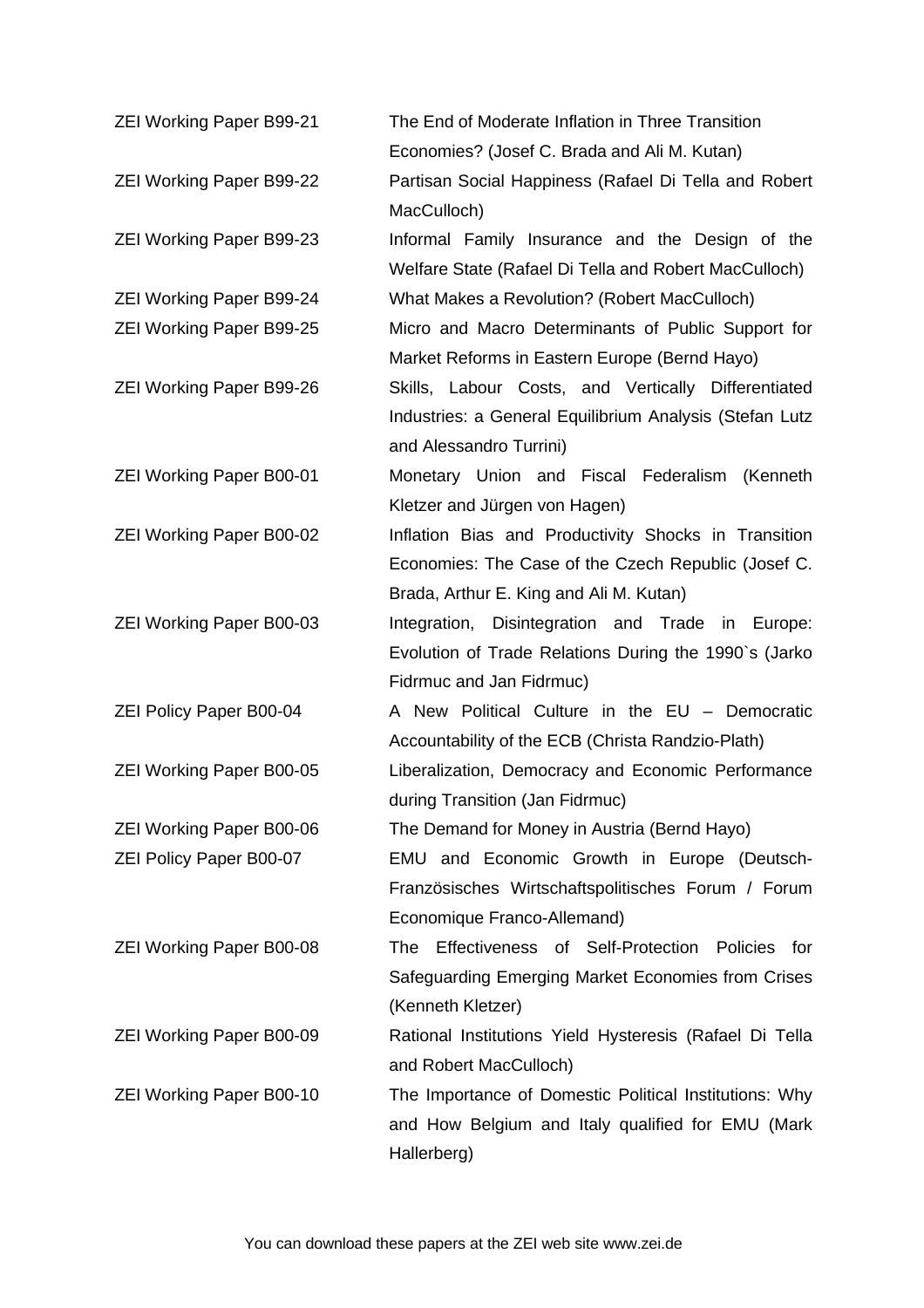| | |
|---|---|
| ZEI Working Paper B99-21 | The End of Moderate Inflation in Three Transition Economies? (Josef C. Brada and Ali M. Kutan) |
| ZEI Working Paper B99-22 | Partisan Social Happiness (Rafael Di Tella and Robert MacCulloch) |
| ZEI Working Paper B99-23 | Informal Family Insurance and the Design of the Welfare State (Rafael Di Tella and Robert MacCulloch) |
| ZEI Working Paper B99-24 | What Makes a Revolution? (Robert MacCulloch) |
| ZEI Working Paper B99-25 | Micro and Macro Determinants of Public Support for Market Reforms in Eastern Europe (Bernd Hayo) |
| ZEI Working Paper B99-26 | Skills, Labour Costs, and Vertically Differentiated Industries: a General Equilibrium Analysis (Stefan Lutz and Alessandro Turrini) |
| ZEI Working Paper B00-01 | Monetary Union and Fiscal Federalism (Kenneth Kletzer and Jürgen von Hagen) |
| ZEI Working Paper B00-02 | Inflation Bias and Productivity Shocks in Transition Economies: The Case of the Czech Republic (Josef C. Brada, Arthur E. King and Ali M. Kutan) |
| ZEI Working Paper B00-03 | Integration, Disintegration and Trade in Europe: Evolution of Trade Relations During the 1990`s (Jarko Fidrmuc and Jan Fidrmuc) |
| ZEI Policy Paper B00-04 | A New Political Culture in the EU – Democratic Accountability of the ECB (Christa Randzio-Plath) |
| ZEI Working Paper B00-05 | Liberalization, Democracy and Economic Performance during Transition (Jan Fidrmuc) |
| ZEI Working Paper B00-06 | The Demand for Money in Austria (Bernd Hayo) |
| ZEI Policy Paper B00-07 | EMU and Economic Growth in Europe (Deutsch-Französisches Wirtschaftspolitisches Forum / Forum Economique Franco-Allemand) |
| ZEI Working Paper B00-08 | The Effectiveness of Self-Protection Policies for Safeguarding Emerging Market Economies from Crises (Kenneth Kletzer) |
| ZEI Working Paper B00-09 | Rational Institutions Yield Hysteresis (Rafael Di Tella and Robert MacCulloch) |
| ZEI Working Paper B00-10 | The Importance of Domestic Political Institutions: Why and How Belgium and Italy qualified for EMU (Mark Hallerberg) |

You can download these papers at the ZEI web site www.zei.de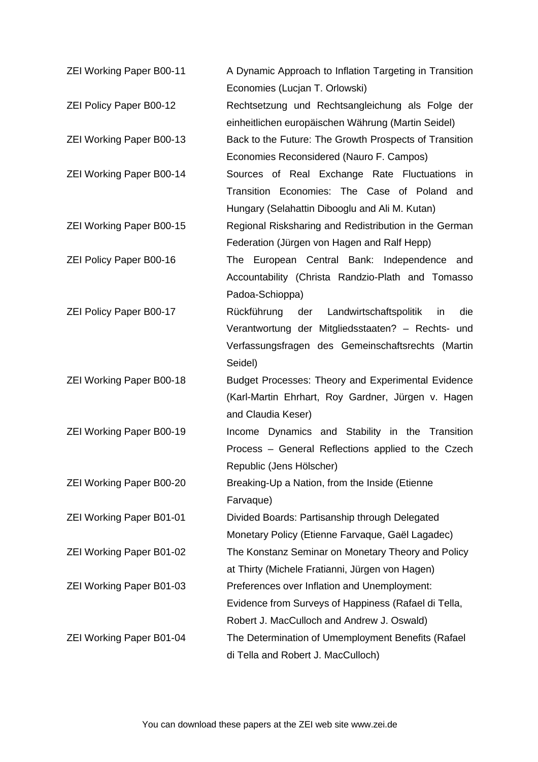| | |
|---|---|
| ZEI Working Paper B00-11 | A Dynamic Approach to Inflation Targeting in Transition Economies (Lucjan T. Orlowski) |
| ZEI Policy Paper B00-12 | Rechtsetzung und Rechtsangleichung als Folge der einheitlichen europäischen Währung (Martin Seidel) |
| ZEI Working Paper B00-13 | Back to the Future: The Growth Prospects of Transition Economies Reconsidered (Nauro F. Campos) |
| ZEI Working Paper B00-14 | Sources of Real Exchange Rate Fluctuations in Transition Economies: The Case of Poland and Hungary (Selahattin Dibooglu and Ali M. Kutan) |
| ZEI Working Paper B00-15 | Regional Risksharing and Redistribution in the German Federation (Jürgen von Hagen and Ralf Hepp) |
| ZEI Policy Paper B00-16 | The European Central Bank: Independence and Accountability (Christa Randzio-Plath and Tomasso Padoa-Schioppa) |
| ZEI Policy Paper B00-17 | Rückführung der Landwirtschaftspolitik in die Verantwortung der Mitgliedsstaaten? – Rechts- und Verfassungsfragen des Gemeinschaftsrechts (Martin Seidel) |
| ZEI Working Paper B00-18 | Budget Processes: Theory and Experimental Evidence (Karl-Martin Ehrhart, Roy Gardner, Jürgen v. Hagen and Claudia Keser) |
| ZEI Working Paper B00-19 | Income Dynamics and Stability in the Transition Process – General Reflections applied to the Czech Republic (Jens Hölscher) |
| ZEI Working Paper B00-20 | Breaking-Up a Nation, from the Inside (Etienne Farvaque) |
| ZEI Working Paper B01-01 | Divided Boards: Partisanship through Delegated Monetary Policy (Etienne Farvaque, Gaël Lagadec) |
| ZEI Working Paper B01-02 | The Konstanz Seminar on Monetary Theory and Policy at Thirty (Michele Fratianni, Jürgen von Hagen) |
| ZEI Working Paper B01-03 | Preferences over Inflation and Unemployment: Evidence from Surveys of Happiness (Rafael di Tella, Robert J. MacCulloch and Andrew J. Oswald) |
| ZEI Working Paper B01-04 | The Determination of Umemployment Benefits (Rafael di Tella and Robert J. MacCulloch) |

You can download these papers at the ZEI web site www.zei.de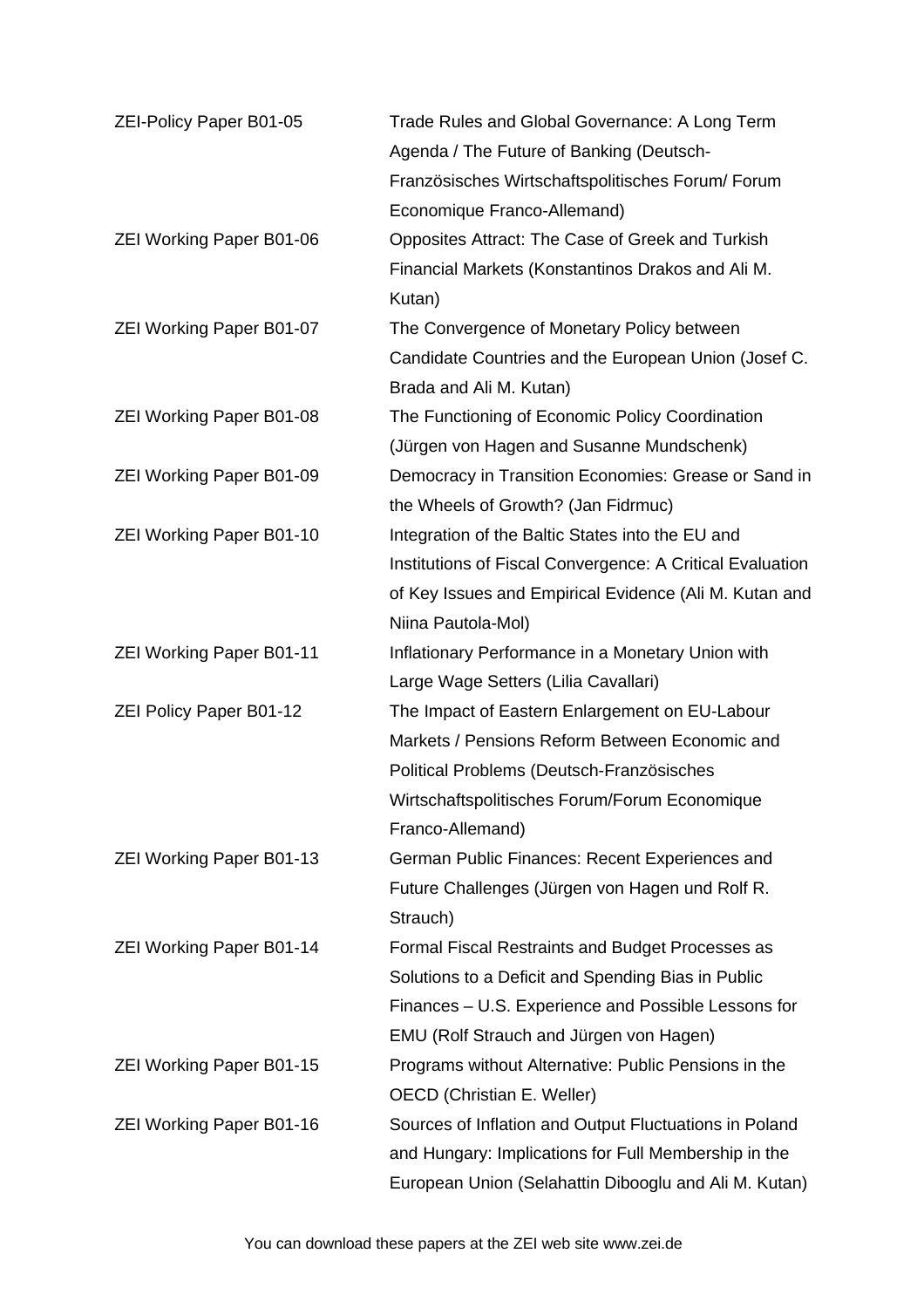| | |
|---|---|
| ZEI-Policy Paper B01-05 | Trade Rules and Global Governance: A Long Term Agenda / The Future of Banking (Deutsch-Französisches Wirtschaftspolitisches Forum/ Forum Economique Franco-Allemand) |
| ZEI Working Paper B01-06 | Opposites Attract: The Case of Greek and Turkish Financial Markets (Konstantinos Drakos and Ali M. Kutan) |
| ZEI Working Paper B01-07 | The Convergence of Monetary Policy between Candidate Countries and the European Union (Josef C. Brada and Ali M. Kutan) |
| ZEI Working Paper B01-08 | The Functioning of Economic Policy Coordination (Jürgen von Hagen and Susanne Mundschenk) |
| ZEI Working Paper B01-09 | Democracy in Transition Economies: Grease or Sand in the Wheels of Growth? (Jan Fidrmuc) |
| ZEI Working Paper B01-10 | Integration of the Baltic States into the EU and Institutions of Fiscal Convergence: A Critical Evaluation of Key Issues and Empirical Evidence (Ali M. Kutan and Niina Pautola-Mol) |
| ZEI Working Paper B01-11 | Inflationary Performance in a Monetary Union with Large Wage Setters (Lilia Cavallari) |
| ZEI Policy Paper B01-12 | The Impact of Eastern Enlargement on EU-Labour Markets / Pensions Reform Between Economic and Political Problems (Deutsch-Französisches Wirtschaftspolitisches Forum/Forum Economique Franco-Allemand) |
| ZEI Working Paper B01-13 | German Public Finances: Recent Experiences and Future Challenges (Jürgen von Hagen und Rolf R. Strauch) |
| ZEI Working Paper B01-14 | Formal Fiscal Restraints and Budget Processes as Solutions to a Deficit and Spending Bias in Public Finances – U.S. Experience and Possible Lessons for EMU (Rolf Strauch and Jürgen von Hagen) |
| ZEI Working Paper B01-15 | Programs without Alternative: Public Pensions in the OECD (Christian E. Weller) |
| ZEI Working Paper B01-16 | Sources of Inflation and Output Fluctuations in Poland and Hungary: Implications for Full Membership in the European Union (Selahattin Dibooglu and Ali M. Kutan) |

You can download these papers at the ZEI web site www.zei.de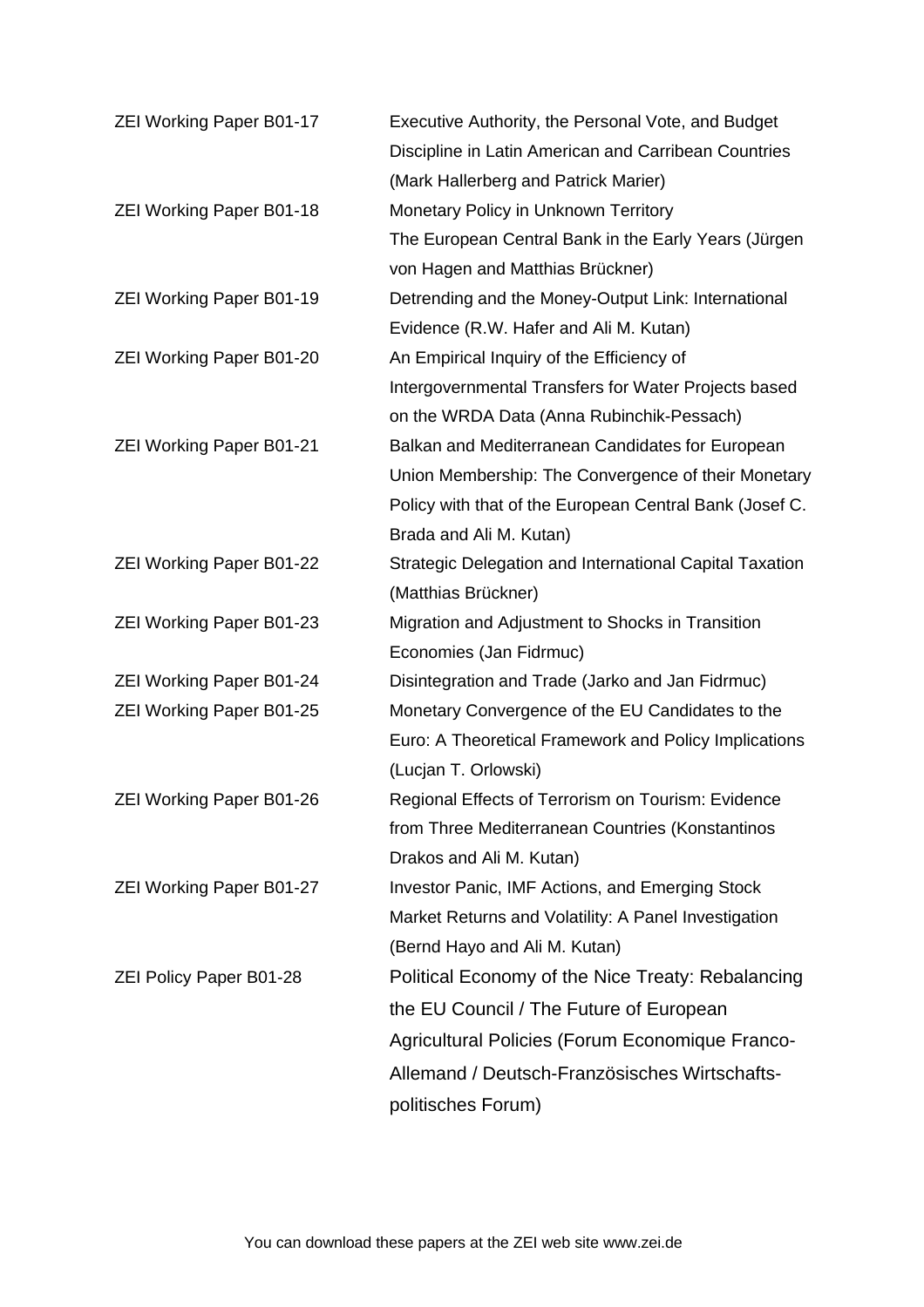| | |
|---|---|
| ZEI Working Paper B01-17 | Executive Authority, the Personal Vote, and Budget Discipline in Latin American and Carribean Countries (Mark Hallerberg and Patrick Marier) |
| ZEI Working Paper B01-18 | Monetary Policy in Unknown Territory The European Central Bank in the Early Years (Jürgen von Hagen and Matthias Brückner) |
| ZEI Working Paper B01-19 | Detrending and the Money-Output Link: International Evidence (R.W. Hafer and Ali M. Kutan) |
| ZEI Working Paper B01-20 | An Empirical Inquiry of the Efficiency of Intergovernmental Transfers for Water Projects based on the WRDA Data (Anna Rubinchik-Pessach) |
| ZEI Working Paper B01-21 | Balkan and Mediterranean Candidates for European Union Membership: The Convergence of their Monetary Policy with that of the European Central Bank (Josef C. Brada and Ali M. Kutan) |
| ZEI Working Paper B01-22 | Strategic Delegation and International Capital Taxation (Matthias Brückner) |
| ZEI Working Paper B01-23 | Migration and Adjustment to Shocks in Transition Economies (Jan Fidrmuc) |
| ZEI Working Paper B01-24 | Disintegration and Trade (Jarko and Jan Fidrmuc) |
| ZEI Working Paper B01-25 | Monetary Convergence of the EU Candidates to the Euro: A Theoretical Framework and Policy Implications (Lucjan T. Orlowski) |
| ZEI Working Paper B01-26 | Regional Effects of Terrorism on Tourism: Evidence from Three Mediterranean Countries (Konstantinos Drakos and Ali M. Kutan) |
| ZEI Working Paper B01-27 | Investor Panic, IMF Actions, and Emerging Stock Market Returns and Volatility: A Panel Investigation (Bernd Hayo and Ali M. Kutan) |
| ZEI Policy Paper B01-28 | Political Economy of the Nice Treaty: Rebalancing the EU Council / The Future of European Agricultural Policies (Forum Economique Franco-Allemand / Deutsch-Französisches Wirtschafts-politisches Forum) |

You can download these papers at the ZEI web site www.zei.de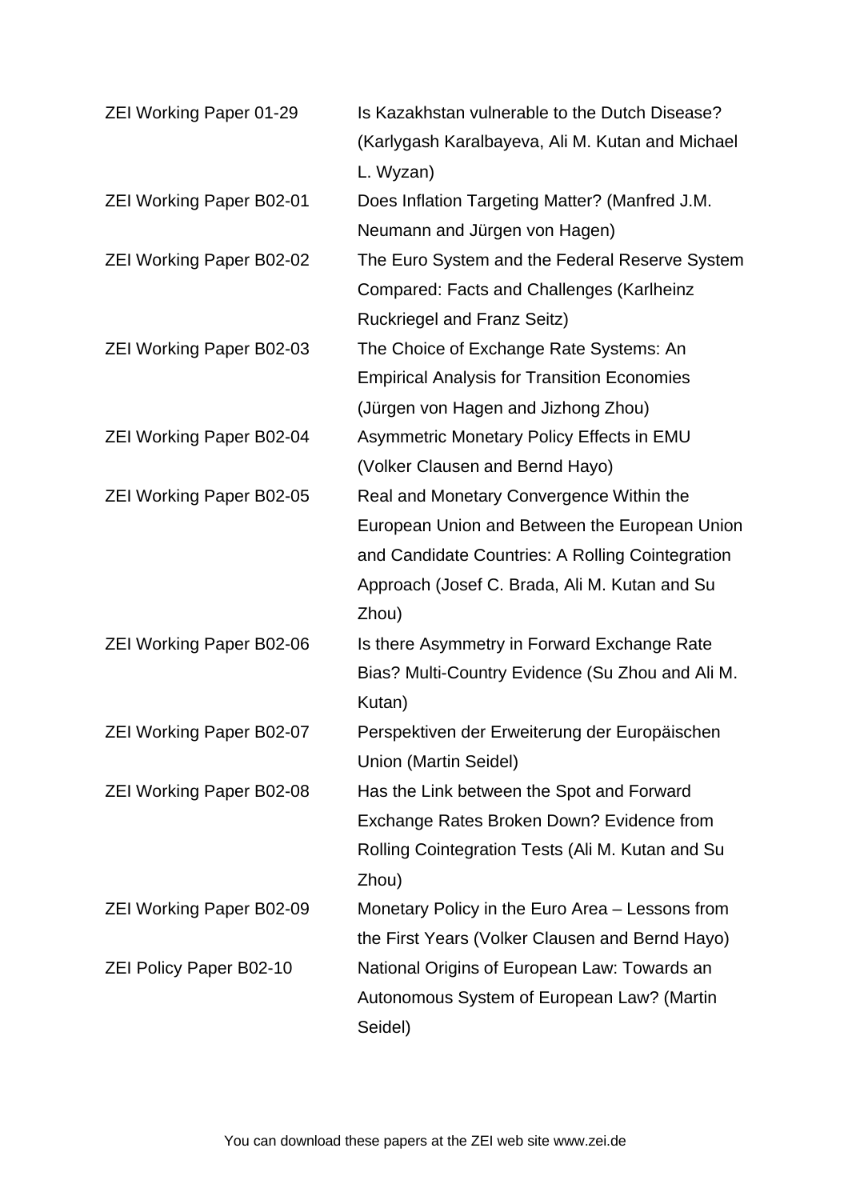| | |
|---|---|
| ZEI Working Paper 01-29 | Is Kazakhstan vulnerable to the Dutch Disease? (Karlygash Karalbayeva, Ali M. Kutan and Michael L. Wyzan) |
| ZEI Working Paper B02-01 | Does Inflation Targeting Matter? (Manfred J.M. Neumann and Jürgen von Hagen) |
| ZEI Working Paper B02-02 | The Euro System and the Federal Reserve System Compared: Facts and Challenges (Karlheinz Ruckriegel and Franz Seitz) |
| ZEI Working Paper B02-03 | The Choice of Exchange Rate Systems: An Empirical Analysis for Transition Economies (Jürgen von Hagen and Jizhong Zhou) |
| ZEI Working Paper B02-04 | Asymmetric Monetary Policy Effects in EMU (Volker Clausen and Bernd Hayo) |
| ZEI Working Paper B02-05 | Real and Monetary Convergence Within the European Union and Between the European Union and Candidate Countries: A Rolling Cointegration Approach (Josef C. Brada, Ali M. Kutan and Su Zhou) |
| ZEI Working Paper B02-06 | Is there Asymmetry in Forward Exchange Rate Bias? Multi-Country Evidence (Su Zhou and Ali M. Kutan) |
| ZEI Working Paper B02-07 | Perspektiven der Erweiterung der Europäischen Union (Martin Seidel) |
| ZEI Working Paper B02-08 | Has the Link between the Spot and Forward Exchange Rates Broken Down? Evidence from Rolling Cointegration Tests (Ali M. Kutan and Su Zhou) |
| ZEI Working Paper B02-09 | Monetary Policy in the Euro Area – Lessons from the First Years (Volker Clausen and Bernd Hayo) |
| ZEI Policy Paper B02-10 | National Origins of European Law: Towards an Autonomous System of European Law? (Martin Seidel) |

You can download these papers at the ZEI web site www.zei.de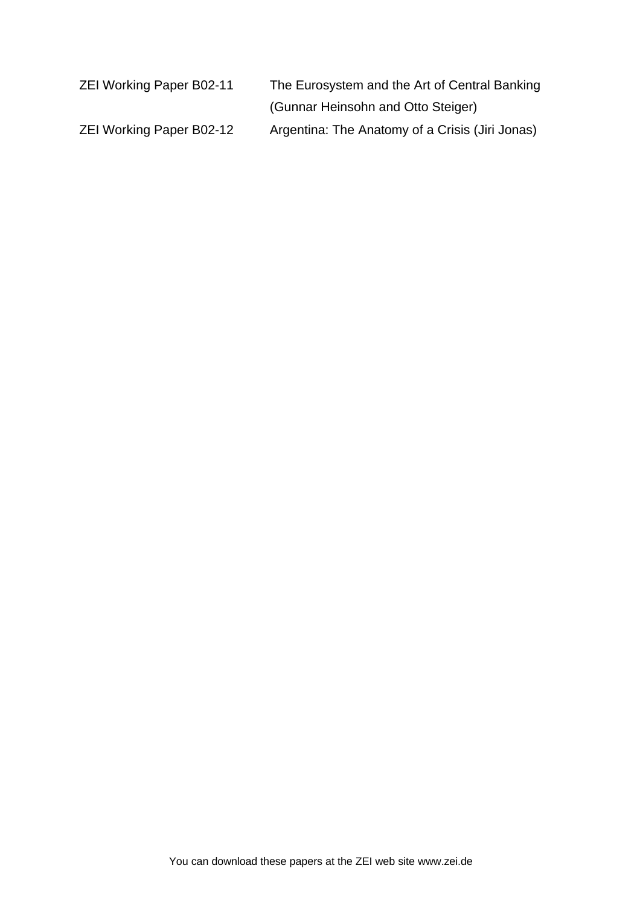| | |
|---|---|
| ZEI Working Paper B02-11 | The Eurosystem and the Art of Central Banking (Gunnar Heinsohn and Otto Steiger) |
| ZEI Working Paper B02-12 | Argentina: The Anatomy of a Crisis (Jiri Jonas) |

You can download these papers at the ZEI web site www.zei.de